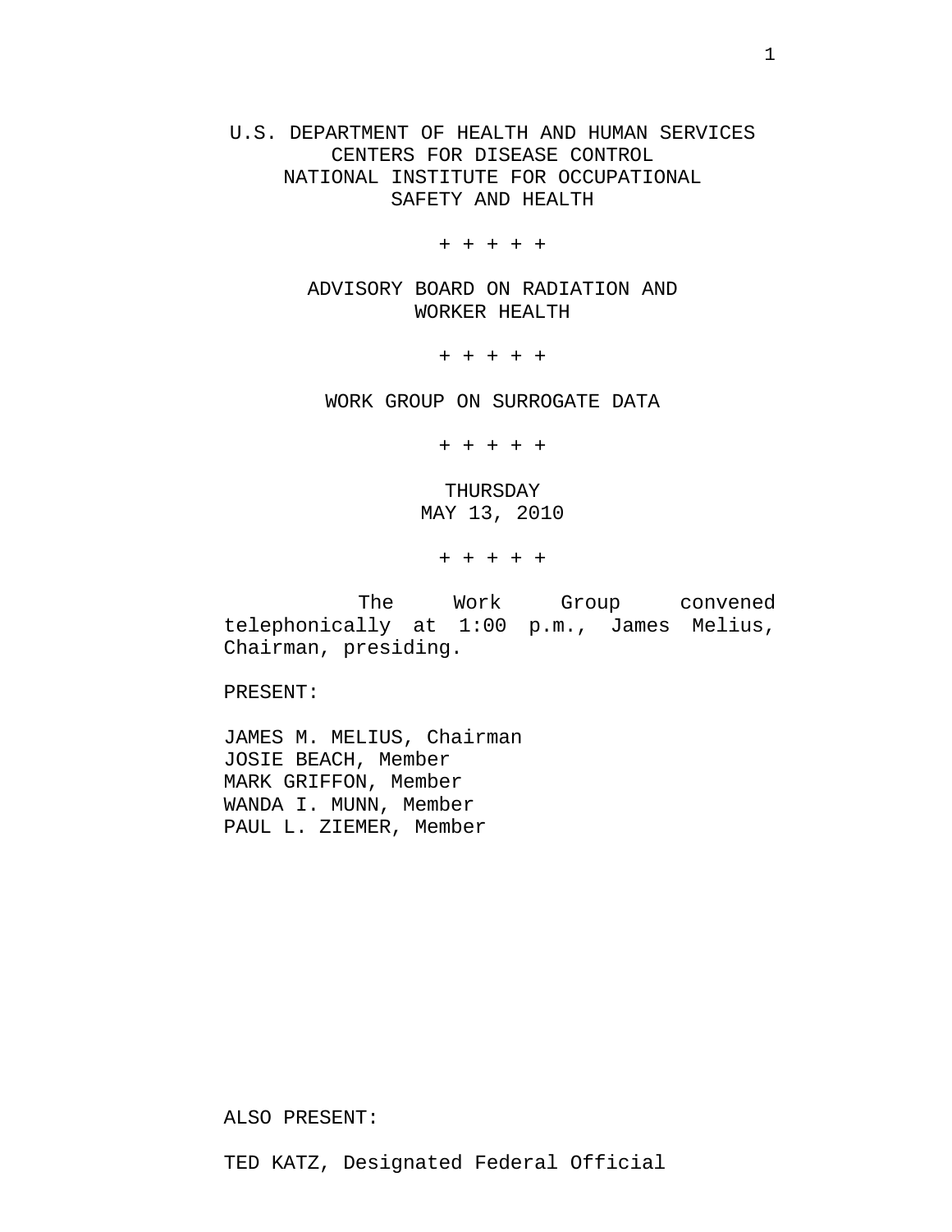U.S. DEPARTMENT OF HEALTH AND HUMAN SERVICES
CENTERS FOR DISEASE CONTROL
NATIONAL INSTITUTE FOR OCCUPATIONAL
SAFETY AND HEALTH

\+ + + + +

ADVISORY BOARD ON RADIATION AND
WORKER HEALTH

\+ + + + +

WORK GROUP ON SURROGATE DATA

\+ + + + +

THURSDAY
MAY 13, 2010

\+ + + + +

The Work Group convened telephonically at 1:00 p.m., James Melius, Chairman, presiding.

PRESENT:

JAMES M. MELIUS, Chairman
JOSIE BEACH, Member
MARK GRIFFON, Member
WANDA I. MUNN, Member
PAUL L. ZIEMER, Member

ALSO PRESENT:

TED KATZ, Designated Federal Official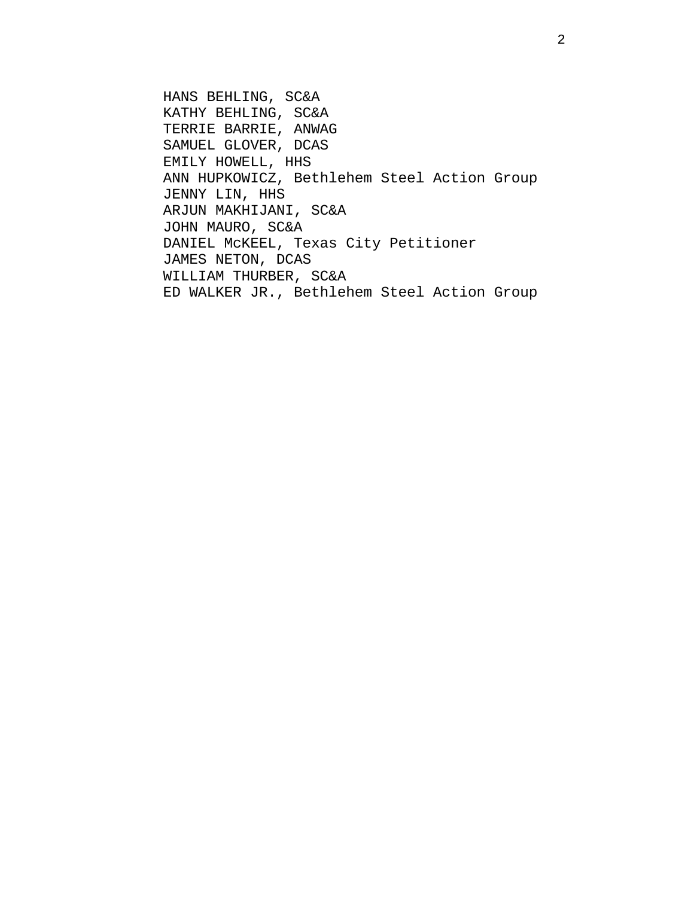HANS BEHLING, SC&A
KATHY BEHLING, SC&A
TERRIE BARRIE, ANWAG
SAMUEL GLOVER, DCAS
EMILY HOWELL, HHS
ANN HUPKOWICZ, Bethlehem Steel Action Group
JENNY LIN, HHS
ARJUN MAKHIJANI, SC&A
JOHN MAURO, SC&A
DANIEL McKEEL, Texas City Petitioner
JAMES NETON, DCAS
WILLIAM THURBER, SC&A
ED WALKER JR., Bethlehem Steel Action Group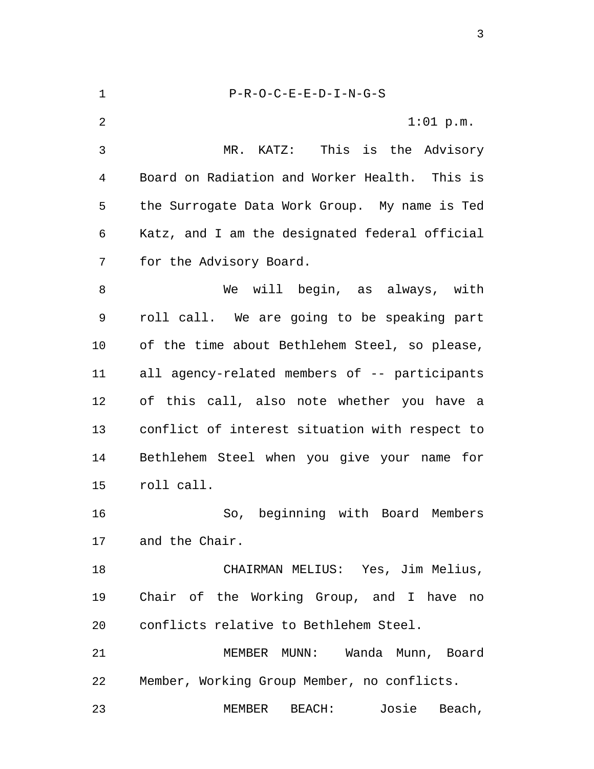P-R-O-C-E-E-D-I-N-G-S

1:01 p.m.

MR. KATZ: This is the Advisory Board on Radiation and Worker Health. This is the Surrogate Data Work Group. My name is Ted Katz, and I am the designated federal official for the Advisory Board.

We will begin, as always, with roll call. We are going to be speaking part of the time about Bethlehem Steel, so please, all agency-related members of -- participants of this call, also note whether you have a conflict of interest situation with respect to Bethlehem Steel when you give your name for roll call.

So, beginning with Board Members and the Chair.

CHAIRMAN MELIUS: Yes, Jim Melius, Chair of the Working Group, and I have no conflicts relative to Bethlehem Steel.

MEMBER MUNN: Wanda Munn, Board Member, Working Group Member, no conflicts.

MEMBER BEACH: Josie Beach,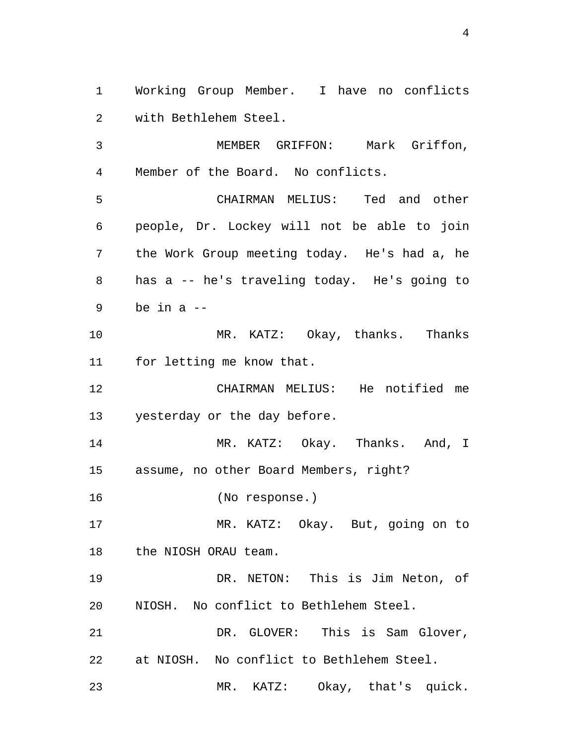Working Group Member. I have no conflicts with Bethlehem Steel.

MEMBER GRIFFON: Mark Griffon, Member of the Board. No conflicts.

CHAIRMAN MELIUS: Ted and other people, Dr. Lockey will not be able to join the Work Group meeting today. He's had a, he has a -- he's traveling today. He's going to be in a --

MR. KATZ: Okay, thanks. Thanks for letting me know that.

CHAIRMAN MELIUS: He notified me yesterday or the day before.

MR. KATZ: Okay. Thanks. And, I assume, no other Board Members, right?

(No response.)

MR. KATZ: Okay. But, going on to the NIOSH ORAU team.

DR. NETON: This is Jim Neton, of NIOSH. No conflict to Bethlehem Steel.

DR. GLOVER: This is Sam Glover, at NIOSH. No conflict to Bethlehem Steel.

MR. KATZ: Okay, that's quick.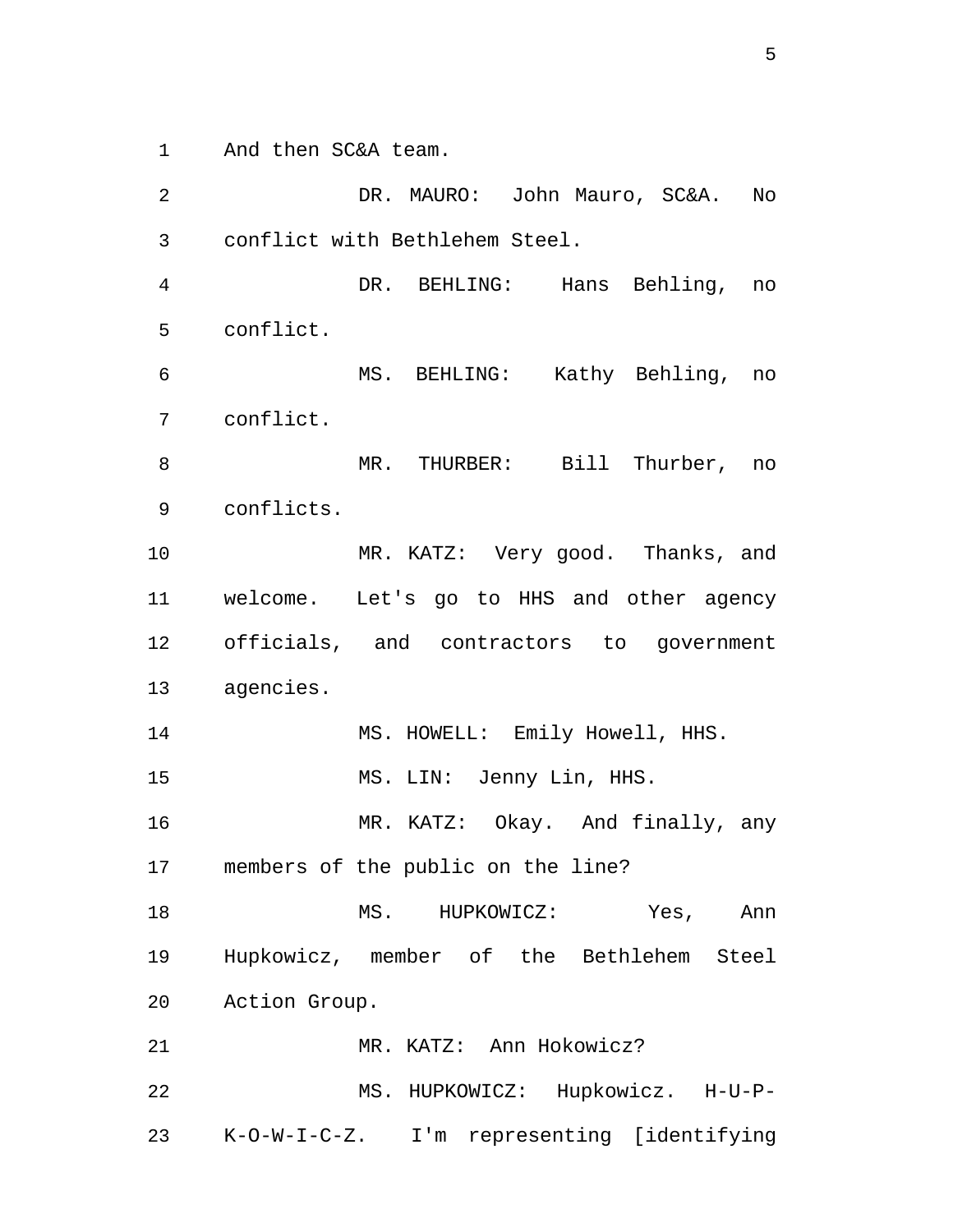And then SC&A team.

DR. MAURO: John Mauro, SC&A. No conflict with Bethlehem Steel.

DR. BEHLING: Hans Behling, no conflict.

MS. BEHLING: Kathy Behling, no conflict.

MR. THURBER: Bill Thurber, no conflicts.

MR. KATZ: Very good. Thanks, and welcome. Let's go to HHS and other agency officials, and contractors to government agencies.

MS. HOWELL: Emily Howell, HHS.

MS. LIN: Jenny Lin, HHS.

MR. KATZ: Okay. And finally, any members of the public on the line?

MS. HUPKOWICZ: Yes, Ann Hupkowicz, member of the Bethlehem Steel Action Group.

MR. KATZ: Ann Hokowicz?

MS. HUPKOWICZ: Hupkowicz. H-U-P-K-O-W-I-C-Z. I'm representing [identifying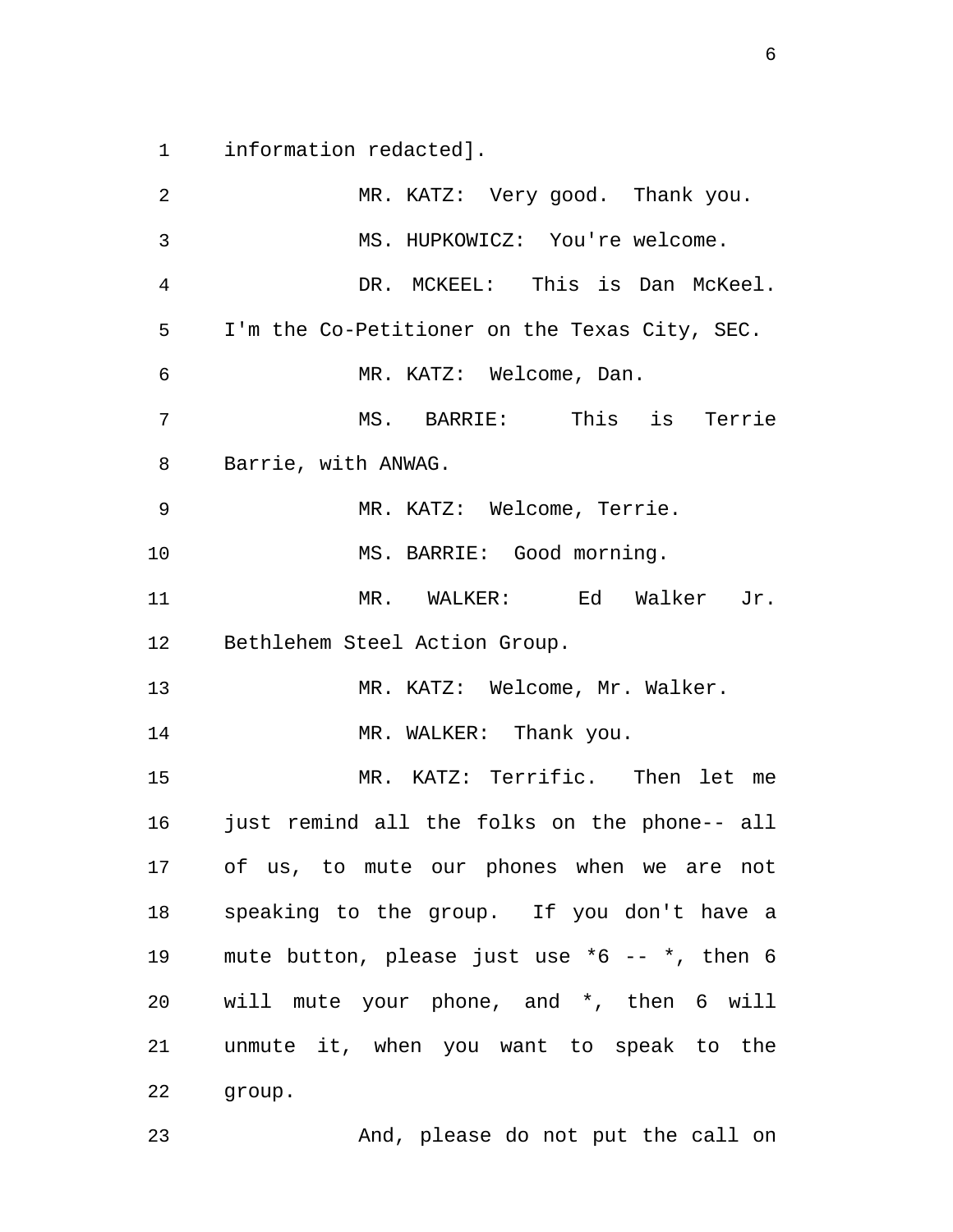information redacted].

MR. KATZ: Very good. Thank you.

MS. HUPKOWICZ: You're welcome.

DR. MCKEEL: This is Dan McKeel. I'm the Co-Petitioner on the Texas City, SEC.

MR. KATZ: Welcome, Dan.

MS. BARRIE: This is Terrie Barrie, with ANWAG.

MR. KATZ: Welcome, Terrie.

MS. BARRIE: Good morning.

MR. WALKER: Ed Walker Jr. Bethlehem Steel Action Group.

MR. KATZ: Welcome, Mr. Walker.

MR. WALKER: Thank you.

MR. KATZ: Terrific. Then let me just remind all the folks on the phone-- all of us, to mute our phones when we are not speaking to the group. If you don't have a mute button, please just use *6 -- *, then 6 will mute your phone, and *, then 6 will unmute it, when you want to speak to the group.

And, please do not put the call on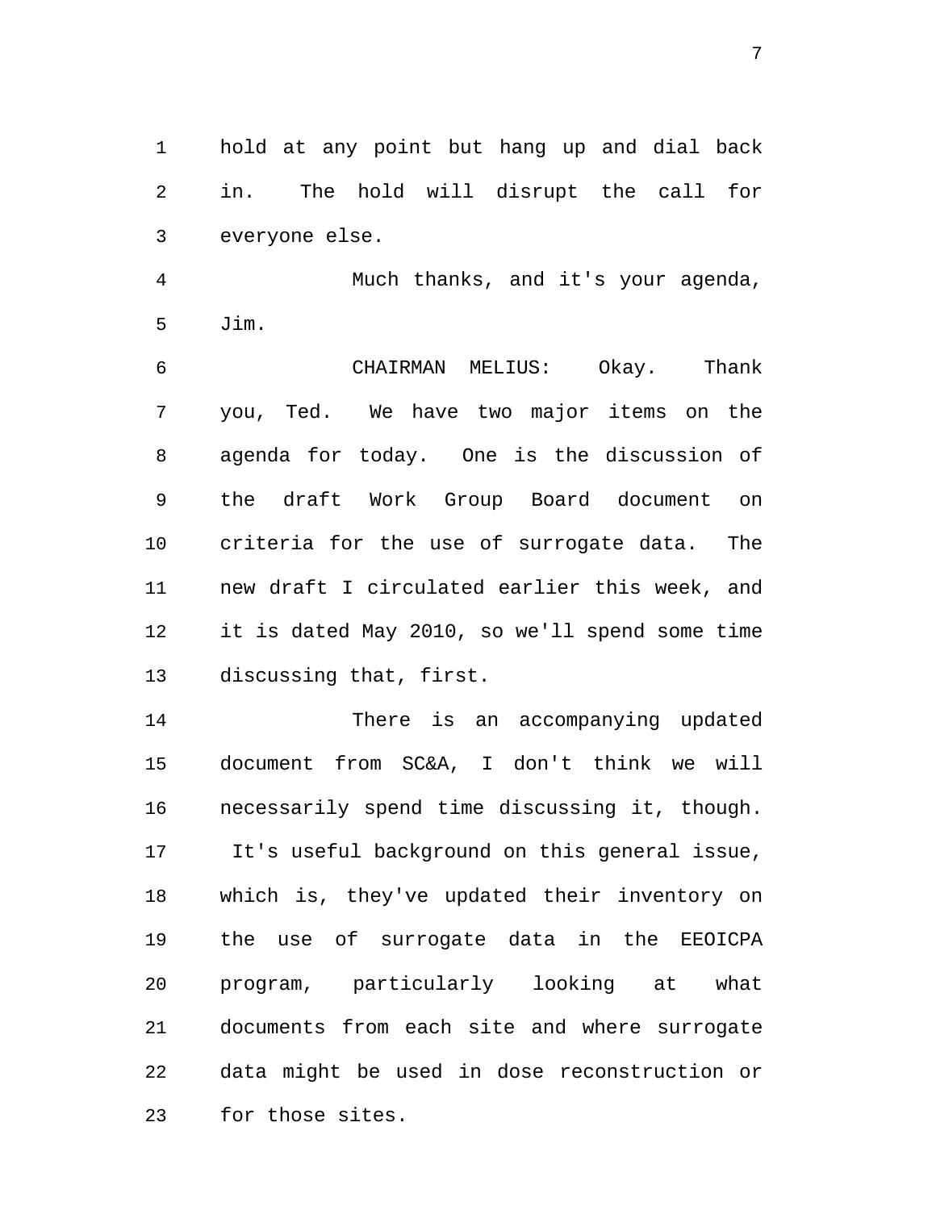hold at any point but hang up and dial back in. The hold will disrupt the call for everyone else.

Much thanks, and it's your agenda, Jim.

CHAIRMAN MELIUS: Okay. Thank you, Ted. We have two major items on the agenda for today. One is the discussion of the draft Work Group Board document on criteria for the use of surrogate data. The new draft I circulated earlier this week, and it is dated May 2010, so we'll spend some time discussing that, first.

There is an accompanying updated document from SC&A, I don't think we will necessarily spend time discussing it, though. It's useful background on this general issue, which is, they've updated their inventory on the use of surrogate data in the EEOICPA program, particularly looking at what documents from each site and where surrogate data might be used in dose reconstruction or for those sites.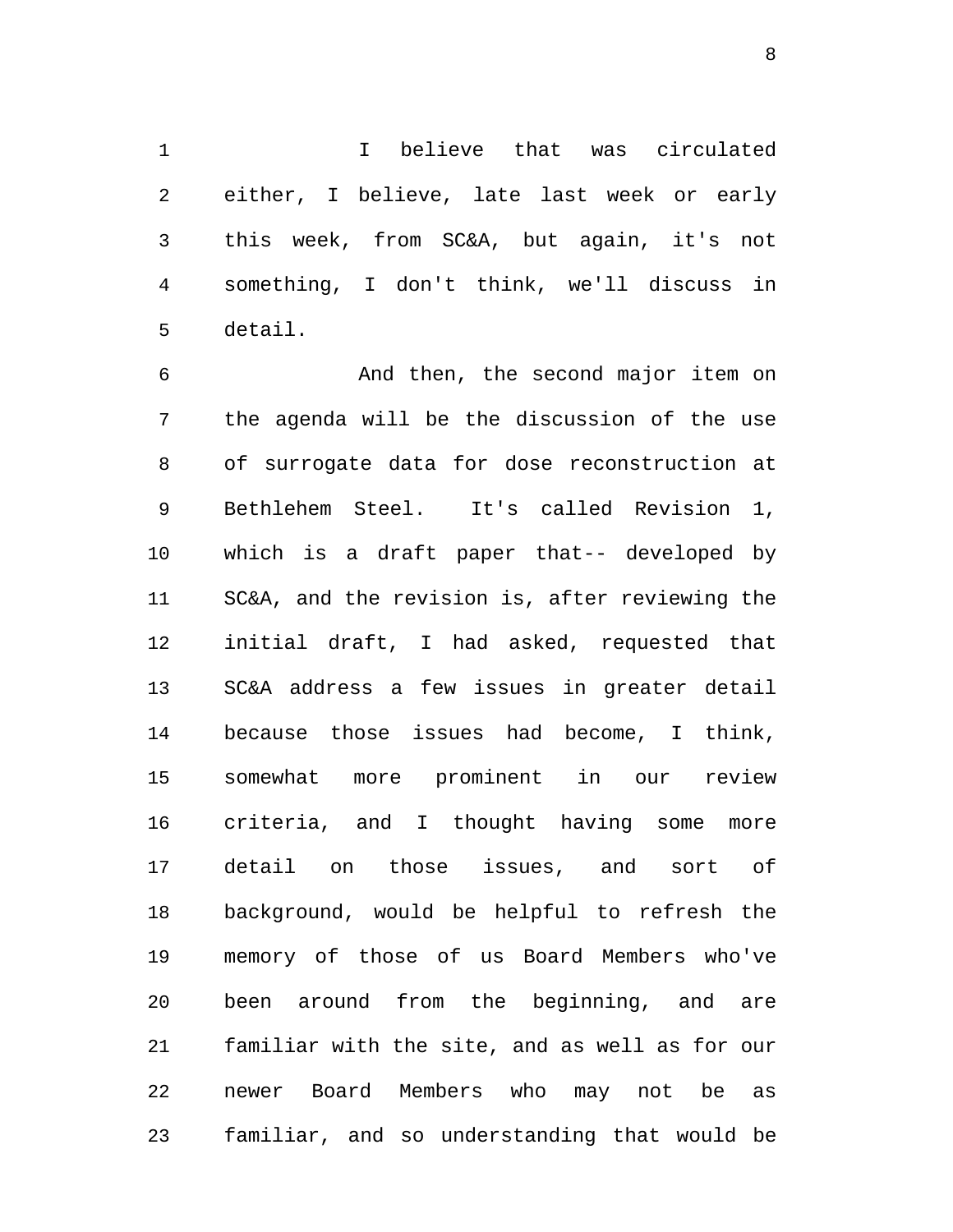I believe that was circulated either, I believe, late last week or early this week, from SC&A, but again, it's not something, I don't think, we'll discuss in detail.

And then, the second major item on the agenda will be the discussion of the use of surrogate data for dose reconstruction at Bethlehem Steel. It's called Revision 1, which is a draft paper that-- developed by SC&A, and the revision is, after reviewing the initial draft, I had asked, requested that SC&A address a few issues in greater detail because those issues had become, I think, somewhat more prominent in our review criteria, and I thought having some more detail on those issues, and sort of background, would be helpful to refresh the memory of those of us Board Members who've been around from the beginning, and are familiar with the site, and as well as for our newer Board Members who may not be as familiar, and so understanding that would be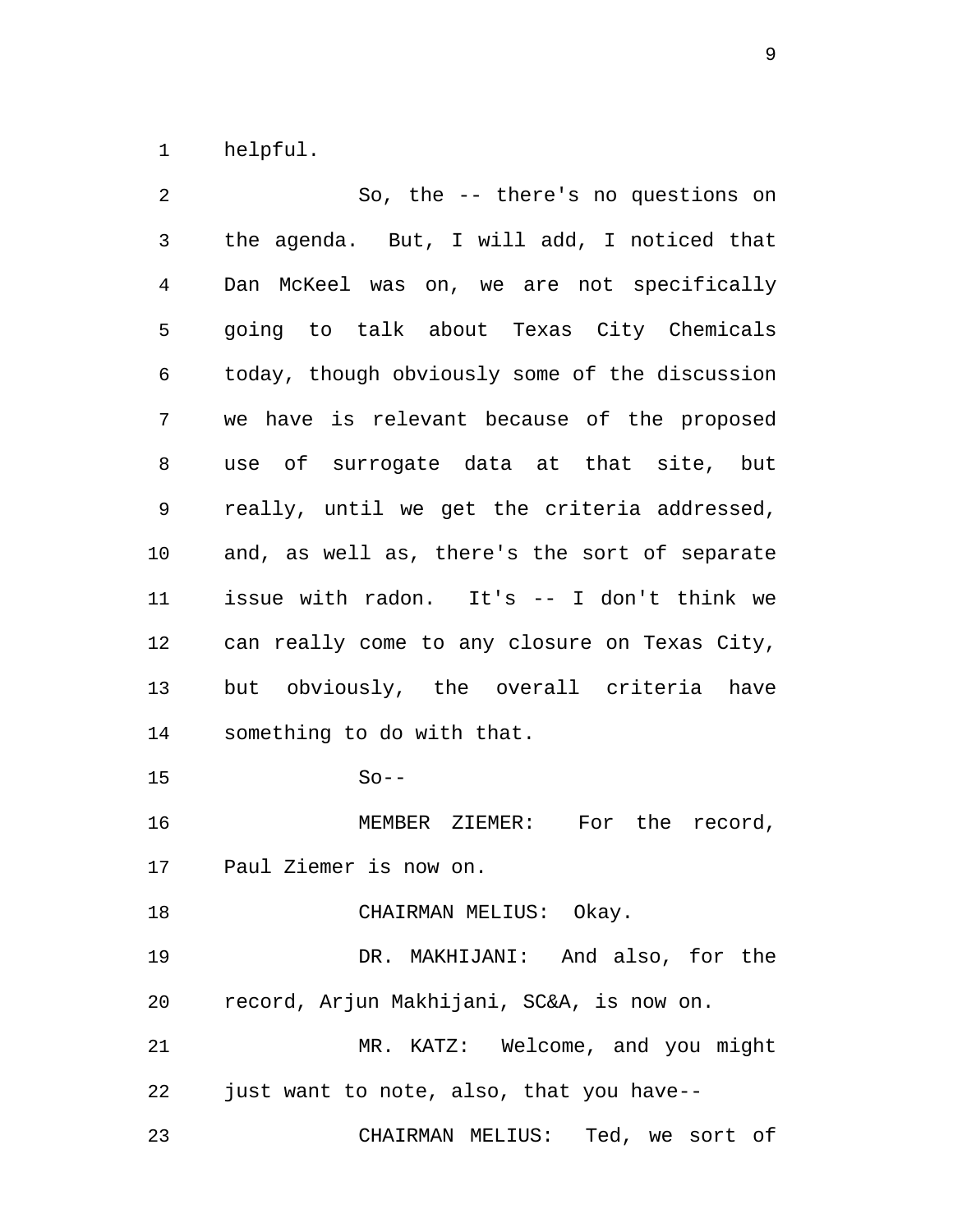helpful.

So, the -- there's no questions on the agenda. But, I will add, I noticed that Dan McKeel was on, we are not specifically going to talk about Texas City Chemicals today, though obviously some of the discussion we have is relevant because of the proposed use of surrogate data at that site, but really, until we get the criteria addressed, and, as well as, there's the sort of separate issue with radon. It's -- I don't think we can really come to any closure on Texas City, but obviously, the overall criteria have something to do with that.

So--

MEMBER ZIEMER: For the record, Paul Ziemer is now on.

CHAIRMAN MELIUS: Okay.

DR. MAKHIJANI: And also, for the record, Arjun Makhijani, SC&A, is now on.

MR. KATZ: Welcome, and you might just want to note, also, that you have--

CHAIRMAN MELIUS: Ted, we sort of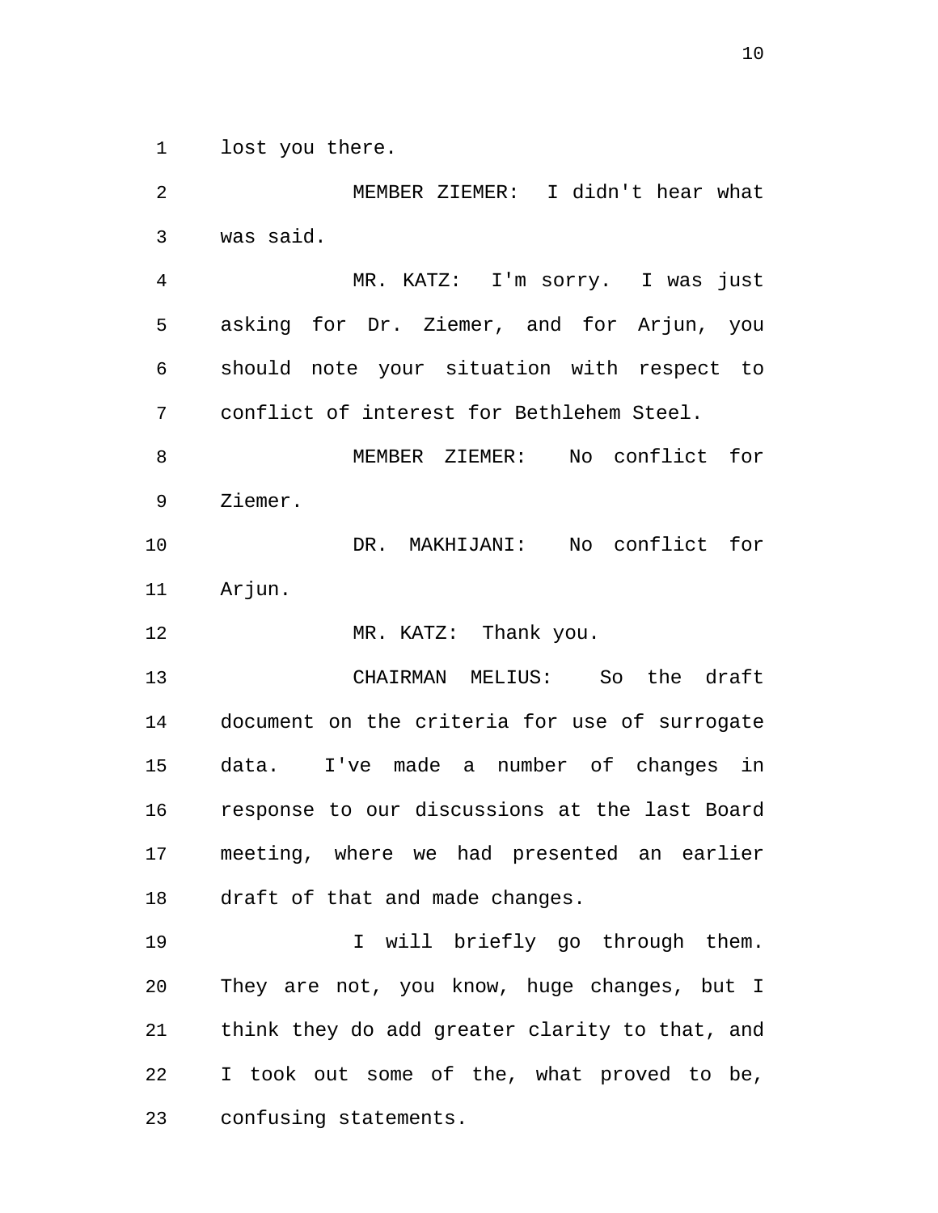lost you there.

MEMBER ZIEMER: I didn't hear what was said.

MR. KATZ: I'm sorry. I was just asking for Dr. Ziemer, and for Arjun, you should note your situation with respect to conflict of interest for Bethlehem Steel.

MEMBER ZIEMER: No conflict for Ziemer.

DR. MAKHIJANI: No conflict for Arjun.

MR. KATZ: Thank you.

CHAIRMAN MELIUS: So the draft document on the criteria for use of surrogate data. I've made a number of changes in response to our discussions at the last Board meeting, where we had presented an earlier draft of that and made changes.

I will briefly go through them. They are not, you know, huge changes, but I think they do add greater clarity to that, and I took out some of the, what proved to be, confusing statements.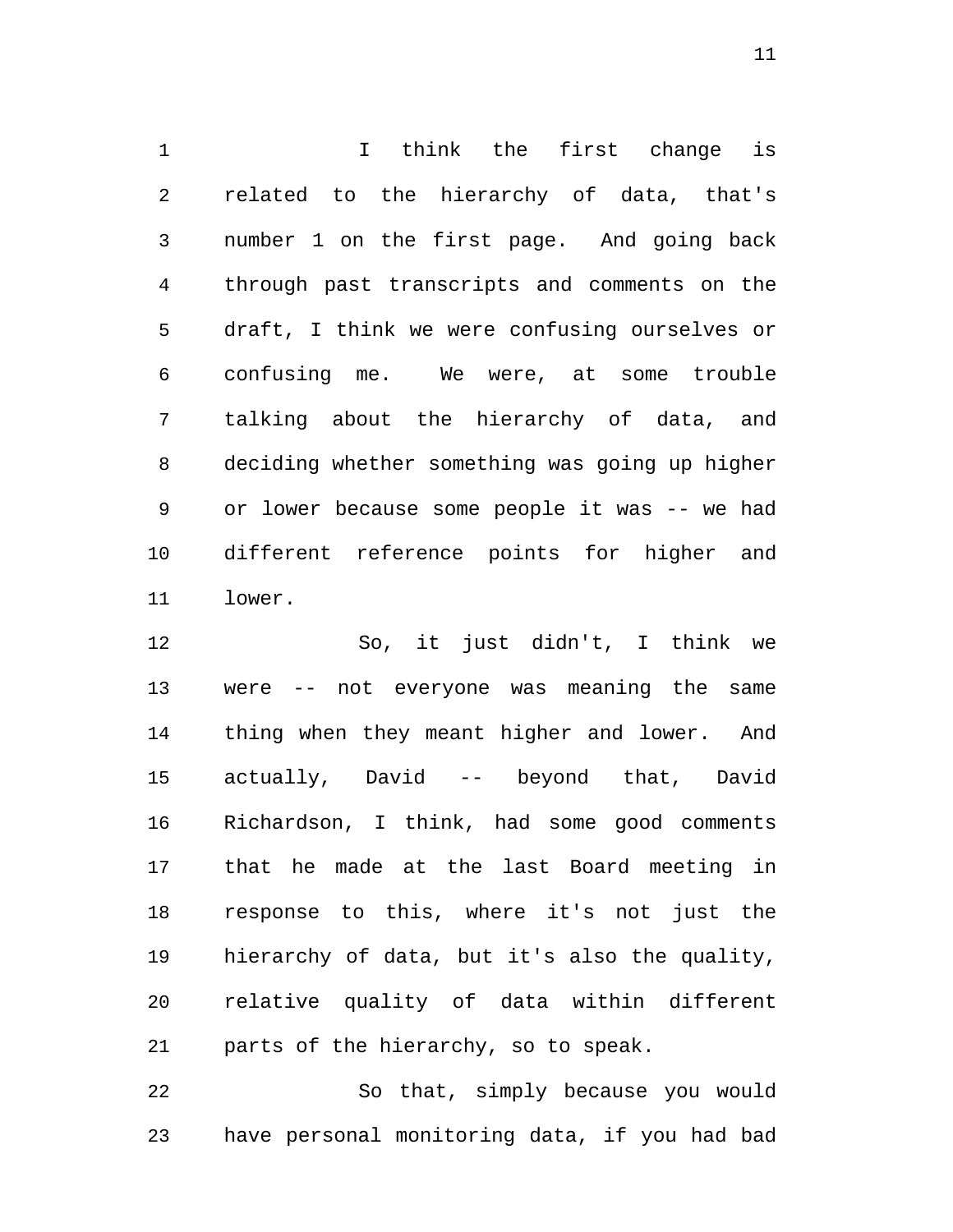I think the first change is related to the hierarchy of data, that's number 1 on the first page. And going back through past transcripts and comments on the draft, I think we were confusing ourselves or confusing me. We were, at some trouble talking about the hierarchy of data, and deciding whether something was going up higher or lower because some people it was -- we had different reference points for higher and lower.

So, it just didn't, I think we were -- not everyone was meaning the same thing when they meant higher and lower. And actually, David -- beyond that, David Richardson, I think, had some good comments that he made at the last Board meeting in response to this, where it's not just the hierarchy of data, but it's also the quality, relative quality of data within different parts of the hierarchy, so to speak.

So that, simply because you would have personal monitoring data, if you had bad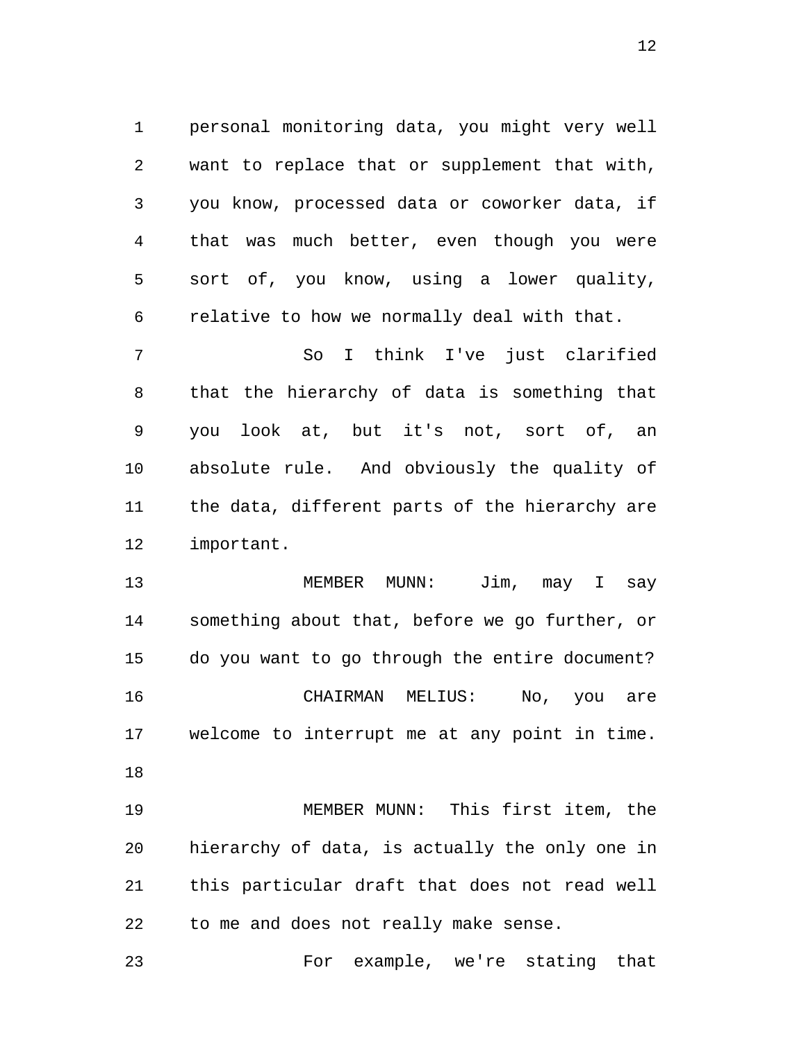personal monitoring data, you might very well want to replace that or supplement that with, you know, processed data or coworker data, if that was much better, even though you were sort of, you know, using a lower quality, relative to how we normally deal with that.

So I think I've just clarified that the hierarchy of data is something that you look at, but it's not, sort of, an absolute rule. And obviously the quality of the data, different parts of the hierarchy are important.

MEMBER MUNN: Jim, may I say something about that, before we go further, or do you want to go through the entire document?

CHAIRMAN MELIUS: No, you are welcome to interrupt me at any point in time.

MEMBER MUNN: This first item, the hierarchy of data, is actually the only one in this particular draft that does not read well to me and does not really make sense.

For example, we're stating that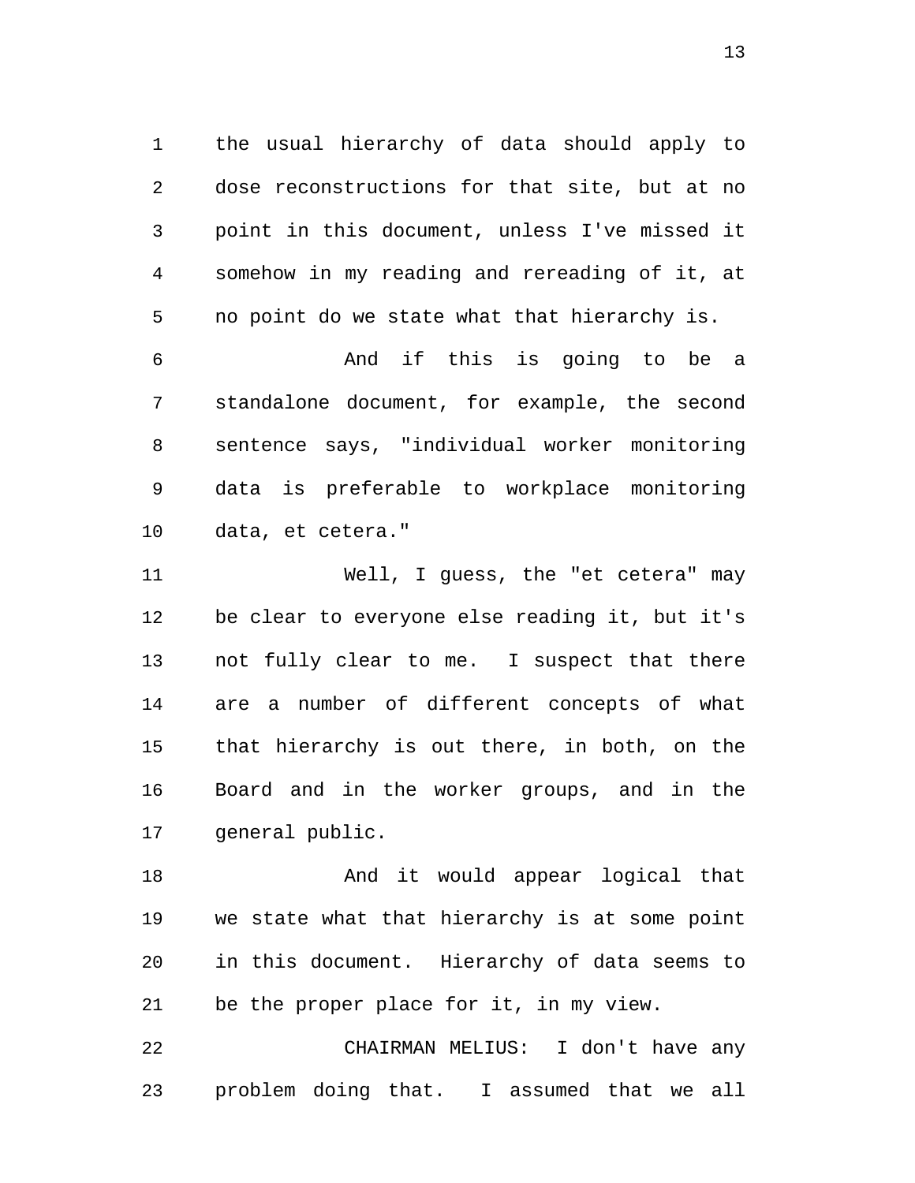the usual hierarchy of data should apply to dose reconstructions for that site, but at no point in this document, unless I've missed it somehow in my reading and rereading of it, at no point do we state what that hierarchy is.

And if this is going to be a standalone document, for example, the second sentence says, "individual worker monitoring data is preferable to workplace monitoring data, et cetera."

Well, I guess, the "et cetera" may be clear to everyone else reading it, but it's not fully clear to me. I suspect that there are a number of different concepts of what that hierarchy is out there, in both, on the Board and in the worker groups, and in the general public.

And it would appear logical that we state what that hierarchy is at some point in this document. Hierarchy of data seems to be the proper place for it, in my view.

CHAIRMAN MELIUS: I don't have any problem doing that. I assumed that we all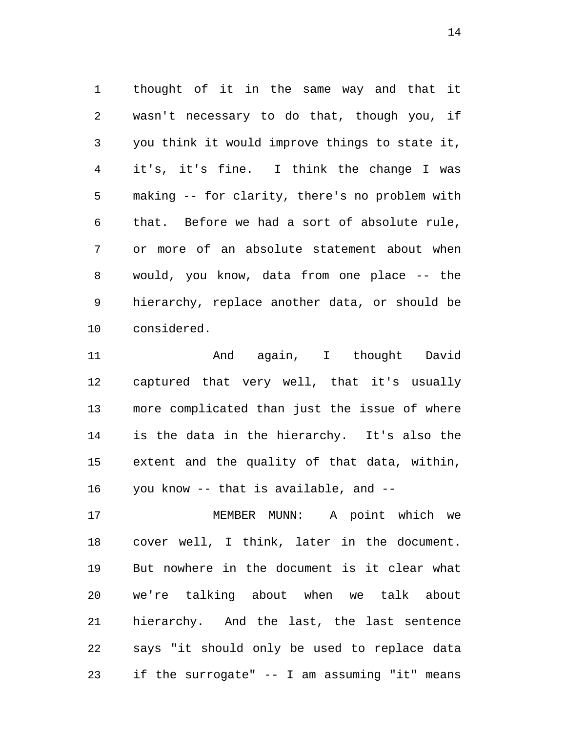thought of it in the same way and that it wasn't necessary to do that, though you, if you think it would improve things to state it, it's, it's fine. I think the change I was making -- for clarity, there's no problem with that. Before we had a sort of absolute rule, or more of an absolute statement about when would, you know, data from one place -- the hierarchy, replace another data, or should be considered.

And again, I thought David captured that very well, that it's usually more complicated than just the issue of where is the data in the hierarchy. It's also the extent and the quality of that data, within, you know -- that is available, and --

MEMBER MUNN: A point which we cover well, I think, later in the document. But nowhere in the document is it clear what we're talking about when we talk about hierarchy. And the last, the last sentence says "it should only be used to replace data if the surrogate" -- I am assuming "it" means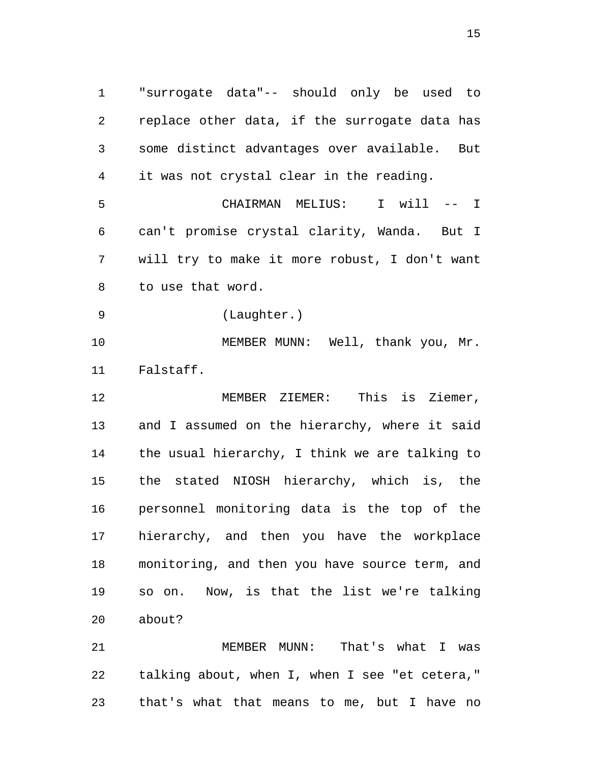"surrogate data"-- should only be used to replace other data, if the surrogate data has some distinct advantages over available. But it was not crystal clear in the reading.

CHAIRMAN MELIUS: I will -- I can't promise crystal clarity, Wanda. But I will try to make it more robust, I don't want to use that word.

(Laughter.)

MEMBER MUNN: Well, thank you, Mr. Falstaff.

MEMBER ZIEMER: This is Ziemer, and I assumed on the hierarchy, where it said the usual hierarchy, I think we are talking to the stated NIOSH hierarchy, which is, the personnel monitoring data is the top of the hierarchy, and then you have the workplace monitoring, and then you have source term, and so on. Now, is that the list we're talking about?

MEMBER MUNN: That's what I was talking about, when I, when I see "et cetera," that's what that means to me, but I have no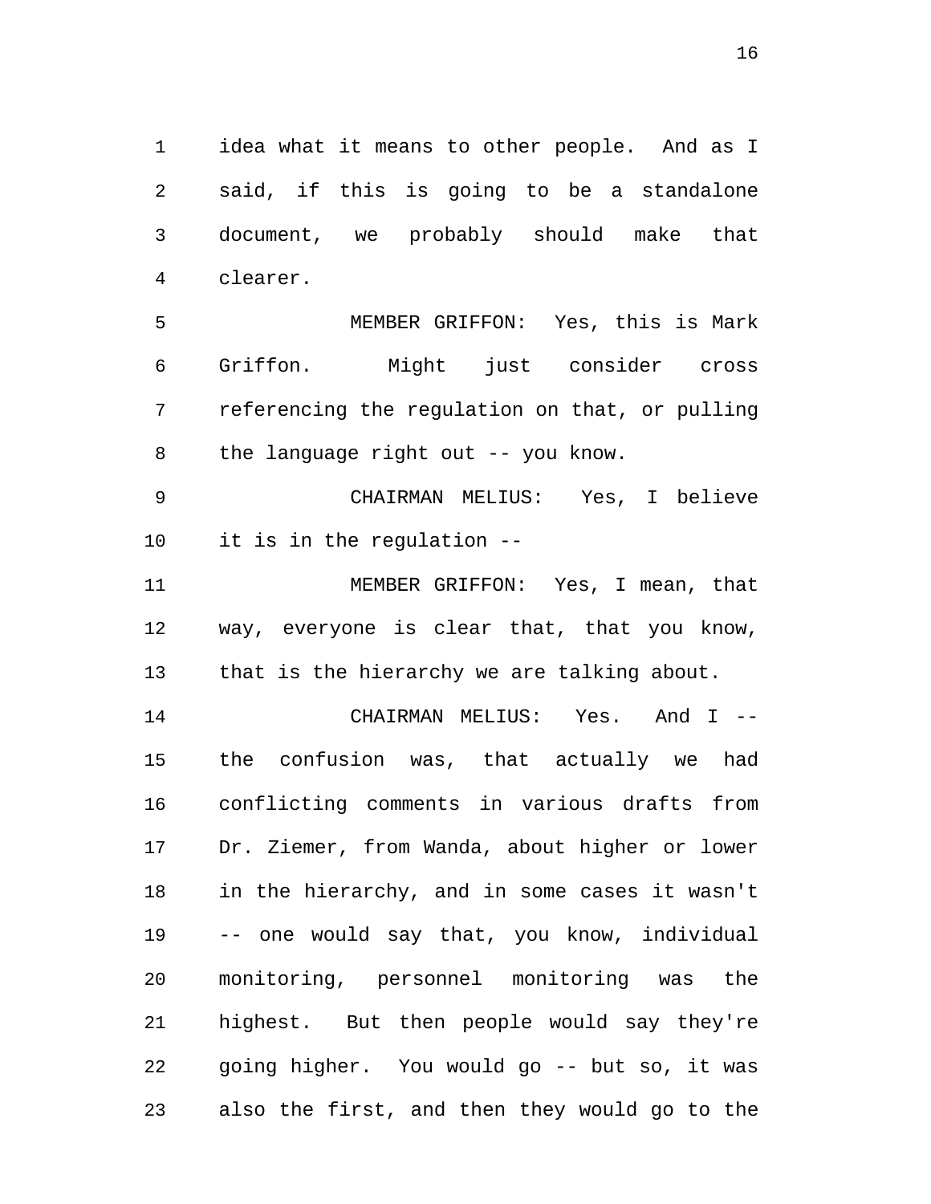idea what it means to other people. And as I said, if this is going to be a standalone document, we probably should make that clearer.

MEMBER GRIFFON: Yes, this is Mark Griffon. Might just consider cross referencing the regulation on that, or pulling the language right out -- you know.

CHAIRMAN MELIUS: Yes, I believe it is in the regulation --

MEMBER GRIFFON: Yes, I mean, that way, everyone is clear that, that you know, that is the hierarchy we are talking about.

CHAIRMAN MELIUS: Yes. And I -- the confusion was, that actually we had conflicting comments in various drafts from Dr. Ziemer, from Wanda, about higher or lower in the hierarchy, and in some cases it wasn't -- one would say that, you know, individual monitoring, personnel monitoring was the highest. But then people would say they're going higher. You would go -- but so, it was also the first, and then they would go to the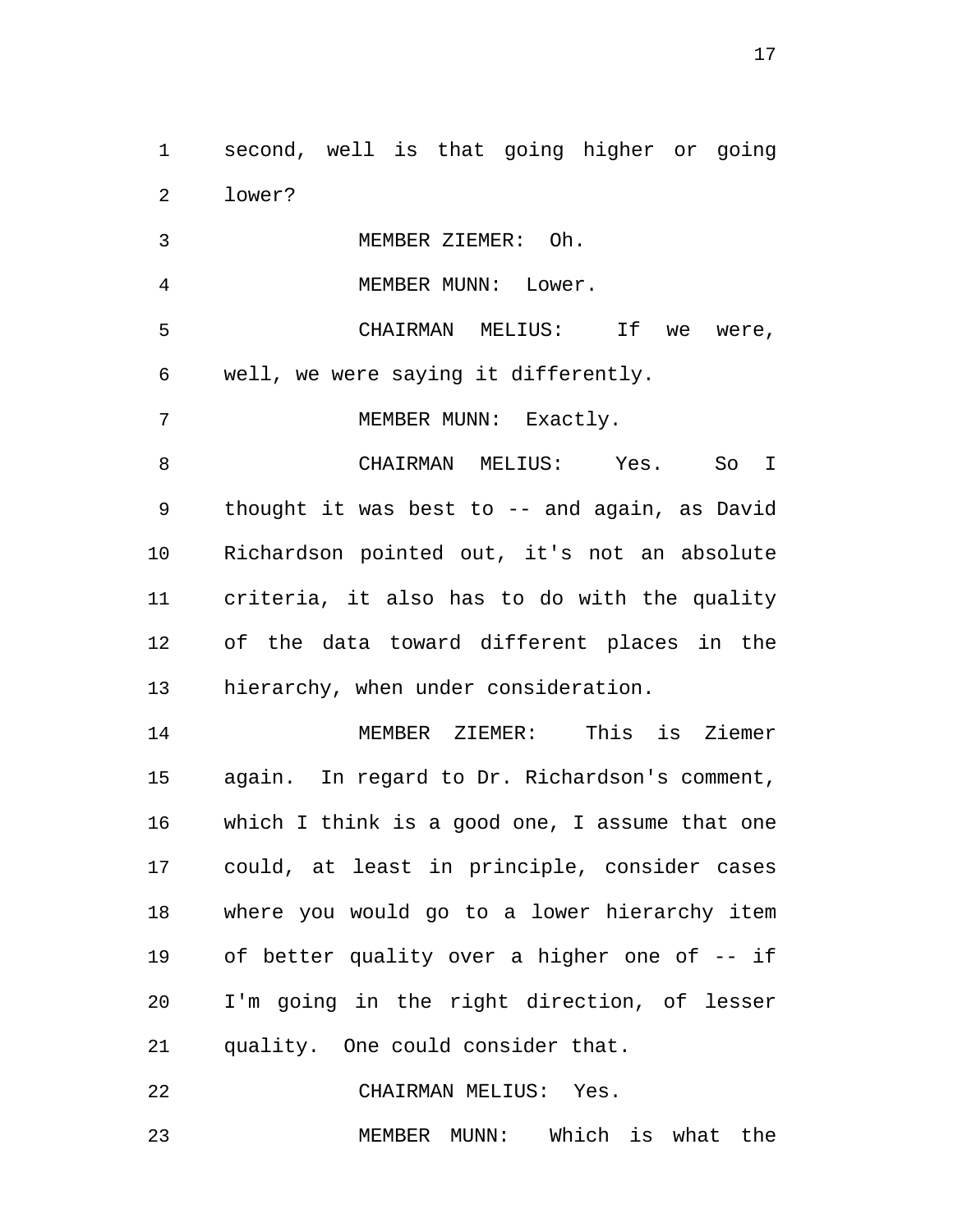second, well is that going higher or going lower?

MEMBER ZIEMER: Oh.

MEMBER MUNN: Lower.

CHAIRMAN MELIUS: If we were, well, we were saying it differently.

MEMBER MUNN: Exactly.

CHAIRMAN MELIUS: Yes. So I thought it was best to -- and again, as David Richardson pointed out, it's not an absolute criteria, it also has to do with the quality of the data toward different places in the hierarchy, when under consideration.

MEMBER ZIEMER: This is Ziemer again. In regard to Dr. Richardson's comment, which I think is a good one, I assume that one could, at least in principle, consider cases where you would go to a lower hierarchy item of better quality over a higher one of -- if I'm going in the right direction, of lesser quality. One could consider that.

CHAIRMAN MELIUS: Yes.

MEMBER MUNN: Which is what the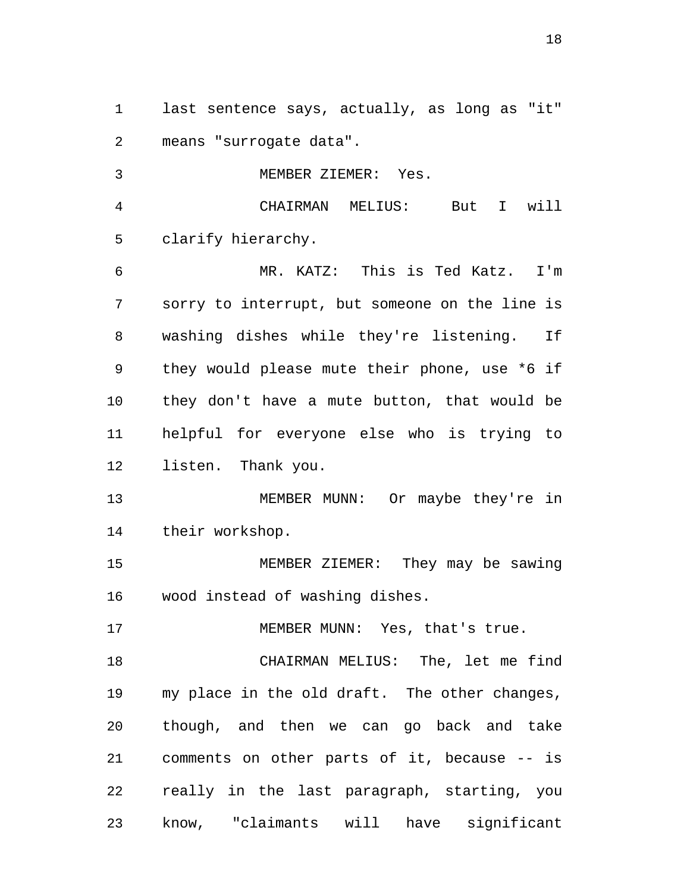last sentence says, actually, as long as "it" means "surrogate data".

MEMBER ZIEMER: Yes.

CHAIRMAN MELIUS: But I will clarify hierarchy.

MR. KATZ: This is Ted Katz. I'm sorry to interrupt, but someone on the line is washing dishes while they're listening. If they would please mute their phone, use *6 if they don't have a mute button, that would be helpful for everyone else who is trying to listen. Thank you.

MEMBER MUNN: Or maybe they're in their workshop.

MEMBER ZIEMER: They may be sawing wood instead of washing dishes.

MEMBER MUNN: Yes, that's true.

CHAIRMAN MELIUS: The, let me find my place in the old draft. The other changes, though, and then we can go back and take comments on other parts of it, because -- is really in the last paragraph, starting, you know, "claimants will have significant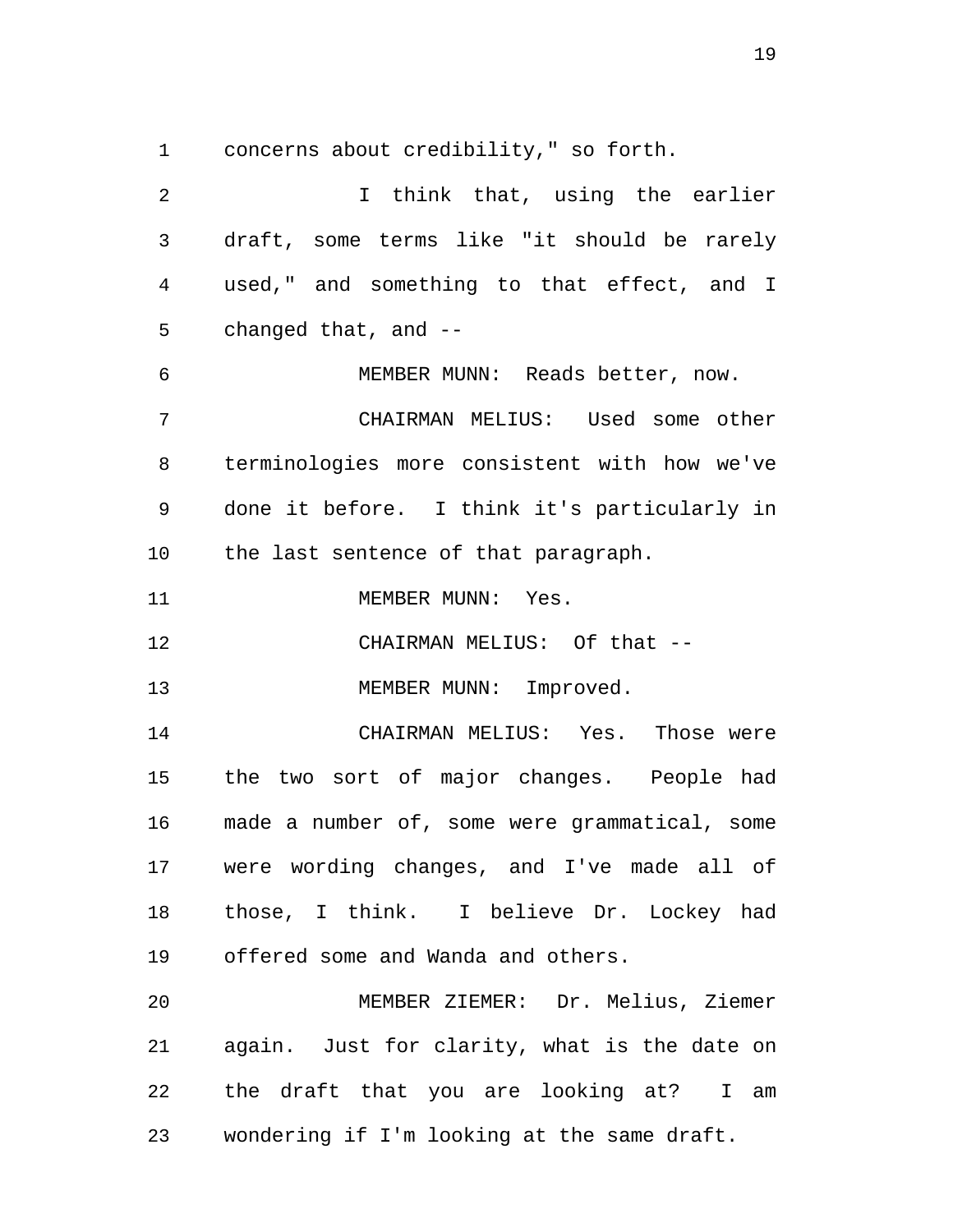concerns about credibility," so forth.

I think that, using the earlier draft, some terms like "it should be rarely used," and something to that effect, and I changed that, and --

MEMBER MUNN: Reads better, now.

CHAIRMAN MELIUS: Used some other terminologies more consistent with how we've done it before. I think it's particularly in the last sentence of that paragraph.

MEMBER MUNN: Yes.

CHAIRMAN MELIUS: Of that --

MEMBER MUNN: Improved.

CHAIRMAN MELIUS: Yes. Those were the two sort of major changes. People had made a number of, some were grammatical, some were wording changes, and I've made all of those, I think. I believe Dr. Lockey had offered some and Wanda and others.

MEMBER ZIEMER: Dr. Melius, Ziemer again. Just for clarity, what is the date on the draft that you are looking at? I am wondering if I'm looking at the same draft.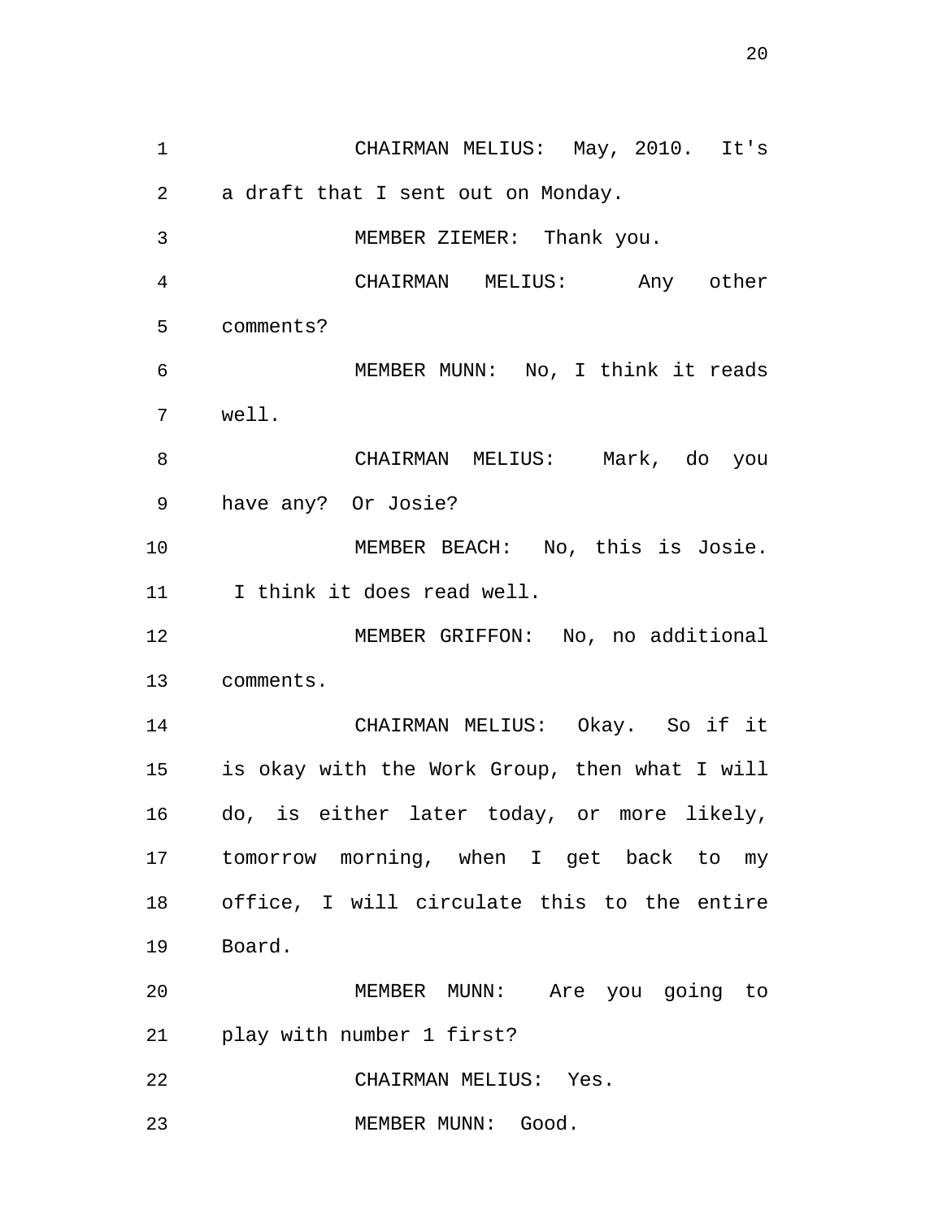CHAIRMAN MELIUS: May, 2010. It's a draft that I sent out on Monday.

MEMBER ZIEMER: Thank you.

CHAIRMAN MELIUS: Any other comments?

MEMBER MUNN: No, I think it reads well.

CHAIRMAN MELIUS: Mark, do you have any? Or Josie?

MEMBER BEACH: No, this is Josie. I think it does read well.

MEMBER GRIFFON: No, no additional comments.

CHAIRMAN MELIUS: Okay. So if it is okay with the Work Group, then what I will do, is either later today, or more likely, tomorrow morning, when I get back to my office, I will circulate this to the entire Board.

MEMBER MUNN: Are you going to play with number 1 first?

CHAIRMAN MELIUS: Yes.

MEMBER MUNN: Good.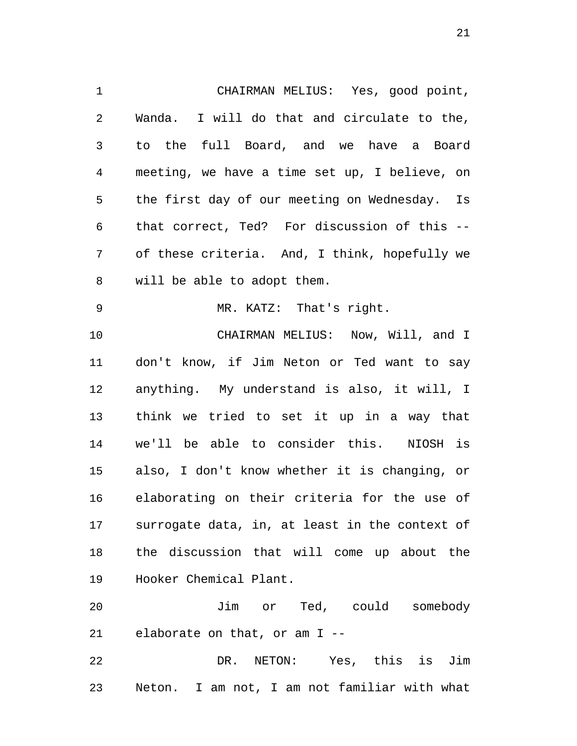CHAIRMAN MELIUS: Yes, good point, Wanda. I will do that and circulate to the, to the full Board, and we have a Board meeting, we have a time set up, I believe, on the first day of our meeting on Wednesday. Is that correct, Ted? For discussion of this -- of these criteria. And, I think, hopefully we will be able to adopt them.

MR. KATZ: That's right.

CHAIRMAN MELIUS: Now, Will, and I don't know, if Jim Neton or Ted want to say anything. My understand is also, it will, I think we tried to set it up in a way that we'll be able to consider this. NIOSH is also, I don't know whether it is changing, or elaborating on their criteria for the use of surrogate data, in, at least in the context of the discussion that will come up about the Hooker Chemical Plant.

Jim or Ted, could somebody elaborate on that, or am I --

DR. NETON: Yes, this is Jim Neton. I am not, I am not familiar with what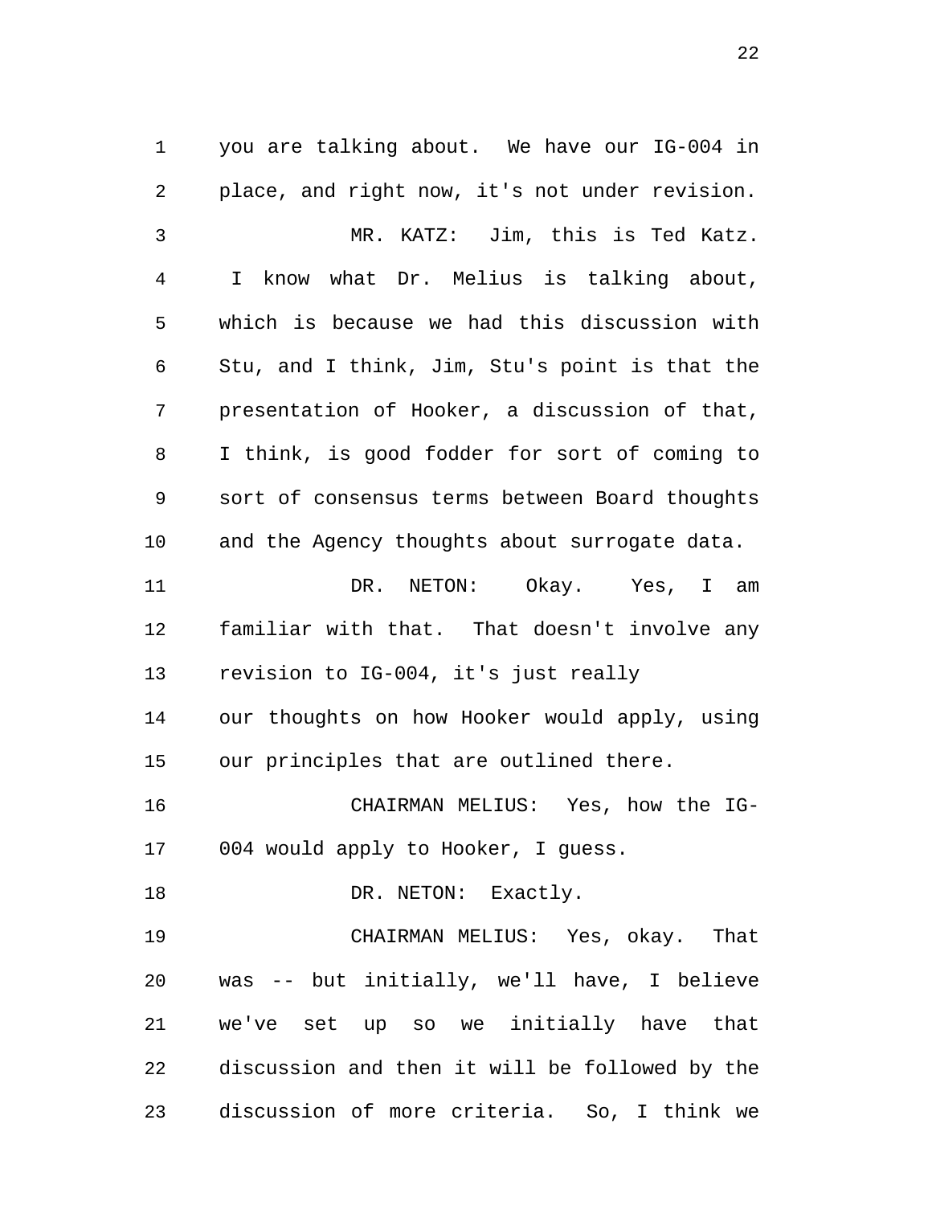you are talking about. We have our IG-004 in place, and right now, it's not under revision.

MR. KATZ: Jim, this is Ted Katz. I know what Dr. Melius is talking about, which is because we had this discussion with Stu, and I think, Jim, Stu's point is that the presentation of Hooker, a discussion of that, I think, is good fodder for sort of coming to sort of consensus terms between Board thoughts and the Agency thoughts about surrogate data.

DR. NETON: Okay. Yes, I am familiar with that. That doesn't involve any revision to IG-004, it's just really our thoughts on how Hooker would apply, using our principles that are outlined there.

CHAIRMAN MELIUS: Yes, how the IG-004 would apply to Hooker, I guess.

DR. NETON: Exactly.

CHAIRMAN MELIUS: Yes, okay. That was -- but initially, we'll have, I believe we've set up so we initially have that discussion and then it will be followed by the discussion of more criteria. So, I think we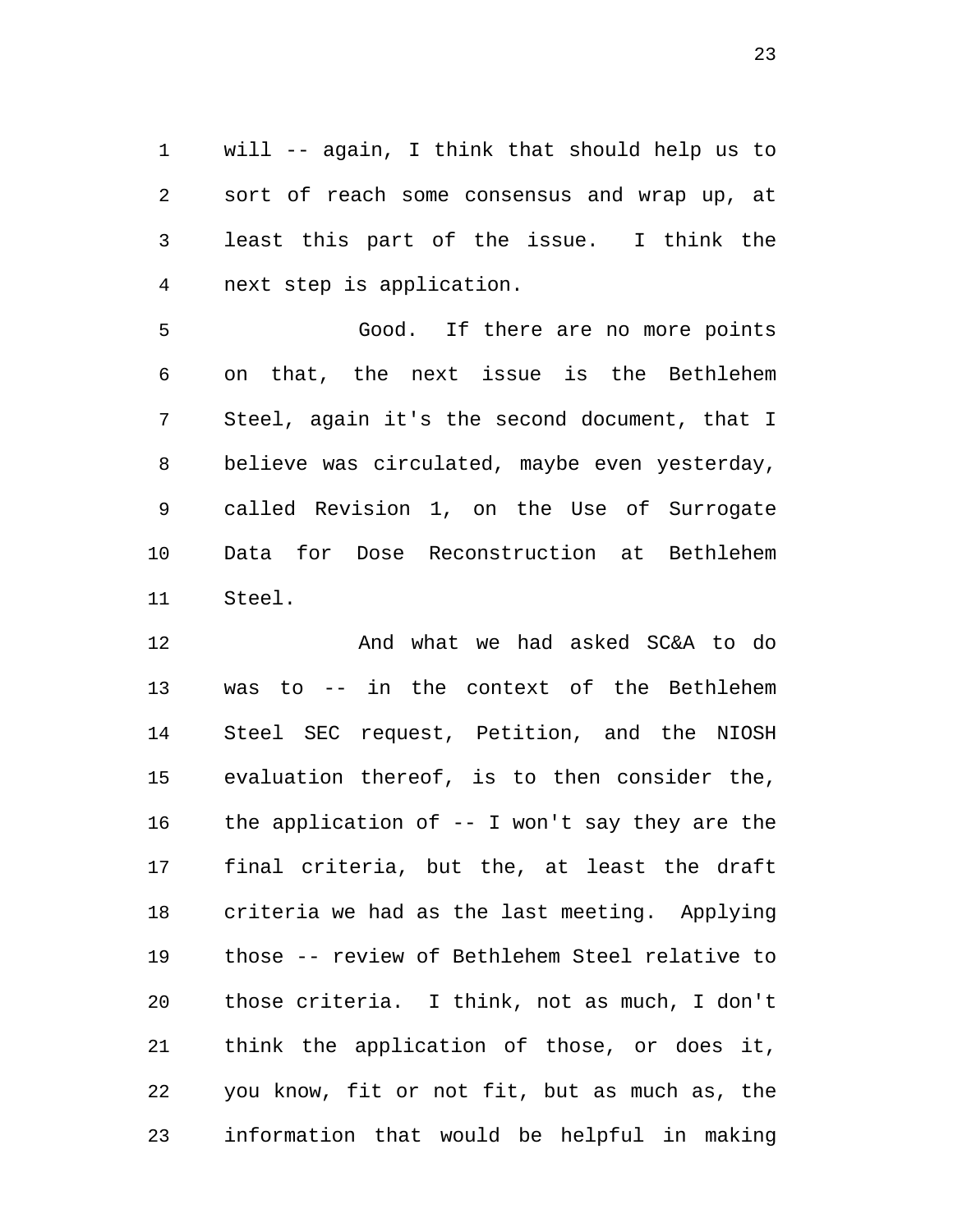will -- again, I think that should help us to sort of reach some consensus and wrap up, at least this part of the issue. I think the next step is application.

Good. If there are no more points on that, the next issue is the Bethlehem Steel, again it's the second document, that I believe was circulated, maybe even yesterday, called Revision 1, on the Use of Surrogate Data for Dose Reconstruction at Bethlehem Steel.

And what we had asked SC&A to do was to -- in the context of the Bethlehem Steel SEC request, Petition, and the NIOSH evaluation thereof, is to then consider the, the application of -- I won't say they are the final criteria, but the, at least the draft criteria we had as the last meeting. Applying those -- review of Bethlehem Steel relative to those criteria. I think, not as much, I don't think the application of those, or does it, you know, fit or not fit, but as much as, the information that would be helpful in making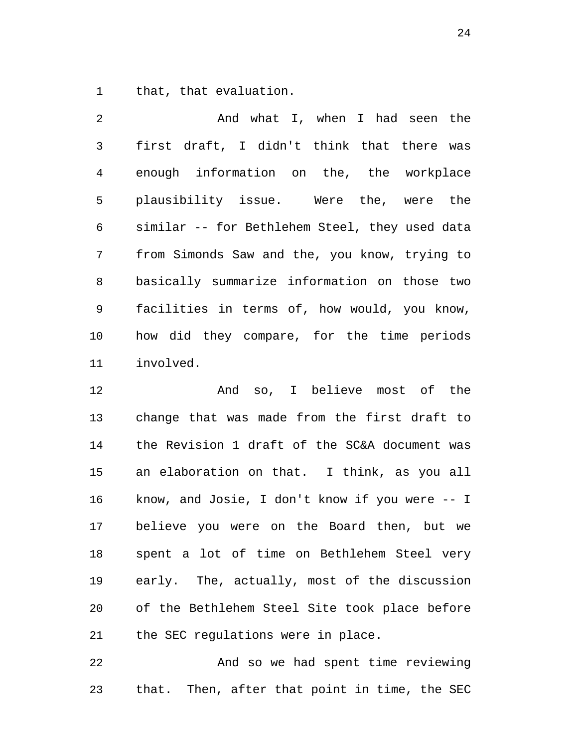that, that evaluation.

And what I, when I had seen the first draft, I didn't think that there was enough information on the, the workplace plausibility issue. Were the, were the similar -- for Bethlehem Steel, they used data from Simonds Saw and the, you know, trying to basically summarize information on those two facilities in terms of, how would, you know, how did they compare, for the time periods involved.

And so, I believe most of the change that was made from the first draft to the Revision 1 draft of the SC&A document was an elaboration on that. I think, as you all know, and Josie, I don't know if you were -- I believe you were on the Board then, but we spent a lot of time on Bethlehem Steel very early. The, actually, most of the discussion of the Bethlehem Steel Site took place before the SEC regulations were in place.

And so we had spent time reviewing that. Then, after that point in time, the SEC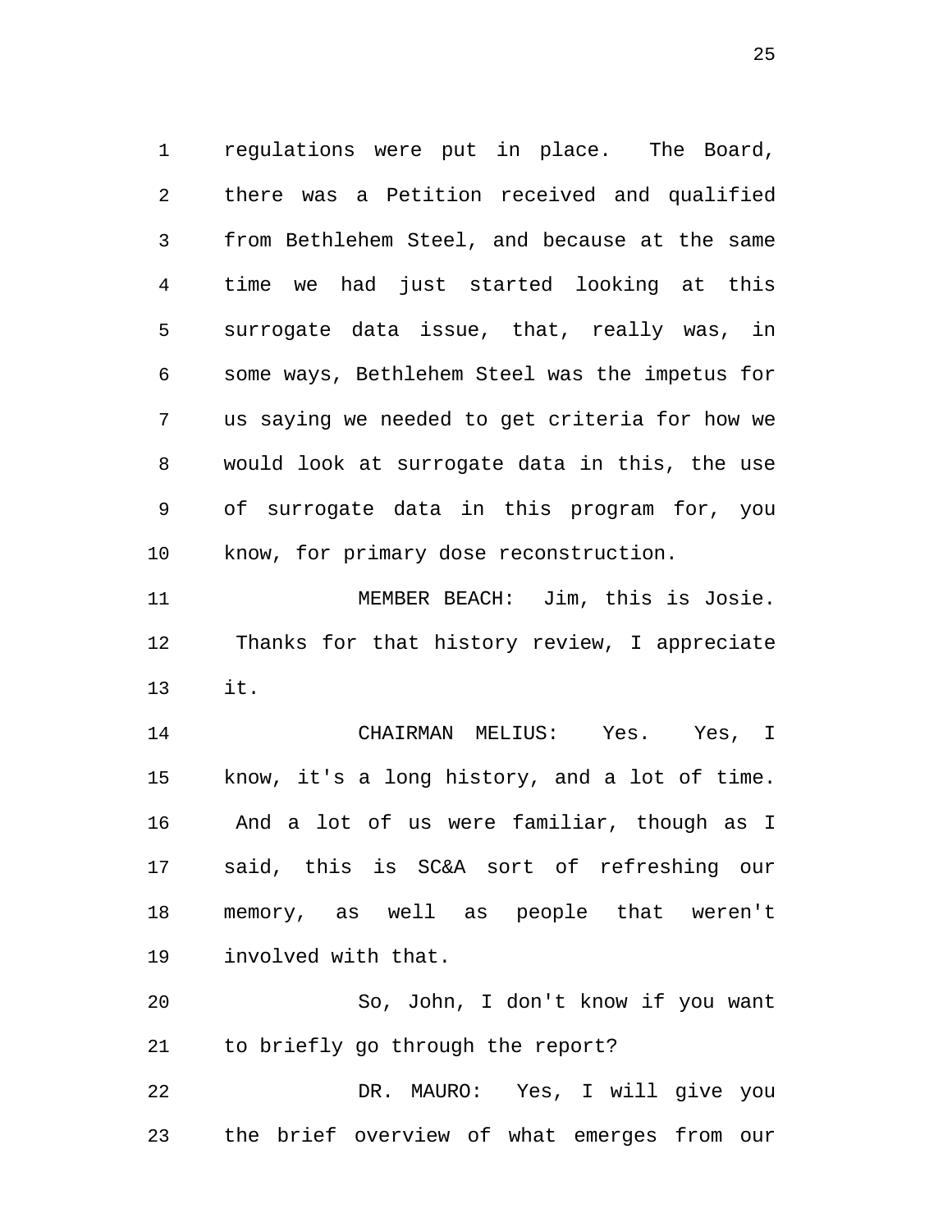regulations were put in place. The Board, there was a Petition received and qualified from Bethlehem Steel, and because at the same time we had just started looking at this surrogate data issue, that, really was, in some ways, Bethlehem Steel was the impetus for us saying we needed to get criteria for how we would look at surrogate data in this, the use of surrogate data in this program for, you know, for primary dose reconstruction.

MEMBER BEACH: Jim, this is Josie. Thanks for that history review, I appreciate it.

CHAIRMAN MELIUS: Yes. Yes, I know, it's a long history, and a lot of time. And a lot of us were familiar, though as I said, this is SC&A sort of refreshing our memory, as well as people that weren't involved with that.

So, John, I don't know if you want to briefly go through the report?

DR. MAURO: Yes, I will give you the brief overview of what emerges from our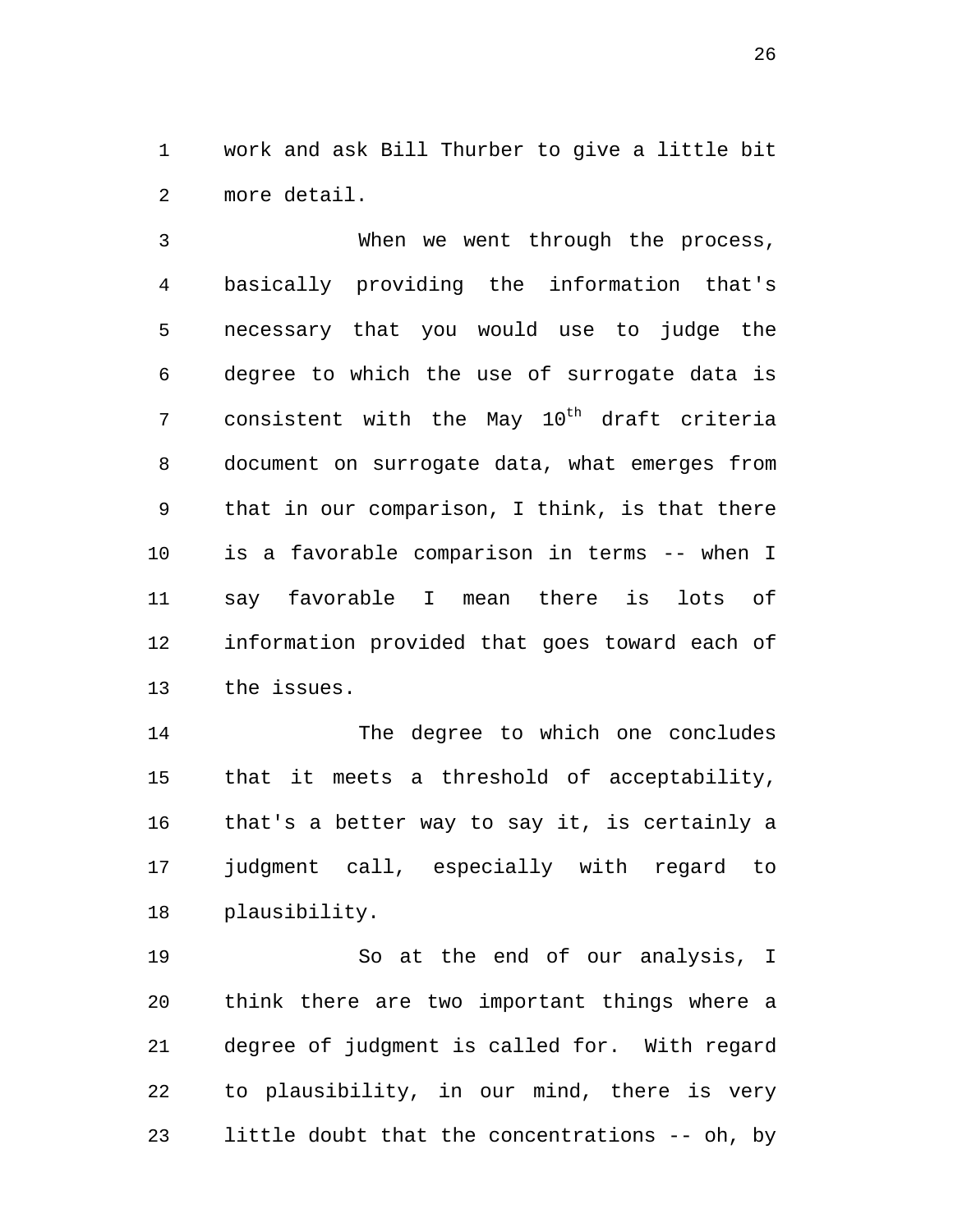work and ask Bill Thurber to give a little bit more detail.

When we went through the process, basically providing the information that's necessary that you would use to judge the degree to which the use of surrogate data is consistent with the May 10th draft criteria document on surrogate data, what emerges from that in our comparison, I think, is that there is a favorable comparison in terms -- when I say favorable I mean there is lots of information provided that goes toward each of the issues.

The degree to which one concludes that it meets a threshold of acceptability, that's a better way to say it, is certainly a judgment call, especially with regard to plausibility.

So at the end of our analysis, I think there are two important things where a degree of judgment is called for. With regard to plausibility, in our mind, there is very little doubt that the concentrations -- oh, by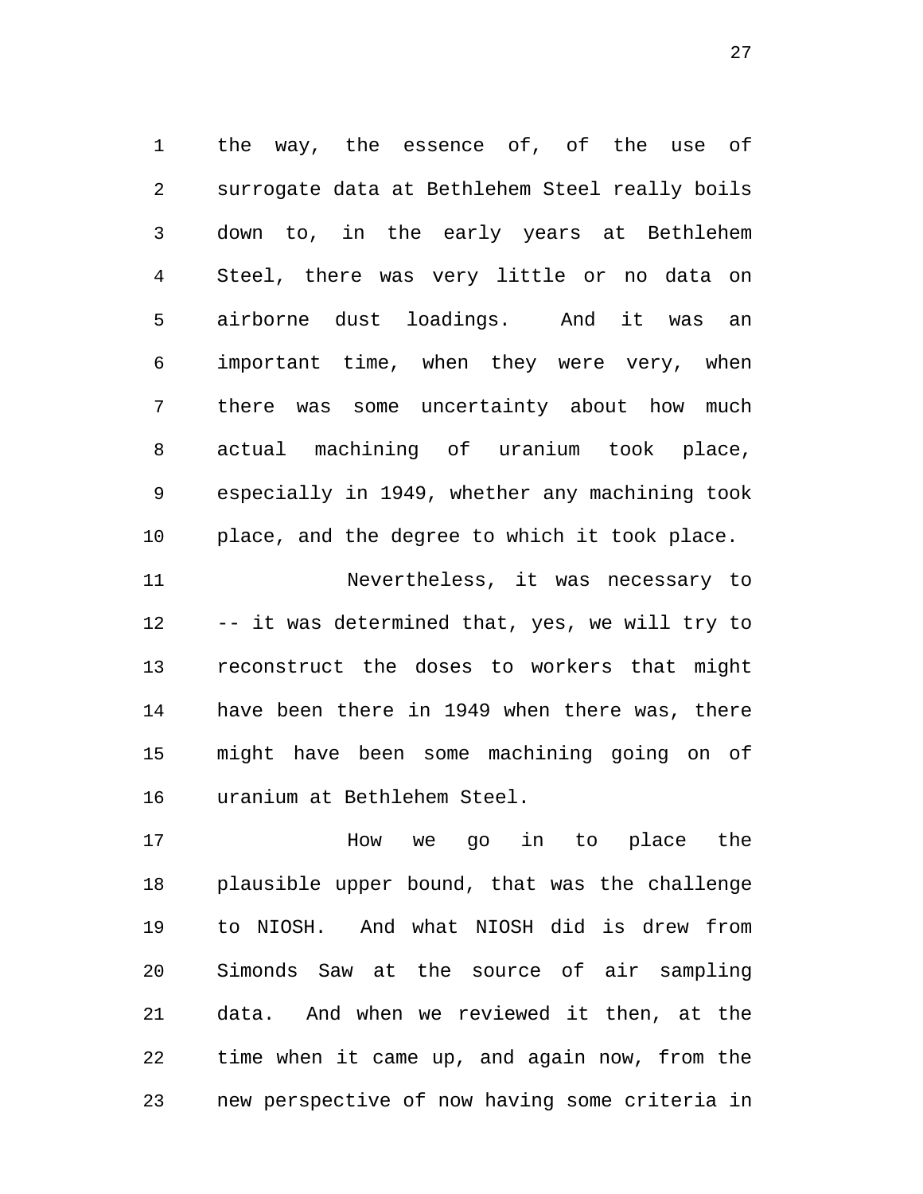the way, the essence of, of the use of surrogate data at Bethlehem Steel really boils down to, in the early years at Bethlehem Steel, there was very little or no data on airborne dust loadings. And it was an important time, when they were very, when there was some uncertainty about how much actual machining of uranium took place, especially in 1949, whether any machining took place, and the degree to which it took place.

Nevertheless, it was necessary to -- it was determined that, yes, we will try to reconstruct the doses to workers that might have been there in 1949 when there was, there might have been some machining going on of uranium at Bethlehem Steel.

How we go in to place the plausible upper bound, that was the challenge to NIOSH. And what NIOSH did is drew from Simonds Saw at the source of air sampling data. And when we reviewed it then, at the time when it came up, and again now, from the new perspective of now having some criteria in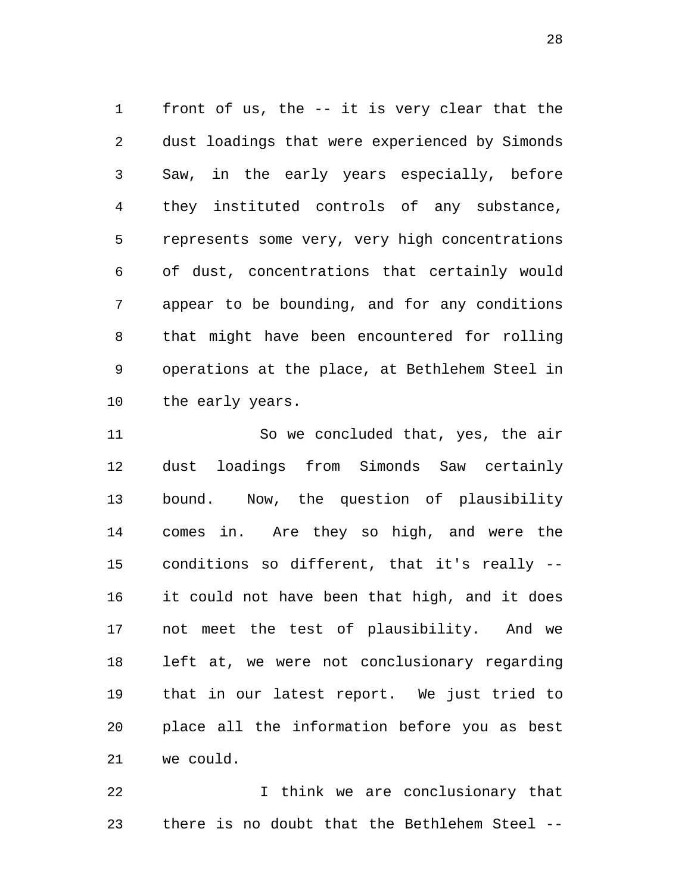front of us, the -- it is very clear that the dust loadings that were experienced by Simonds Saw, in the early years especially, before they instituted controls of any substance, represents some very, very high concentrations of dust, concentrations that certainly would appear to be bounding, and for any conditions that might have been encountered for rolling operations at the place, at Bethlehem Steel in the early years.

So we concluded that, yes, the air dust loadings from Simonds Saw certainly bound. Now, the question of plausibility comes in. Are they so high, and were the conditions so different, that it's really -- it could not have been that high, and it does not meet the test of plausibility. And we left at, we were not conclusionary regarding that in our latest report. We just tried to place all the information before you as best we could.

I think we are conclusionary that there is no doubt that the Bethlehem Steel --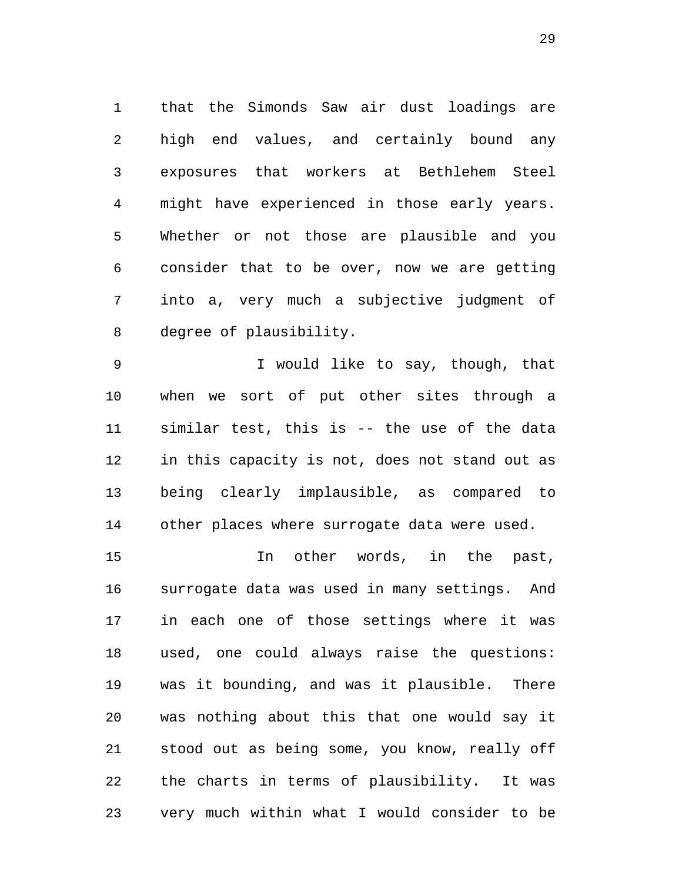that the Simonds Saw air dust loadings are high end values, and certainly bound any exposures that workers at Bethlehem Steel might have experienced in those early years. Whether or not those are plausible and you consider that to be over, now we are getting into a, very much a subjective judgment of degree of plausibility.

I would like to say, though, that when we sort of put other sites through a similar test, this is -- the use of the data in this capacity is not, does not stand out as being clearly implausible, as compared to other places where surrogate data were used.

In other words, in the past, surrogate data was used in many settings. And in each one of those settings where it was used, one could always raise the questions: was it bounding, and was it plausible. There was nothing about this that one would say it stood out as being some, you know, really off the charts in terms of plausibility. It was very much within what I would consider to be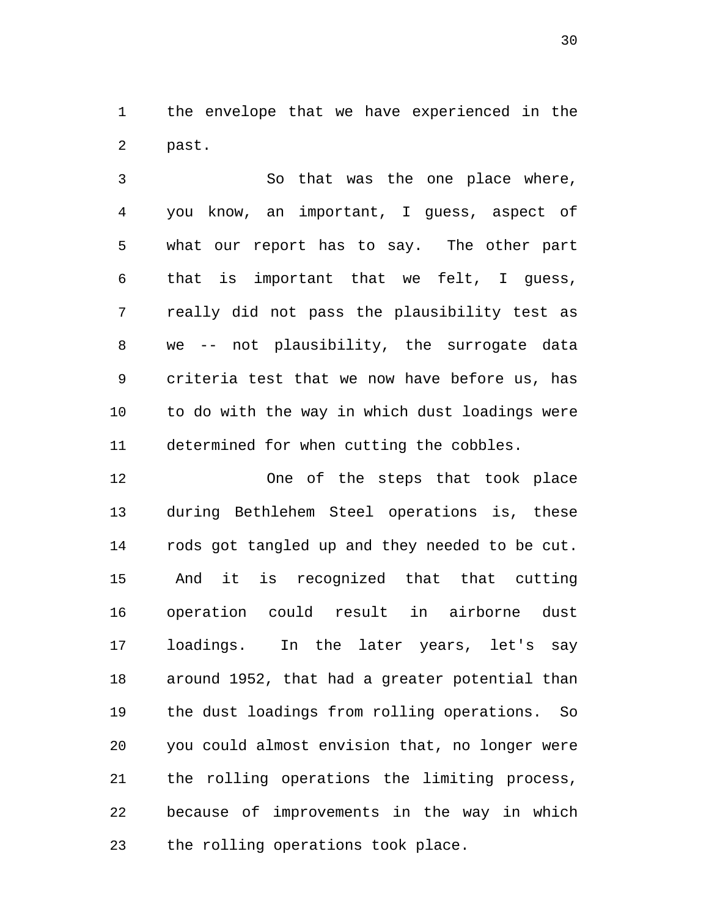the envelope that we have experienced in the past.

So that was the one place where, you know, an important, I guess, aspect of what our report has to say. The other part that is important that we felt, I guess, really did not pass the plausibility test as we -- not plausibility, the surrogate data criteria test that we now have before us, has to do with the way in which dust loadings were determined for when cutting the cobbles.

One of the steps that took place during Bethlehem Steel operations is, these rods got tangled up and they needed to be cut. And it is recognized that that cutting operation could result in airborne dust loadings. In the later years, let's say around 1952, that had a greater potential than the dust loadings from rolling operations. So you could almost envision that, no longer were the rolling operations the limiting process, because of improvements in the way in which the rolling operations took place.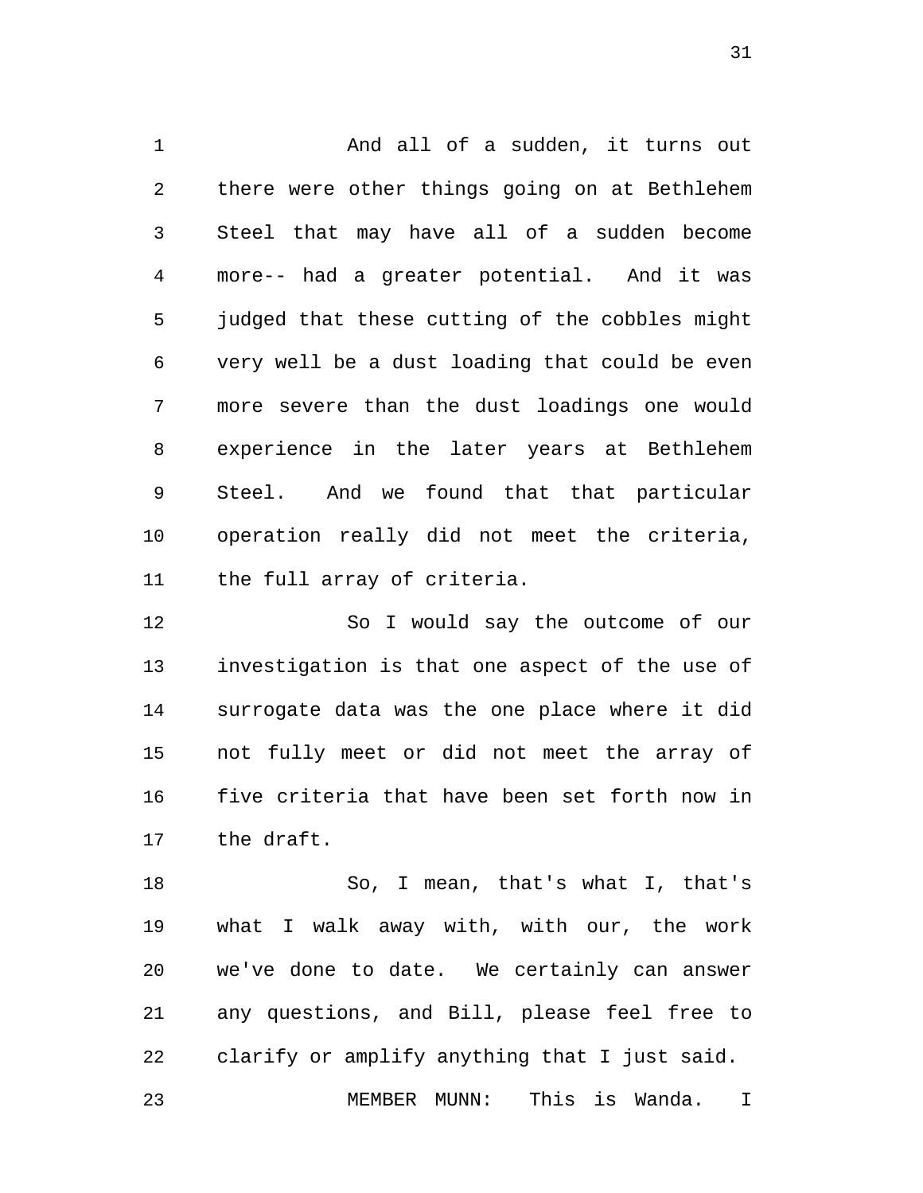And all of a sudden, it turns out there were other things going on at Bethlehem Steel that may have all of a sudden become more-- had a greater potential. And it was judged that these cutting of the cobbles might very well be a dust loading that could be even more severe than the dust loadings one would experience in the later years at Bethlehem Steel. And we found that that particular operation really did not meet the criteria, the full array of criteria.

So I would say the outcome of our investigation is that one aspect of the use of surrogate data was the one place where it did not fully meet or did not meet the array of five criteria that have been set forth now in the draft.

So, I mean, that's what I, that's what I walk away with, with our, the work we've done to date. We certainly can answer any questions, and Bill, please feel free to clarify or amplify anything that I just said.

MEMBER MUNN: This is Wanda. I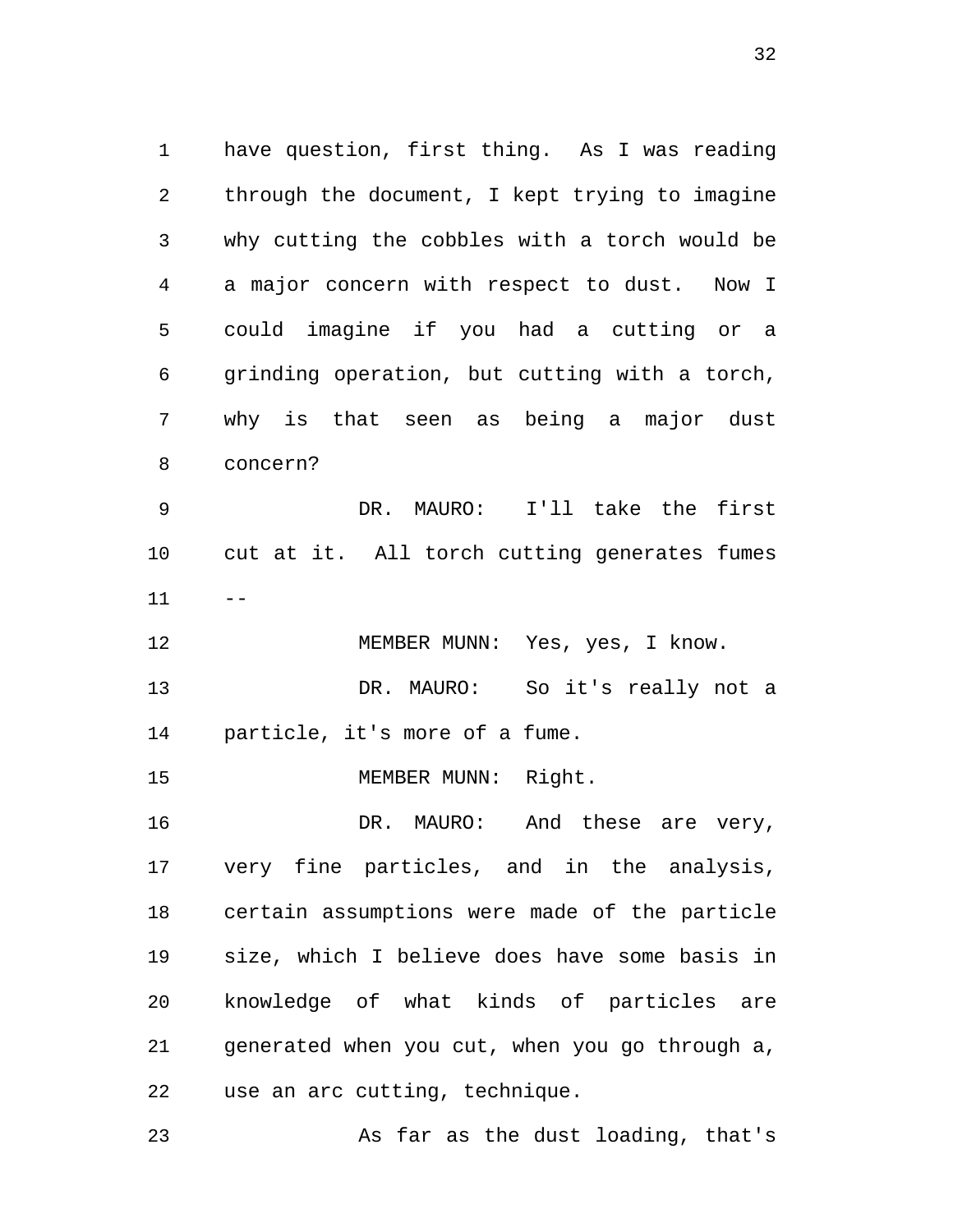have question, first thing. As I was reading through the document, I kept trying to imagine why cutting the cobbles with a torch would be a major concern with respect to dust. Now I could imagine if you had a cutting or a grinding operation, but cutting with a torch, why is that seen as being a major dust concern?

DR. MAURO: I'll take the first cut at it. All torch cutting generates fumes --

MEMBER MUNN: Yes, yes, I know.

DR. MAURO: So it's really not a particle, it's more of a fume.

MEMBER MUNN: Right.

DR. MAURO: And these are very, very fine particles, and in the analysis, certain assumptions were made of the particle size, which I believe does have some basis in knowledge of what kinds of particles are generated when you cut, when you go through a, use an arc cutting, technique.

As far as the dust loading, that's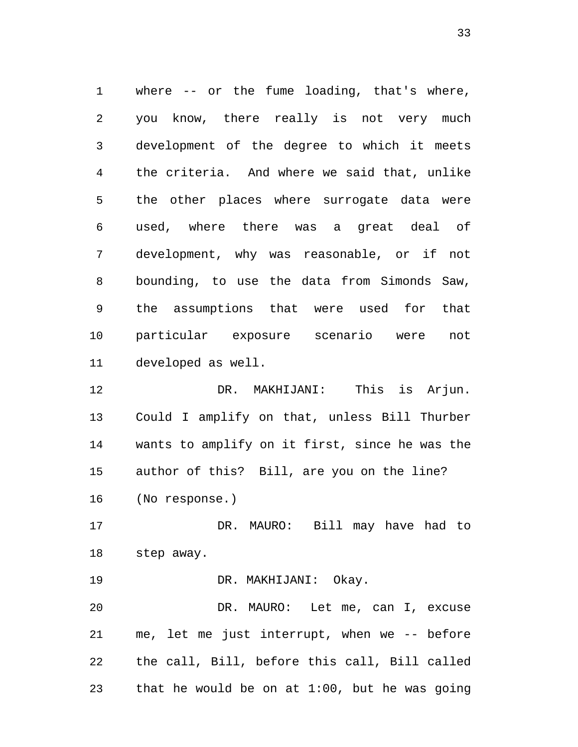where -- or the fume loading, that's where, you know, there really is not very much development of the degree to which it meets the criteria. And where we said that, unlike the other places where surrogate data were used, where there was a great deal of development, why was reasonable, or if not bounding, to use the data from Simonds Saw, the assumptions that were used for that particular exposure scenario were not developed as well.

DR. MAKHIJANI: This is Arjun. Could I amplify on that, unless Bill Thurber wants to amplify on it first, since he was the author of this? Bill, are you on the line?

(No response.)

DR. MAURO: Bill may have had to step away.

DR. MAKHIJANI: Okay.

DR. MAURO: Let me, can I, excuse me, let me just interrupt, when we -- before the call, Bill, before this call, Bill called that he would be on at 1:00, but he was going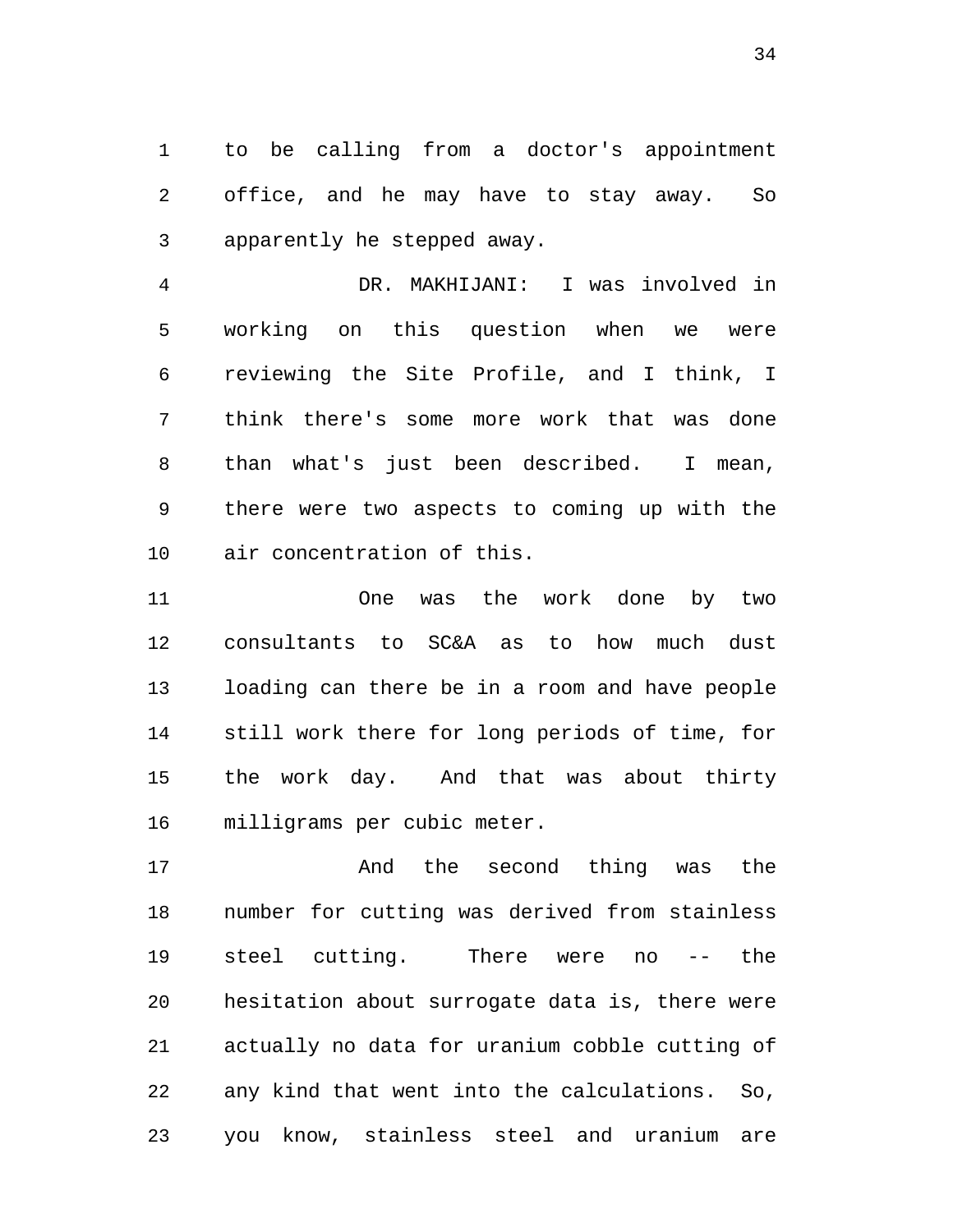to be calling from a doctor's appointment office, and he may have to stay away. So apparently he stepped away.

DR. MAKHIJANI: I was involved in working on this question when we were reviewing the Site Profile, and I think, I think there's some more work that was done than what's just been described. I mean, there were two aspects to coming up with the air concentration of this.

One was the work done by two consultants to SC&A as to how much dust loading can there be in a room and have people still work there for long periods of time, for the work day. And that was about thirty milligrams per cubic meter.

And the second thing was the number for cutting was derived from stainless steel cutting. There were no -- the hesitation about surrogate data is, there were actually no data for uranium cobble cutting of any kind that went into the calculations. So, you know, stainless steel and uranium are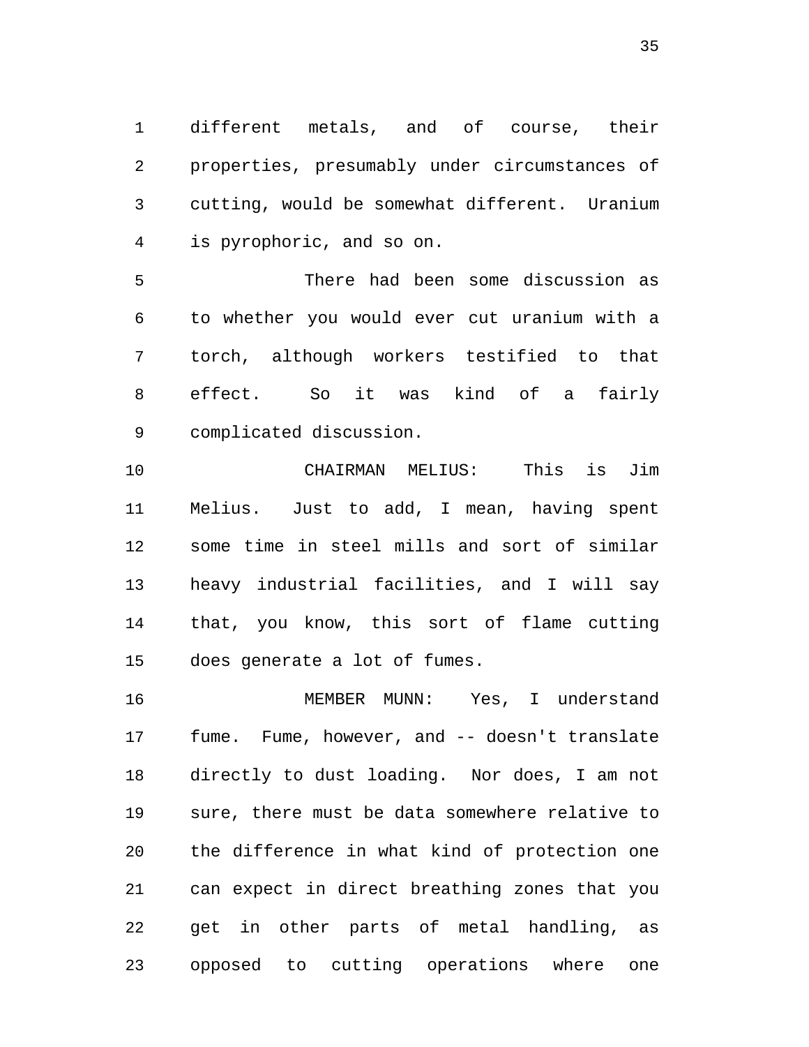different metals, and of course, their properties, presumably under circumstances of cutting, would be somewhat different. Uranium is pyrophoric, and so on.

There had been some discussion as to whether you would ever cut uranium with a torch, although workers testified to that effect. So it was kind of a fairly complicated discussion.

CHAIRMAN MELIUS: This is Jim Melius. Just to add, I mean, having spent some time in steel mills and sort of similar heavy industrial facilities, and I will say that, you know, this sort of flame cutting does generate a lot of fumes.

MEMBER MUNN: Yes, I understand fume. Fume, however, and -- doesn't translate directly to dust loading. Nor does, I am not sure, there must be data somewhere relative to the difference in what kind of protection one can expect in direct breathing zones that you get in other parts of metal handling, as opposed to cutting operations where one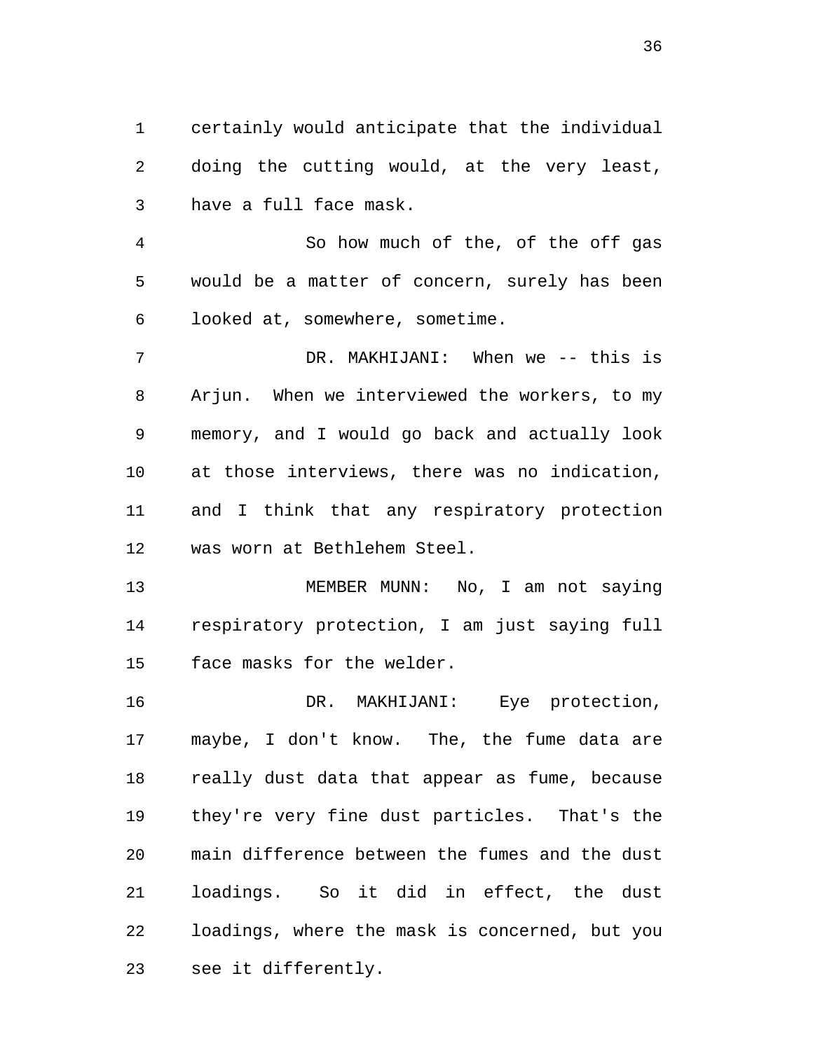certainly would anticipate that the individual doing the cutting would, at the very least, have a full face mask.

So how much of the, of the off gas would be a matter of concern, surely has been looked at, somewhere, sometime.

DR. MAKHIJANI: When we -- this is Arjun. When we interviewed the workers, to my memory, and I would go back and actually look at those interviews, there was no indication, and I think that any respiratory protection was worn at Bethlehem Steel.

MEMBER MUNN: No, I am not saying respiratory protection, I am just saying full face masks for the welder.

DR. MAKHIJANI: Eye protection, maybe, I don't know. The, the fume data are really dust data that appear as fume, because they're very fine dust particles. That's the main difference between the fumes and the dust loadings. So it did in effect, the dust loadings, where the mask is concerned, but you see it differently.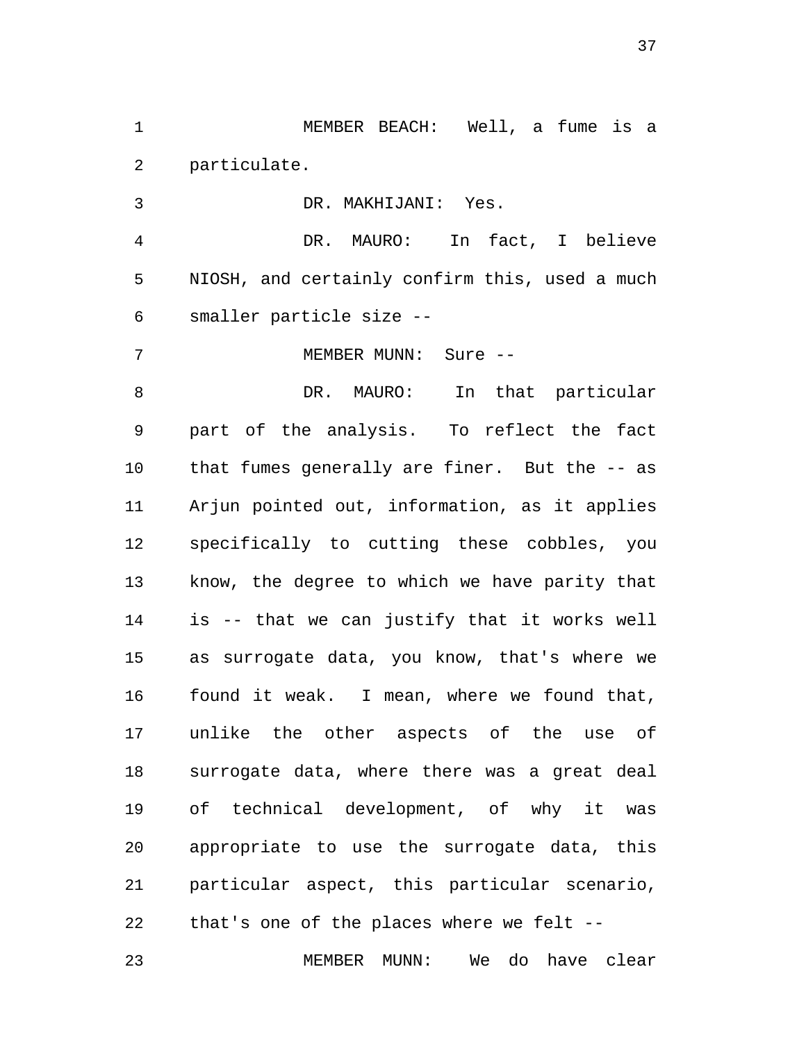MEMBER BEACH: Well, a fume is a particulate.

DR. MAKHIJANI: Yes.

DR. MAURO: In fact, I believe NIOSH, and certainly confirm this, used a much smaller particle size --

MEMBER MUNN: Sure --

DR. MAURO: In that particular part of the analysis. To reflect the fact that fumes generally are finer. But the -- as Arjun pointed out, information, as it applies specifically to cutting these cobbles, you know, the degree to which we have parity that is -- that we can justify that it works well as surrogate data, you know, that's where we found it weak. I mean, where we found that, unlike the other aspects of the use of surrogate data, where there was a great deal of technical development, of why it was appropriate to use the surrogate data, this particular aspect, this particular scenario, that's one of the places where we felt --

MEMBER MUNN: We do have clear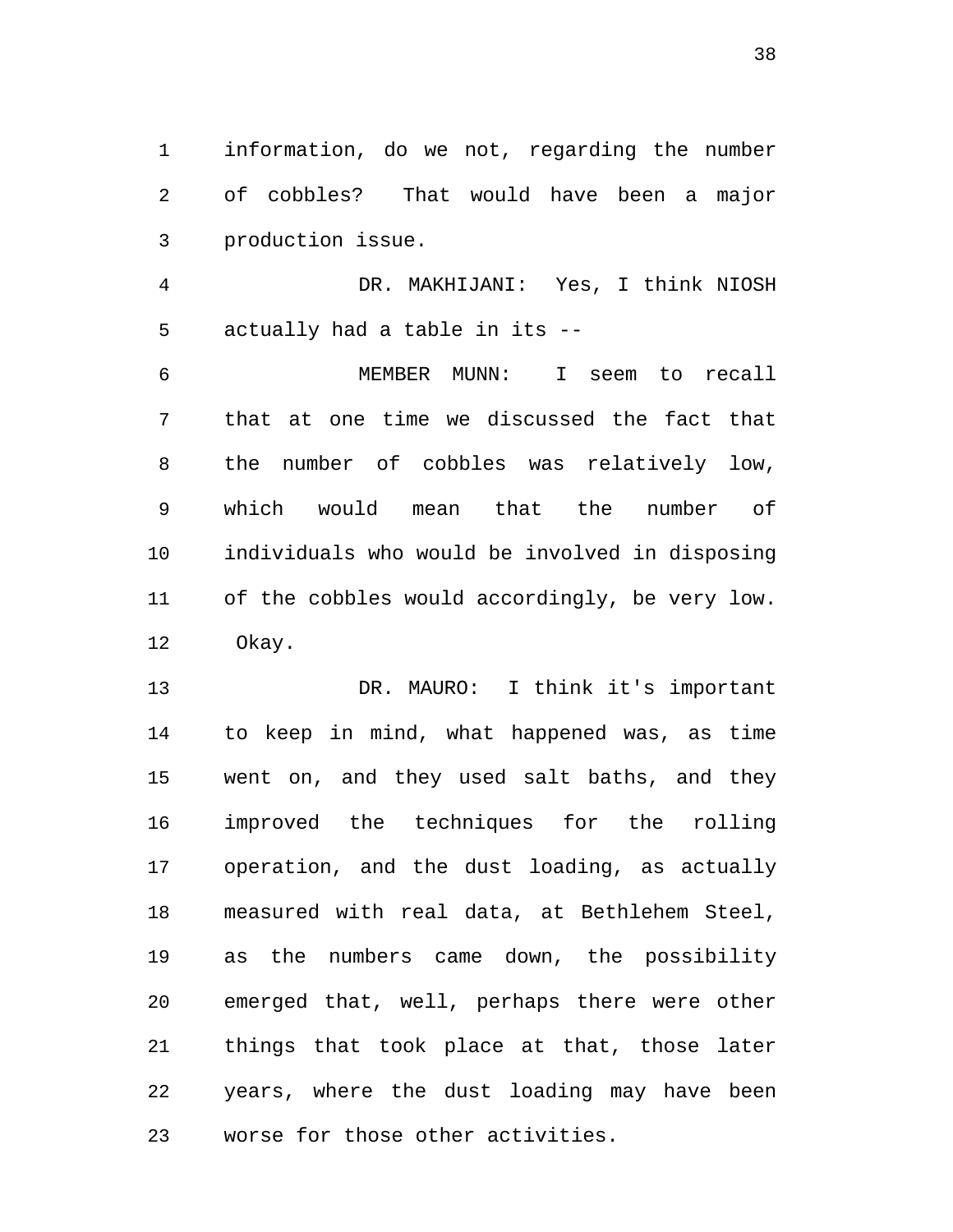information, do we not, regarding the number of cobbles? That would have been a major production issue.

DR. MAKHIJANI: Yes, I think NIOSH actually had a table in its --

MEMBER MUNN: I seem to recall that at one time we discussed the fact that the number of cobbles was relatively low, which would mean that the number of individuals who would be involved in disposing of the cobbles would accordingly, be very low. Okay.

DR. MAURO: I think it's important to keep in mind, what happened was, as time went on, and they used salt baths, and they improved the techniques for the rolling operation, and the dust loading, as actually measured with real data, at Bethlehem Steel, as the numbers came down, the possibility emerged that, well, perhaps there were other things that took place at that, those later years, where the dust loading may have been worse for those other activities.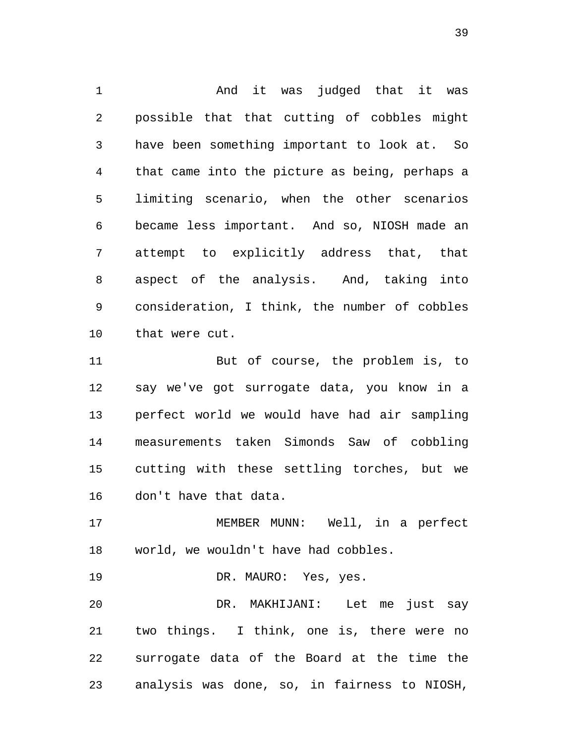And it was judged that it was possible that that cutting of cobbles might have been something important to look at. So that came into the picture as being, perhaps a limiting scenario, when the other scenarios became less important. And so, NIOSH made an attempt to explicitly address that, that aspect of the analysis. And, taking into consideration, I think, the number of cobbles that were cut.

But of course, the problem is, to say we've got surrogate data, you know in a perfect world we would have had air sampling measurements taken Simonds Saw of cobbling cutting with these settling torches, but we don't have that data.

MEMBER MUNN: Well, in a perfect world, we wouldn't have had cobbles.

DR. MAURO: Yes, yes.

DR. MAKHIJANI: Let me just say two things. I think, one is, there were no surrogate data of the Board at the time the analysis was done, so, in fairness to NIOSH,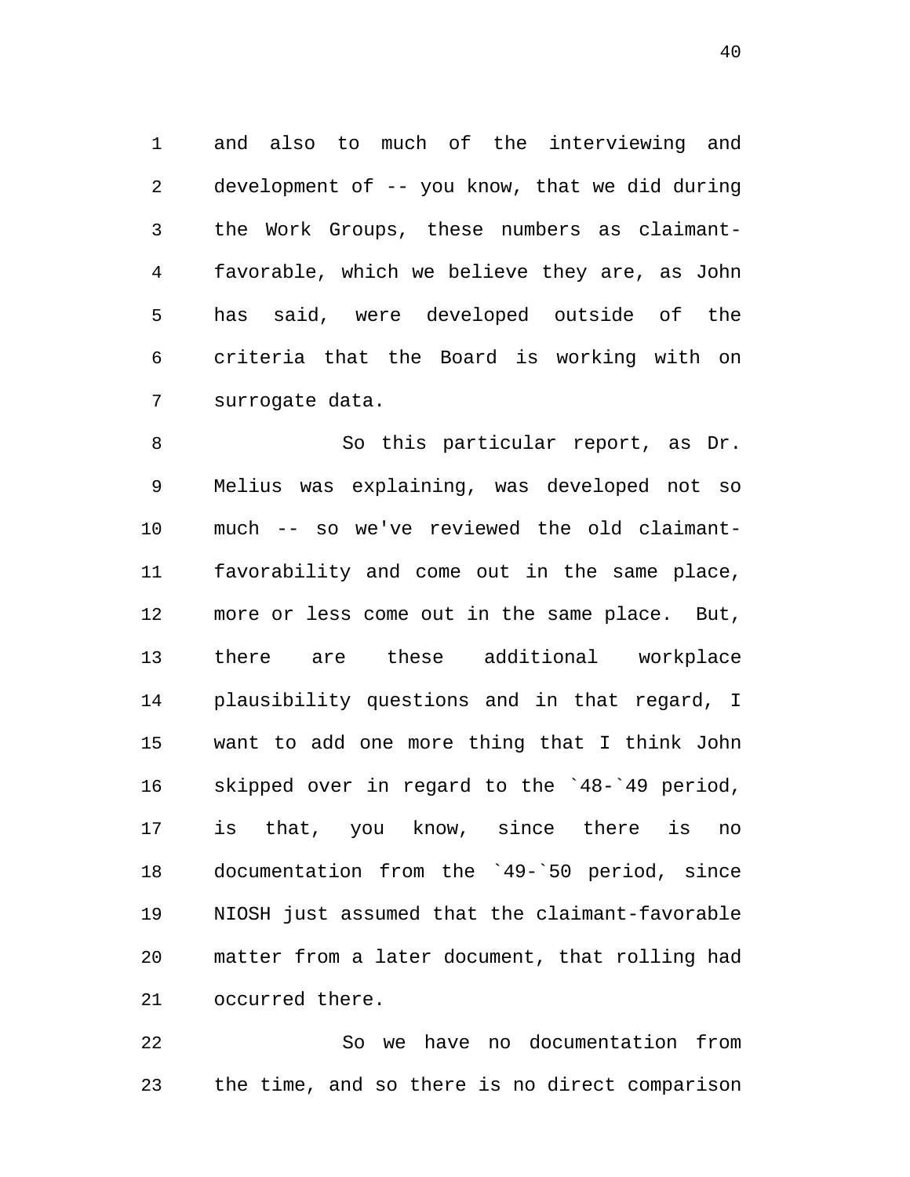and also to much of the interviewing and development of -- you know, that we did during the Work Groups, these numbers as claimant-favorable, which we believe they are, as John has said, were developed outside of the criteria that the Board is working with on surrogate data.

So this particular report, as Dr. Melius was explaining, was developed not so much -- so we've reviewed the old claimant-favorability and come out in the same place, more or less come out in the same place. But, there are these additional workplace plausibility questions and in that regard, I want to add one more thing that I think John skipped over in regard to the `48-`49 period, is that, you know, since there is no documentation from the `49-`50 period, since NIOSH just assumed that the claimant-favorable matter from a later document, that rolling had occurred there.

So we have no documentation from the time, and so there is no direct comparison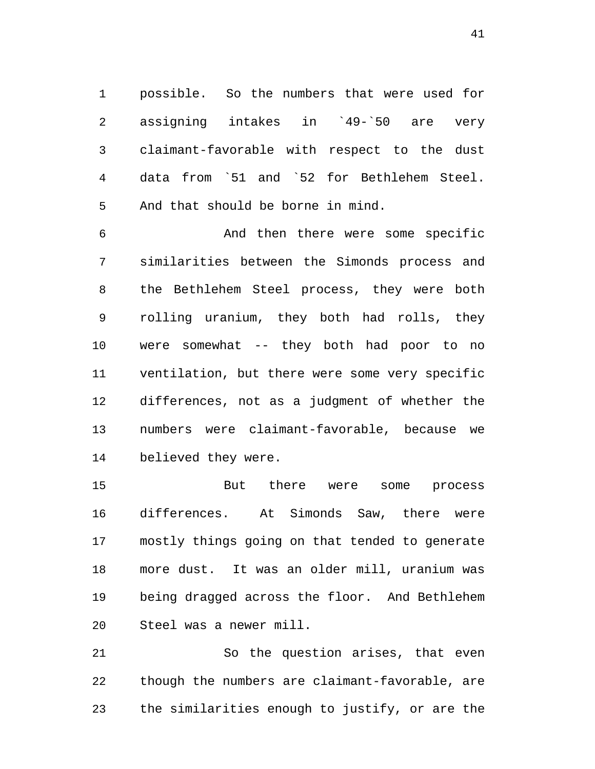possible. So the numbers that were used for assigning intakes in `49-`50 are very claimant-favorable with respect to the dust data from `51 and `52 for Bethlehem Steel. And that should be borne in mind.

And then there were some specific similarities between the Simonds process and the Bethlehem Steel process, they were both rolling uranium, they both had rolls, they were somewhat -- they both had poor to no ventilation, but there were some very specific differences, not as a judgment of whether the numbers were claimant-favorable, because we believed they were.

But there were some process differences. At Simonds Saw, there were mostly things going on that tended to generate more dust. It was an older mill, uranium was being dragged across the floor. And Bethlehem Steel was a newer mill.

So the question arises, that even though the numbers are claimant-favorable, are the similarities enough to justify, or are the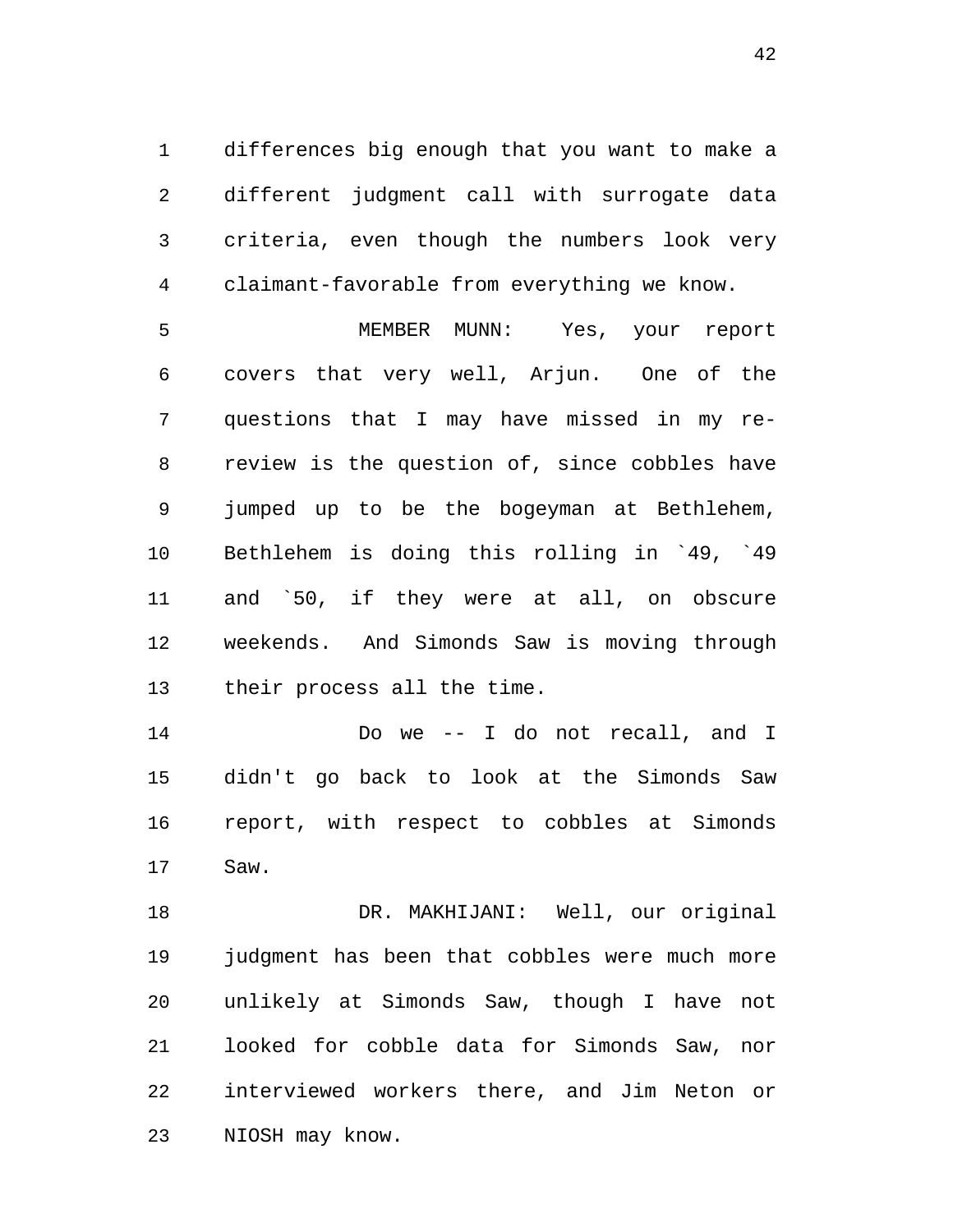differences big enough that you want to make a different judgment call with surrogate data criteria, even though the numbers look very claimant-favorable from everything we know.

MEMBER MUNN: Yes, your report covers that very well, Arjun. One of the questions that I may have missed in my re-review is the question of, since cobbles have jumped up to be the bogeyman at Bethlehem, Bethlehem is doing this rolling in `49, `49 and `50, if they were at all, on obscure weekends. And Simonds Saw is moving through their process all the time.

Do we -- I do not recall, and I didn't go back to look at the Simonds Saw report, with respect to cobbles at Simonds Saw.

DR. MAKHIJANI: Well, our original judgment has been that cobbles were much more unlikely at Simonds Saw, though I have not looked for cobble data for Simonds Saw, nor interviewed workers there, and Jim Neton or NIOSH may know.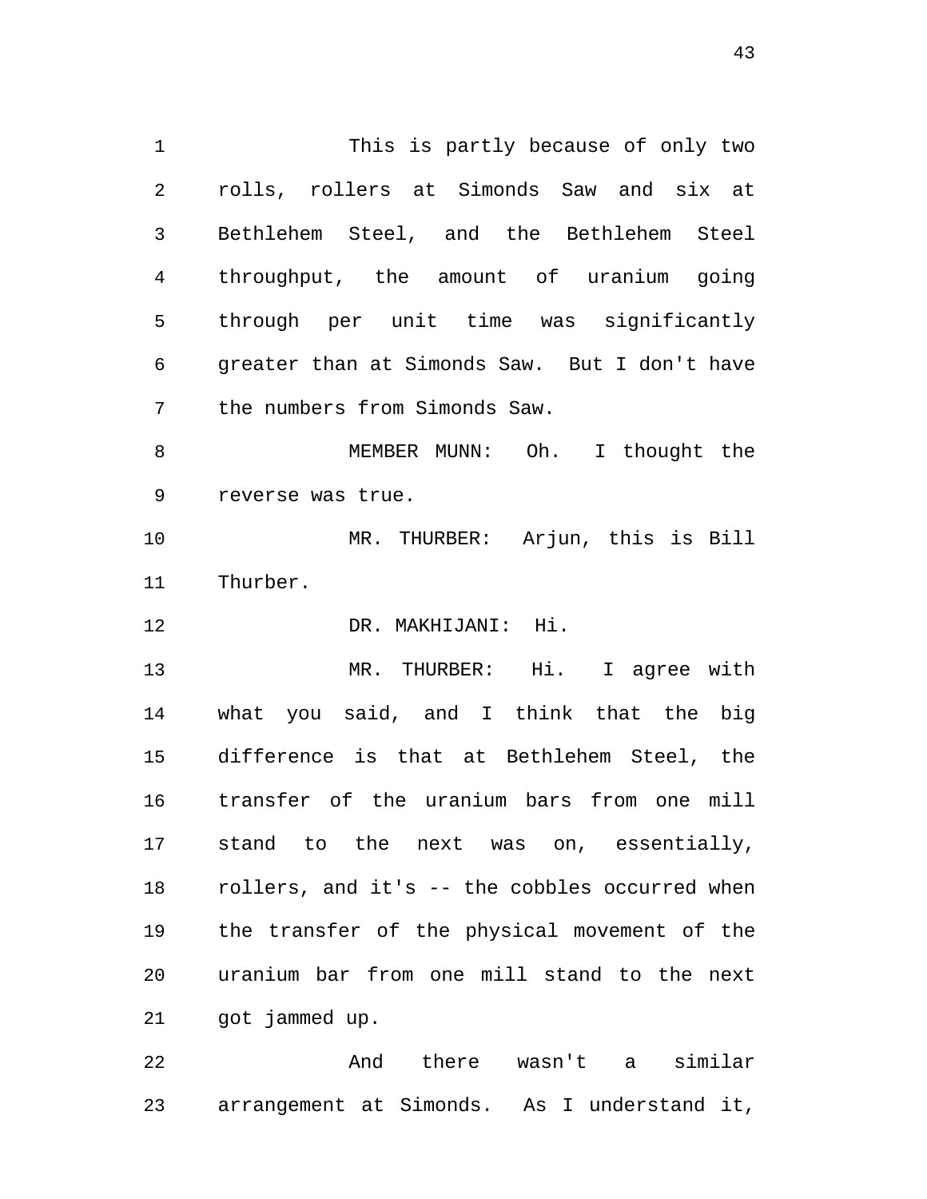This is partly because of only two rolls, rollers at Simonds Saw and six at Bethlehem Steel, and the Bethlehem Steel throughput, the amount of uranium going through per unit time was significantly greater than at Simonds Saw. But I don't have the numbers from Simonds Saw.

MEMBER MUNN: Oh. I thought the reverse was true.

MR. THURBER: Arjun, this is Bill Thurber.

DR. MAKHIJANI: Hi.

MR. THURBER: Hi. I agree with what you said, and I think that the big difference is that at Bethlehem Steel, the transfer of the uranium bars from one mill stand to the next was on, essentially, rollers, and it's -- the cobbles occurred when the transfer of the physical movement of the uranium bar from one mill stand to the next got jammed up.

And there wasn't a similar arrangement at Simonds. As I understand it,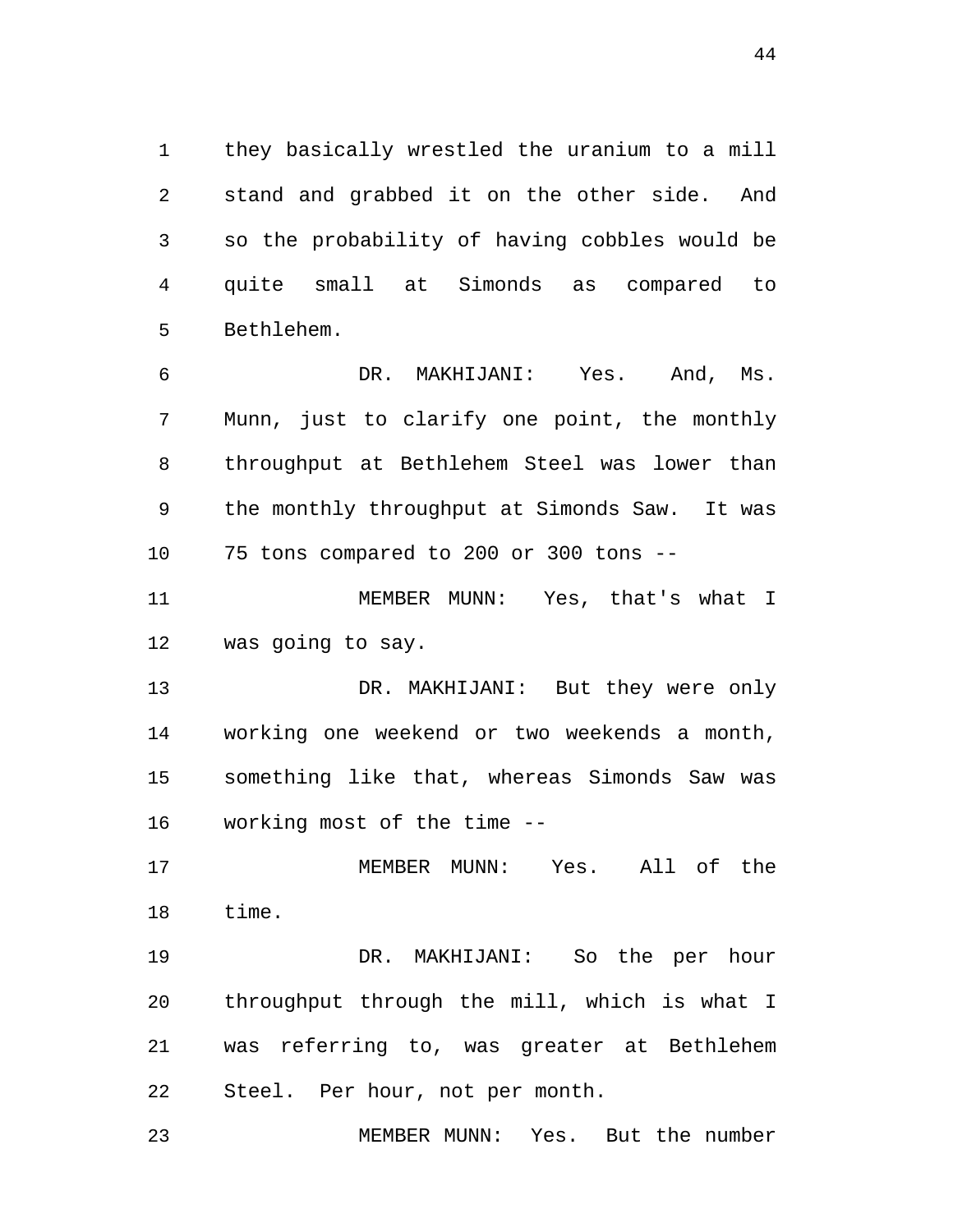they basically wrestled the uranium to a mill stand and grabbed it on the other side. And so the probability of having cobbles would be quite small at Simonds as compared to Bethlehem.

DR. MAKHIJANI: Yes. And, Ms. Munn, just to clarify one point, the monthly throughput at Bethlehem Steel was lower than the monthly throughput at Simonds Saw. It was 75 tons compared to 200 or 300 tons --

MEMBER MUNN: Yes, that's what I was going to say.

DR. MAKHIJANI: But they were only working one weekend or two weekends a month, something like that, whereas Simonds Saw was working most of the time --

MEMBER MUNN: Yes. All of the time.

DR. MAKHIJANI: So the per hour throughput through the mill, which is what I was referring to, was greater at Bethlehem Steel. Per hour, not per month.

MEMBER MUNN: Yes. But the number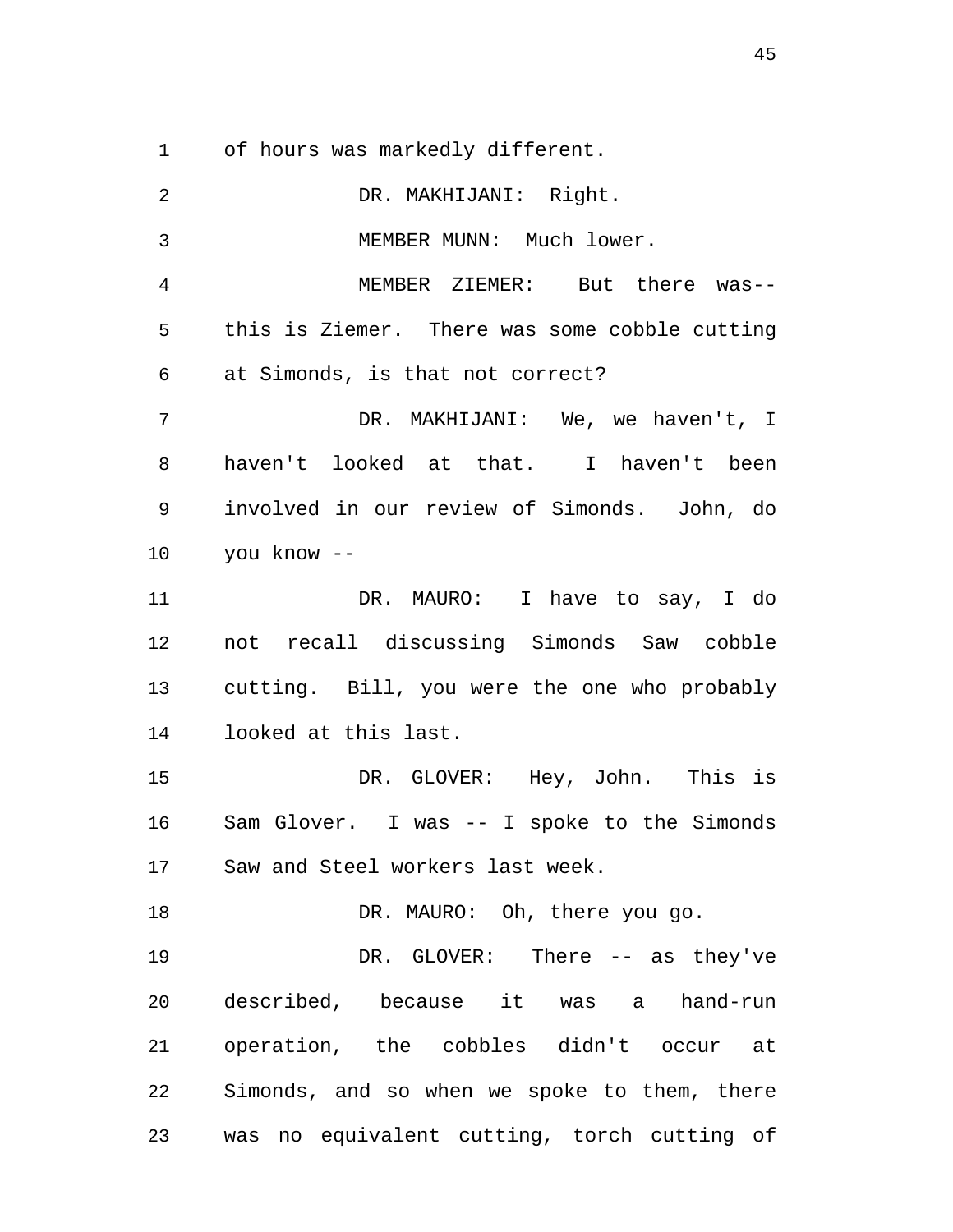of hours was markedly different.

DR. MAKHIJANI: Right.

MEMBER MUNN: Much lower.

MEMBER ZIEMER: But there was-- this is Ziemer. There was some cobble cutting at Simonds, is that not correct?

DR. MAKHIJANI: We, we haven't, I haven't looked at that. I haven't been involved in our review of Simonds. John, do you know --

DR. MAURO: I have to say, I do not recall discussing Simonds Saw cobble cutting. Bill, you were the one who probably looked at this last.

DR. GLOVER: Hey, John. This is Sam Glover. I was -- I spoke to the Simonds Saw and Steel workers last week.

DR. MAURO: Oh, there you go.

DR. GLOVER: There -- as they've described, because it was a hand-run operation, the cobbles didn't occur at Simonds, and so when we spoke to them, there was no equivalent cutting, torch cutting of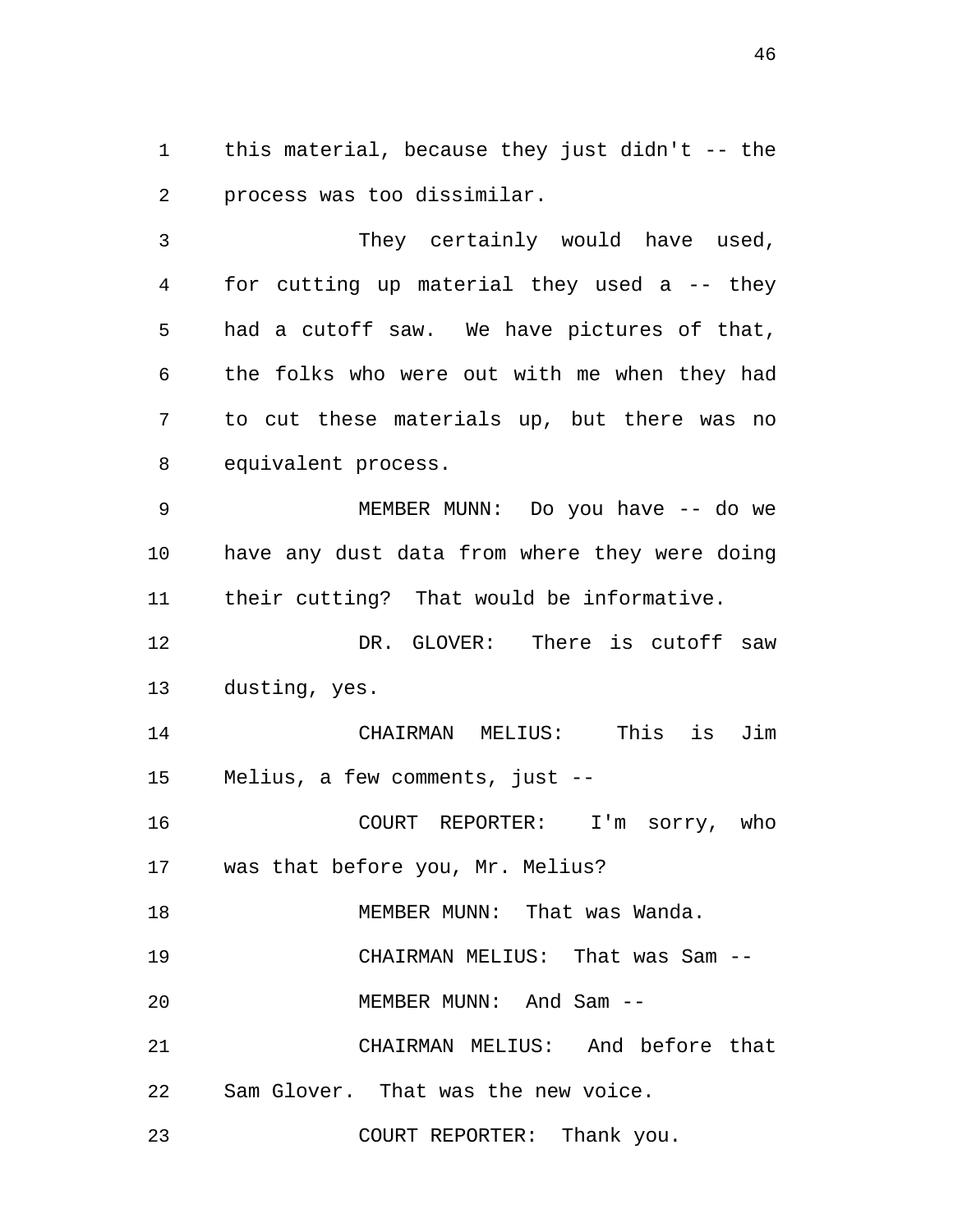this material, because they just didn't -- the process was too dissimilar.

They certainly would have used, for cutting up material they used a -- they had a cutoff saw. We have pictures of that, the folks who were out with me when they had to cut these materials up, but there was no equivalent process.

MEMBER MUNN: Do you have -- do we have any dust data from where they were doing their cutting? That would be informative.

DR. GLOVER: There is cutoff saw dusting, yes.

CHAIRMAN MELIUS: This is Jim Melius, a few comments, just --

COURT REPORTER: I'm sorry, who was that before you, Mr. Melius?

MEMBER MUNN: That was Wanda.

CHAIRMAN MELIUS: That was Sam --

MEMBER MUNN: And Sam --

CHAIRMAN MELIUS: And before that Sam Glover. That was the new voice.

COURT REPORTER: Thank you.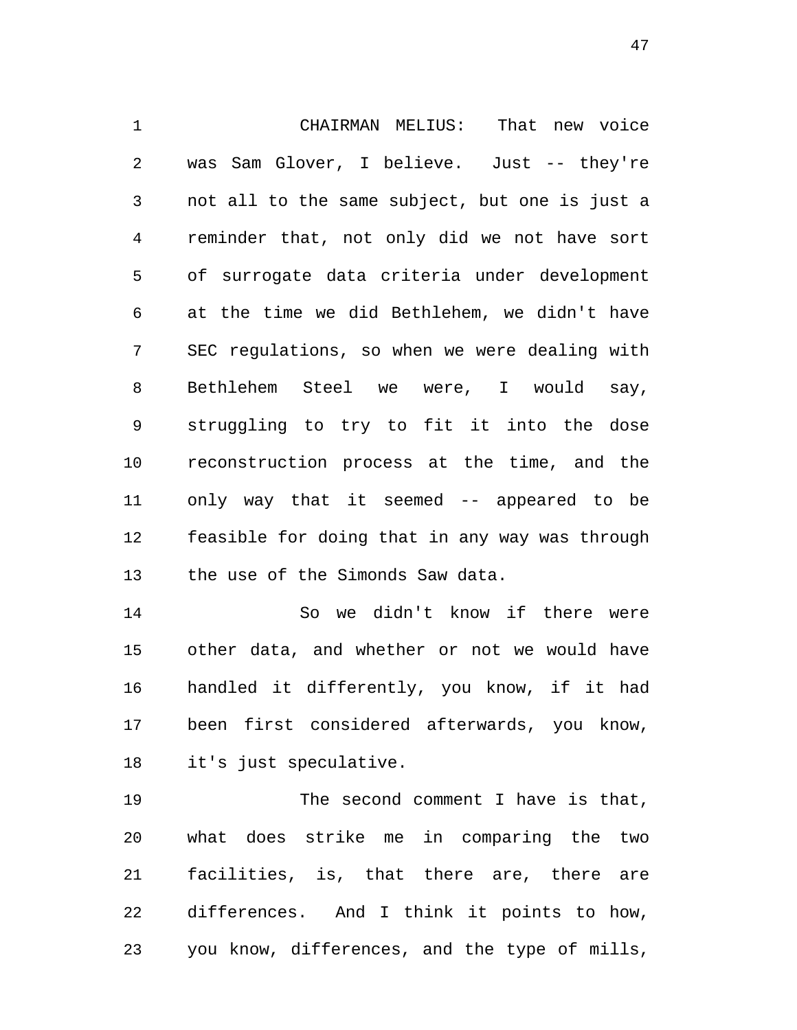CHAIRMAN MELIUS: That new voice was Sam Glover, I believe. Just -- they're not all to the same subject, but one is just a reminder that, not only did we not have sort of surrogate data criteria under development at the time we did Bethlehem, we didn't have SEC regulations, so when we were dealing with Bethlehem Steel we were, I would say, struggling to try to fit it into the dose reconstruction process at the time, and the only way that it seemed -- appeared to be feasible for doing that in any way was through the use of the Simonds Saw data.

So we didn't know if there were other data, and whether or not we would have handled it differently, you know, if it had been first considered afterwards, you know, it's just speculative.

The second comment I have is that, what does strike me in comparing the two facilities, is, that there are, there are differences. And I think it points to how, you know, differences, and the type of mills,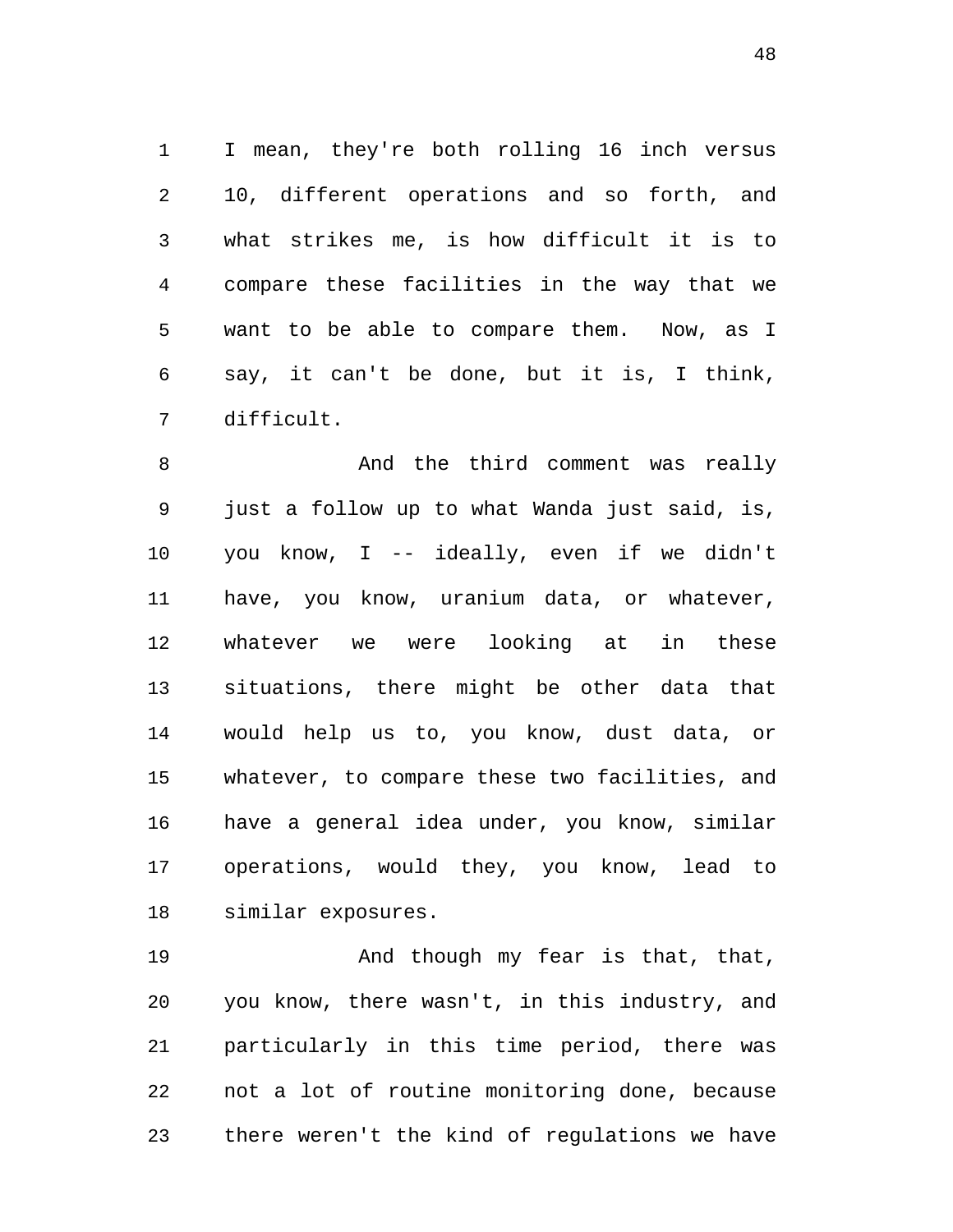I mean, they're both rolling 16 inch versus 10, different operations and so forth, and what strikes me, is how difficult it is to compare these facilities in the way that we want to be able to compare them. Now, as I say, it can't be done, but it is, I think, difficult.

And the third comment was really just a follow up to what Wanda just said, is, you know, I -- ideally, even if we didn't have, you know, uranium data, or whatever, whatever we were looking at in these situations, there might be other data that would help us to, you know, dust data, or whatever, to compare these two facilities, and have a general idea under, you know, similar operations, would they, you know, lead to similar exposures.

And though my fear is that, that, you know, there wasn't, in this industry, and particularly in this time period, there was not a lot of routine monitoring done, because there weren't the kind of regulations we have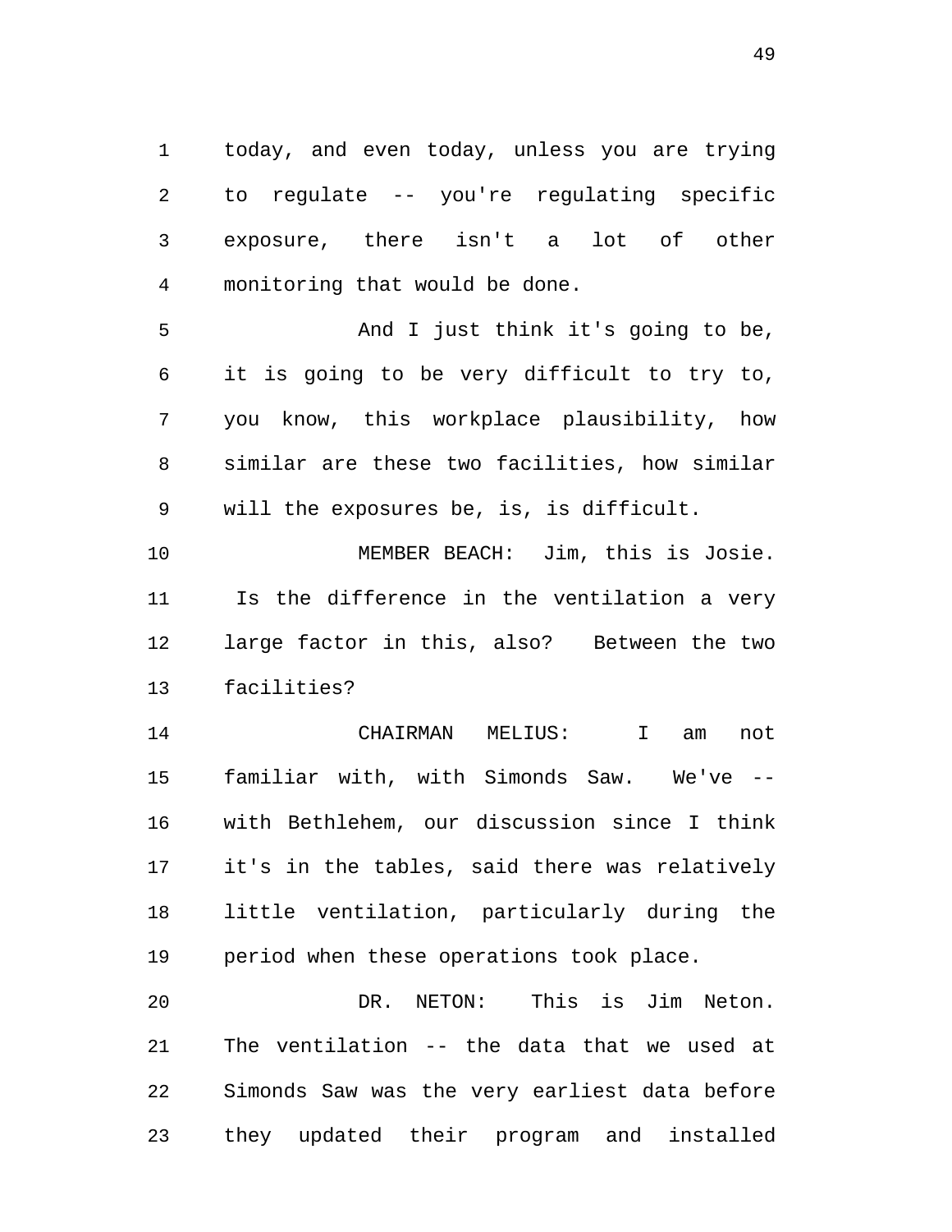today, and even today, unless you are trying to regulate -- you're regulating specific exposure, there isn't a lot of other monitoring that would be done.

And I just think it's going to be, it is going to be very difficult to try to, you know, this workplace plausibility, how similar are these two facilities, how similar will the exposures be, is, is difficult.

MEMBER BEACH: Jim, this is Josie. Is the difference in the ventilation a very large factor in this, also? Between the two facilities?

CHAIRMAN MELIUS: I am not familiar with, with Simonds Saw. We've -- with Bethlehem, our discussion since I think it's in the tables, said there was relatively little ventilation, particularly during the period when these operations took place.

DR. NETON: This is Jim Neton. The ventilation -- the data that we used at Simonds Saw was the very earliest data before they updated their program and installed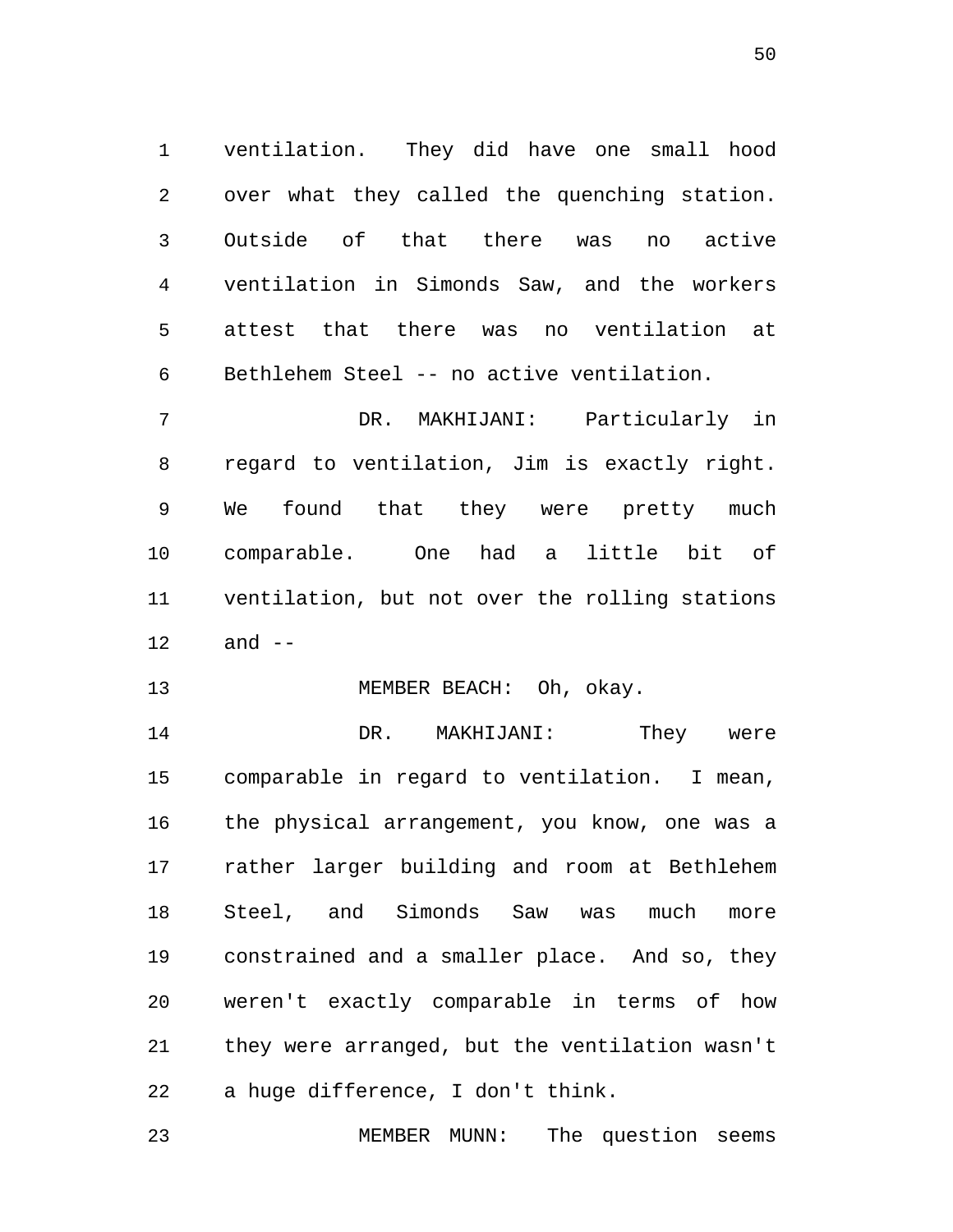ventilation. They did have one small hood over what they called the quenching station. Outside of that there was no active ventilation in Simonds Saw, and the workers attest that there was no ventilation at Bethlehem Steel -- no active ventilation.

DR. MAKHIJANI: Particularly in regard to ventilation, Jim is exactly right. We found that they were pretty much comparable. One had a little bit of ventilation, but not over the rolling stations and --

MEMBER BEACH: Oh, okay.

DR. MAKHIJANI: They were comparable in regard to ventilation. I mean, the physical arrangement, you know, one was a rather larger building and room at Bethlehem Steel, and Simonds Saw was much more constrained and a smaller place. And so, they weren't exactly comparable in terms of how they were arranged, but the ventilation wasn't a huge difference, I don't think.

MEMBER MUNN: The question seems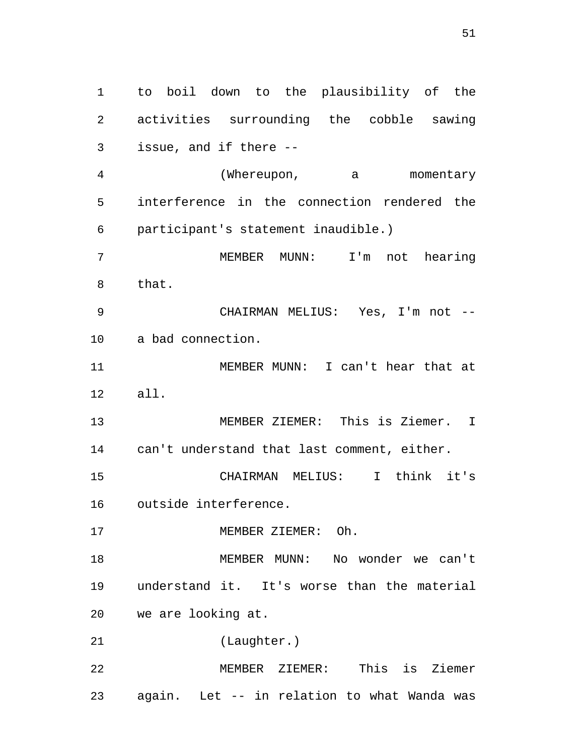to boil down to the plausibility of the activities surrounding the cobble sawing issue, and if there --

(Whereupon, a momentary interference in the connection rendered the participant's statement inaudible.)

MEMBER MUNN: I'm not hearing that.

CHAIRMAN MELIUS: Yes, I'm not -- a bad connection.

MEMBER MUNN: I can't hear that at all.

MEMBER ZIEMER: This is Ziemer. I can't understand that last comment, either.

CHAIRMAN MELIUS: I think it's outside interference.

MEMBER ZIEMER: Oh.

MEMBER MUNN: No wonder we can't understand it. It's worse than the material we are looking at.

(Laughter.)

MEMBER ZIEMER: This is Ziemer again. Let -- in relation to what Wanda was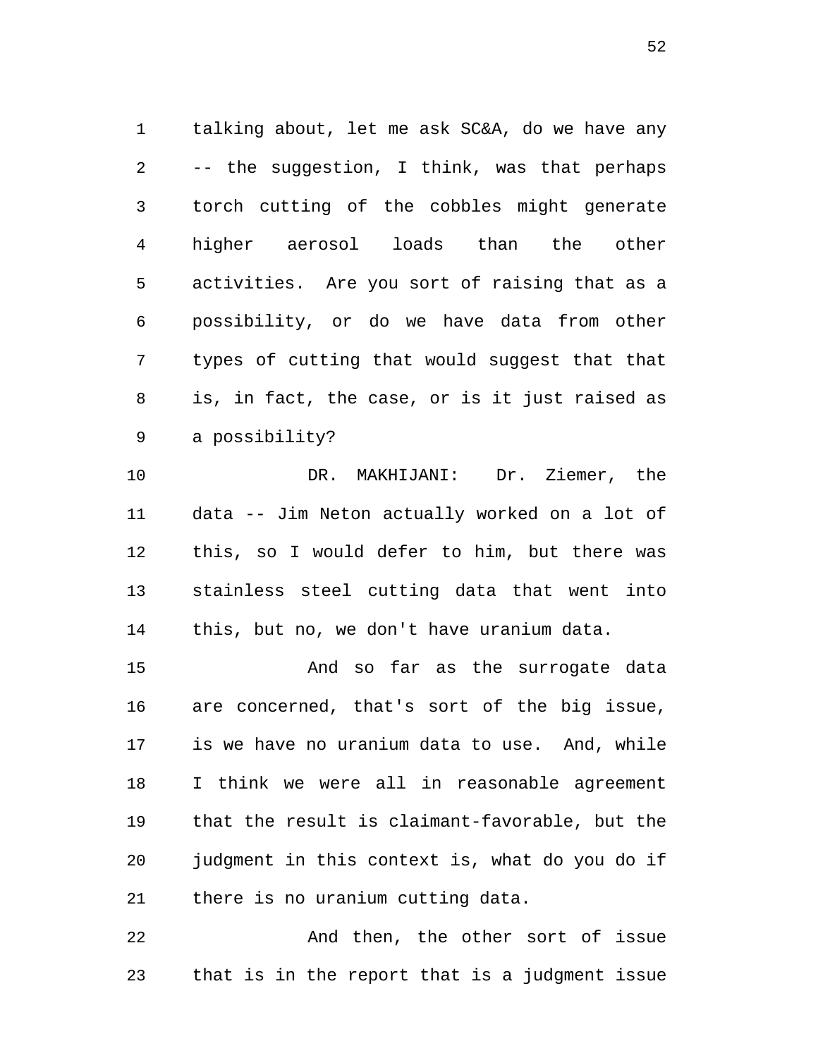talking about, let me ask SC&A, do we have any -- the suggestion, I think, was that perhaps torch cutting of the cobbles might generate higher aerosol loads than the other activities. Are you sort of raising that as a possibility, or do we have data from other types of cutting that would suggest that that is, in fact, the case, or is it just raised as a possibility?

DR. MAKHIJANI: Dr. Ziemer, the data -- Jim Neton actually worked on a lot of this, so I would defer to him, but there was stainless steel cutting data that went into this, but no, we don't have uranium data.

And so far as the surrogate data are concerned, that's sort of the big issue, is we have no uranium data to use. And, while I think we were all in reasonable agreement that the result is claimant-favorable, but the judgment in this context is, what do you do if there is no uranium cutting data.

And then, the other sort of issue that is in the report that is a judgment issue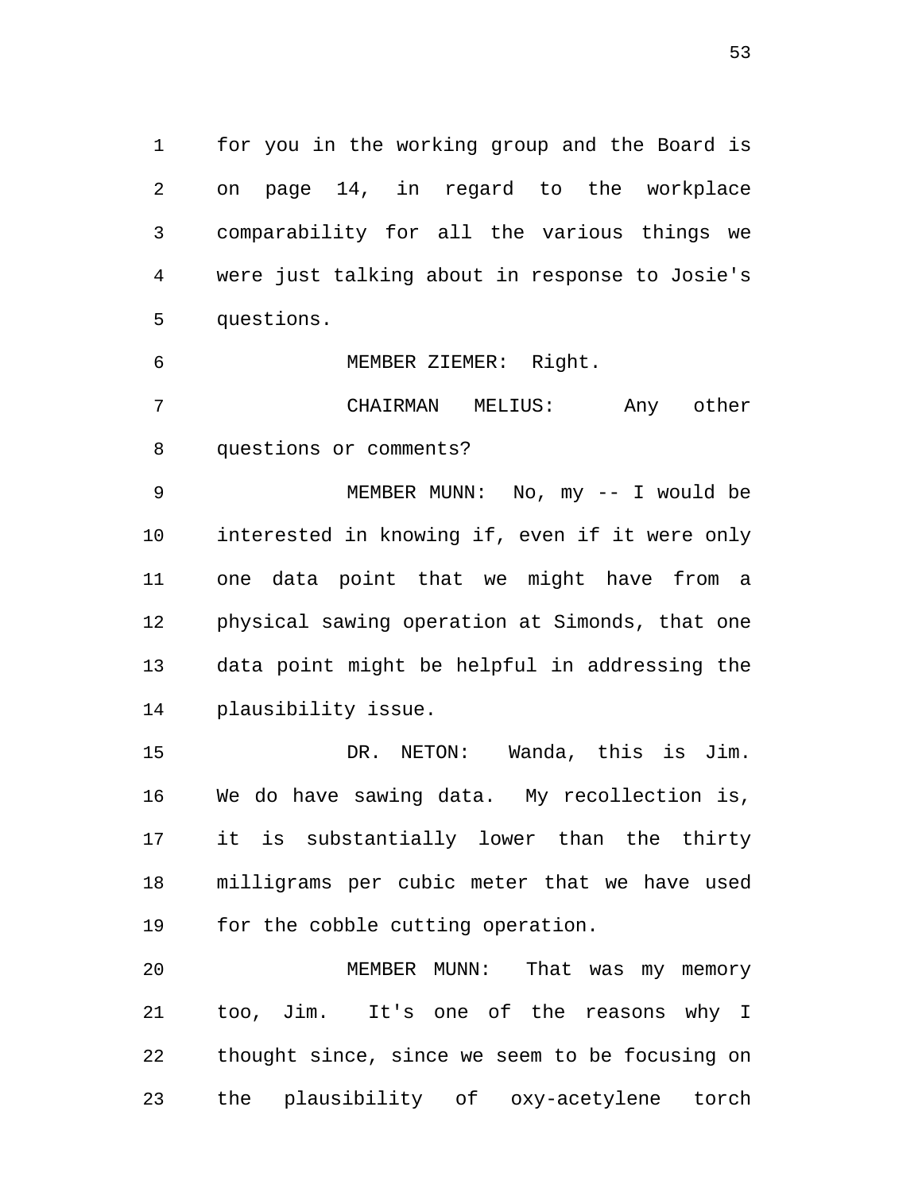for you in the working group and the Board is on page 14, in regard to the workplace comparability for all the various things we were just talking about in response to Josie's questions.

MEMBER ZIEMER: Right.

CHAIRMAN MELIUS: Any other questions or comments?

MEMBER MUNN: No, my -- I would be interested in knowing if, even if it were only one data point that we might have from a physical sawing operation at Simonds, that one data point might be helpful in addressing the plausibility issue.

DR. NETON: Wanda, this is Jim. We do have sawing data. My recollection is, it is substantially lower than the thirty milligrams per cubic meter that we have used for the cobble cutting operation.

MEMBER MUNN: That was my memory too, Jim. It's one of the reasons why I thought since, since we seem to be focusing on the plausibility of oxy-acetylene torch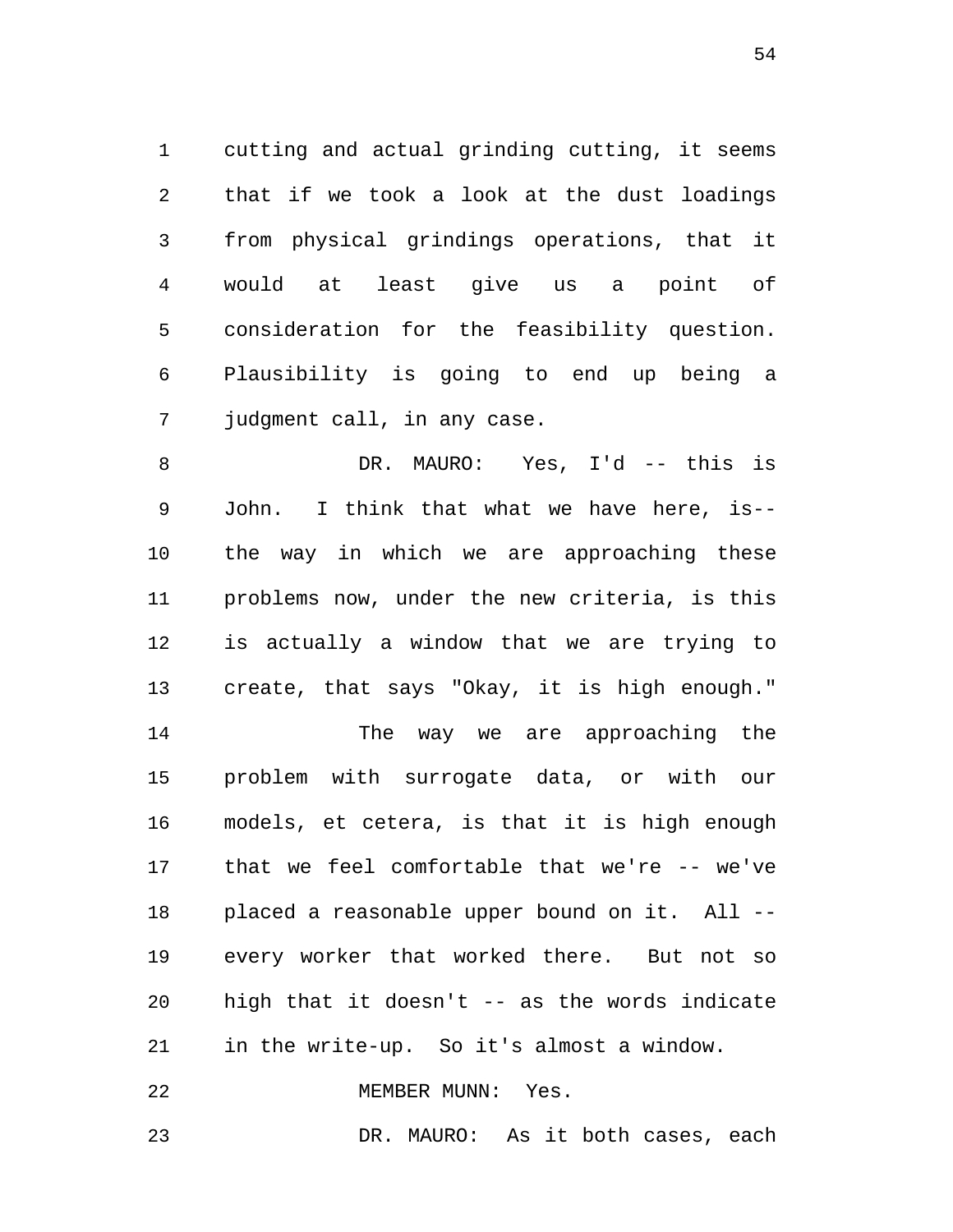cutting and actual grinding cutting, it seems that if we took a look at the dust loadings from physical grindings operations, that it would at least give us a point of consideration for the feasibility question. Plausibility is going to end up being a judgment call, in any case.

DR. MAURO: Yes, I'd -- this is John. I think that what we have here, is-- the way in which we are approaching these problems now, under the new criteria, is this is actually a window that we are trying to create, that says "Okay, it is high enough."

The way we are approaching the problem with surrogate data, or with our models, et cetera, is that it is high enough that we feel comfortable that we're -- we've placed a reasonable upper bound on it. All -- every worker that worked there. But not so high that it doesn't -- as the words indicate in the write-up. So it's almost a window.

MEMBER MUNN: Yes.

DR. MAURO: As it both cases, each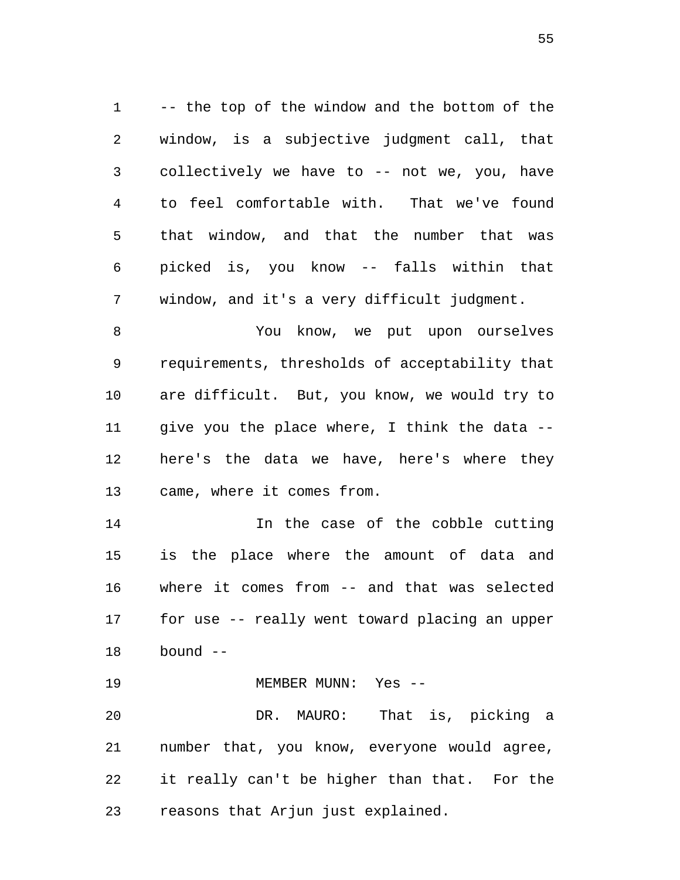-- the top of the window and the bottom of the window, is a subjective judgment call, that collectively we have to -- not we, you, have to feel comfortable with. That we've found that window, and that the number that was picked is, you know -- falls within that window, and it's a very difficult judgment.

You know, we put upon ourselves requirements, thresholds of acceptability that are difficult. But, you know, we would try to give you the place where, I think the data -- here's the data we have, here's where they came, where it comes from.

In the case of the cobble cutting is the place where the amount of data and where it comes from -- and that was selected for use -- really went toward placing an upper bound --

MEMBER MUNN: Yes --

DR. MAURO: That is, picking a number that, you know, everyone would agree, it really can't be higher than that. For the reasons that Arjun just explained.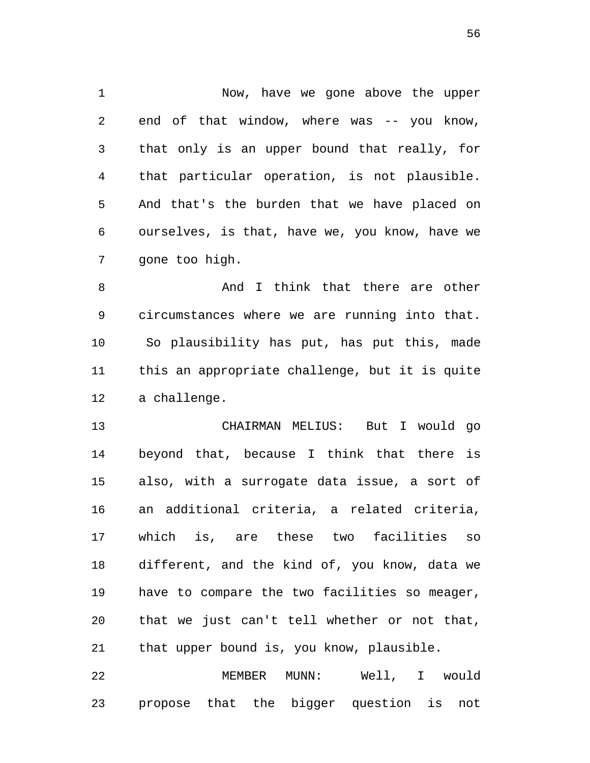Now, have we gone above the upper end of that window, where was -- you know, that only is an upper bound that really, for that particular operation, is not plausible. And that's the burden that we have placed on ourselves, is that, have we, you know, have we gone too high.

And I think that there are other circumstances where we are running into that. So plausibility has put, has put this, made this an appropriate challenge, but it is quite a challenge.

CHAIRMAN MELIUS: But I would go beyond that, because I think that there is also, with a surrogate data issue, a sort of an additional criteria, a related criteria, which is, are these two facilities so different, and the kind of, you know, data we have to compare the two facilities so meager, that we just can't tell whether or not that, that upper bound is, you know, plausible.

MEMBER MUNN: Well, I would propose that the bigger question is not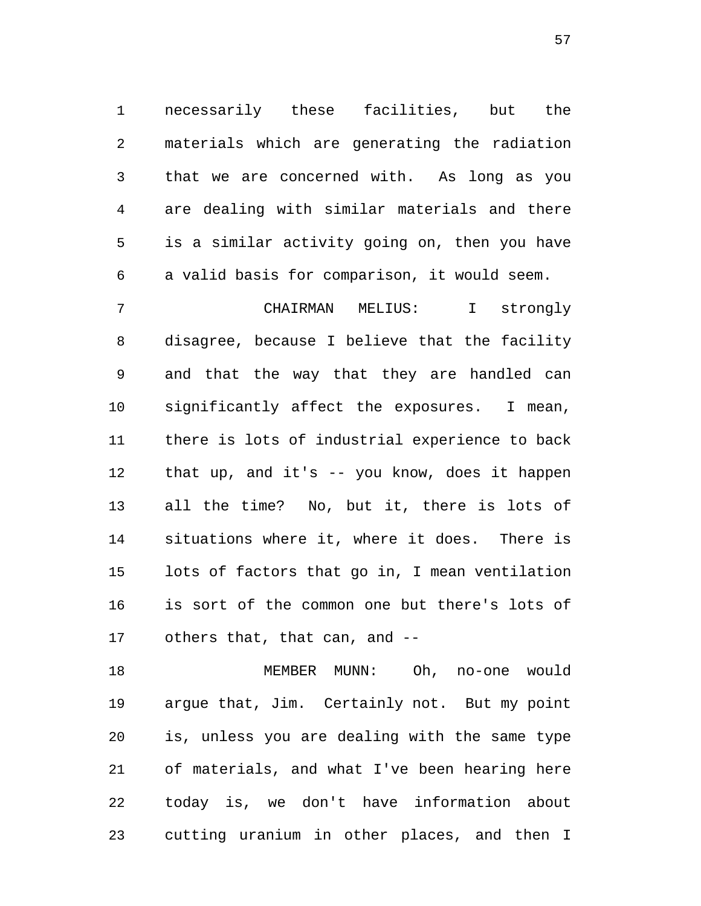necessarily these facilities, but the materials which are generating the radiation that we are concerned with. As long as you are dealing with similar materials and there is a similar activity going on, then you have a valid basis for comparison, it would seem.

CHAIRMAN MELIUS: I strongly disagree, because I believe that the facility and that the way that they are handled can significantly affect the exposures. I mean, there is lots of industrial experience to back that up, and it's -- you know, does it happen all the time? No, but it, there is lots of situations where it, where it does. There is lots of factors that go in, I mean ventilation is sort of the common one but there's lots of others that, that can, and --

MEMBER MUNN: Oh, no-one would argue that, Jim. Certainly not. But my point is, unless you are dealing with the same type of materials, and what I've been hearing here today is, we don't have information about cutting uranium in other places, and then I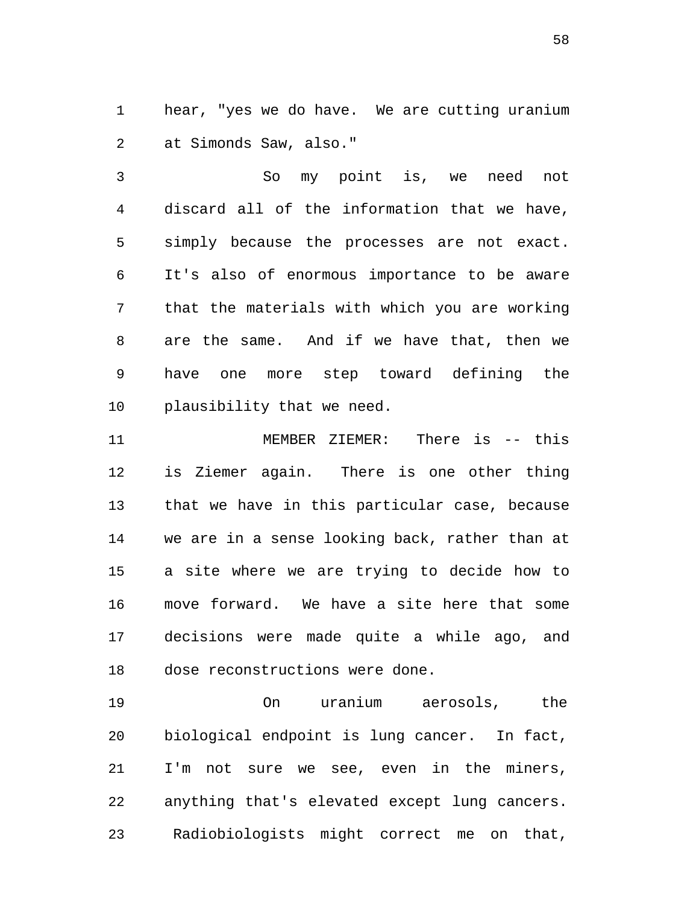hear, "yes we do have. We are cutting uranium at Simonds Saw, also."

So my point is, we need not discard all of the information that we have, simply because the processes are not exact. It's also of enormous importance to be aware that the materials with which you are working are the same. And if we have that, then we have one more step toward defining the plausibility that we need.

MEMBER ZIEMER: There is -- this is Ziemer again. There is one other thing that we have in this particular case, because we are in a sense looking back, rather than at a site where we are trying to decide how to move forward. We have a site here that some decisions were made quite a while ago, and dose reconstructions were done.

On uranium aerosols, the biological endpoint is lung cancer. In fact, I'm not sure we see, even in the miners, anything that's elevated except lung cancers. Radiobiologists might correct me on that,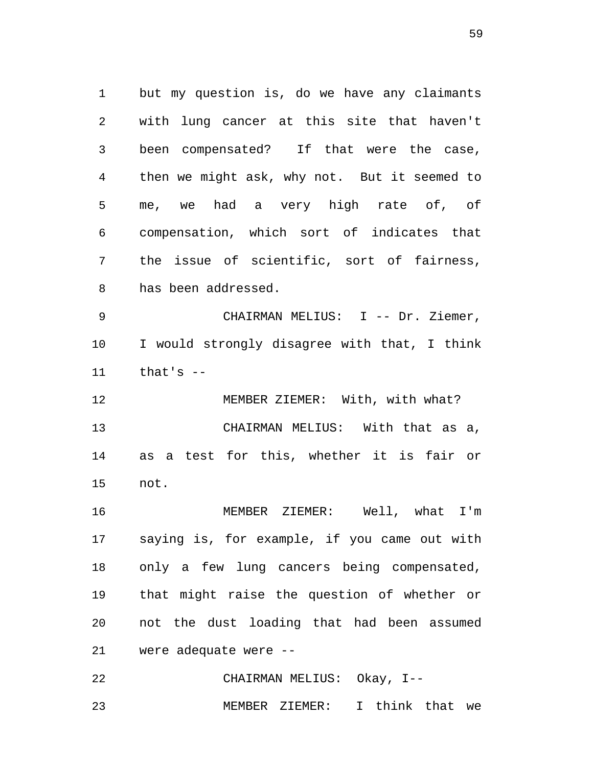but my question is, do we have any claimants with lung cancer at this site that haven't been compensated? If that were the case, then we might ask, why not. But it seemed to me, we had a very high rate of, of compensation, which sort of indicates that the issue of scientific, sort of fairness, has been addressed.

CHAIRMAN MELIUS: I -- Dr. Ziemer, I would strongly disagree with that, I think that's --

MEMBER ZIEMER: With, with what?

CHAIRMAN MELIUS: With that as a, as a test for this, whether it is fair or not.

MEMBER ZIEMER: Well, what I'm saying is, for example, if you came out with only a few lung cancers being compensated, that might raise the question of whether or not the dust loading that had been assumed were adequate were --

CHAIRMAN MELIUS: Okay, I--

MEMBER ZIEMER: I think that we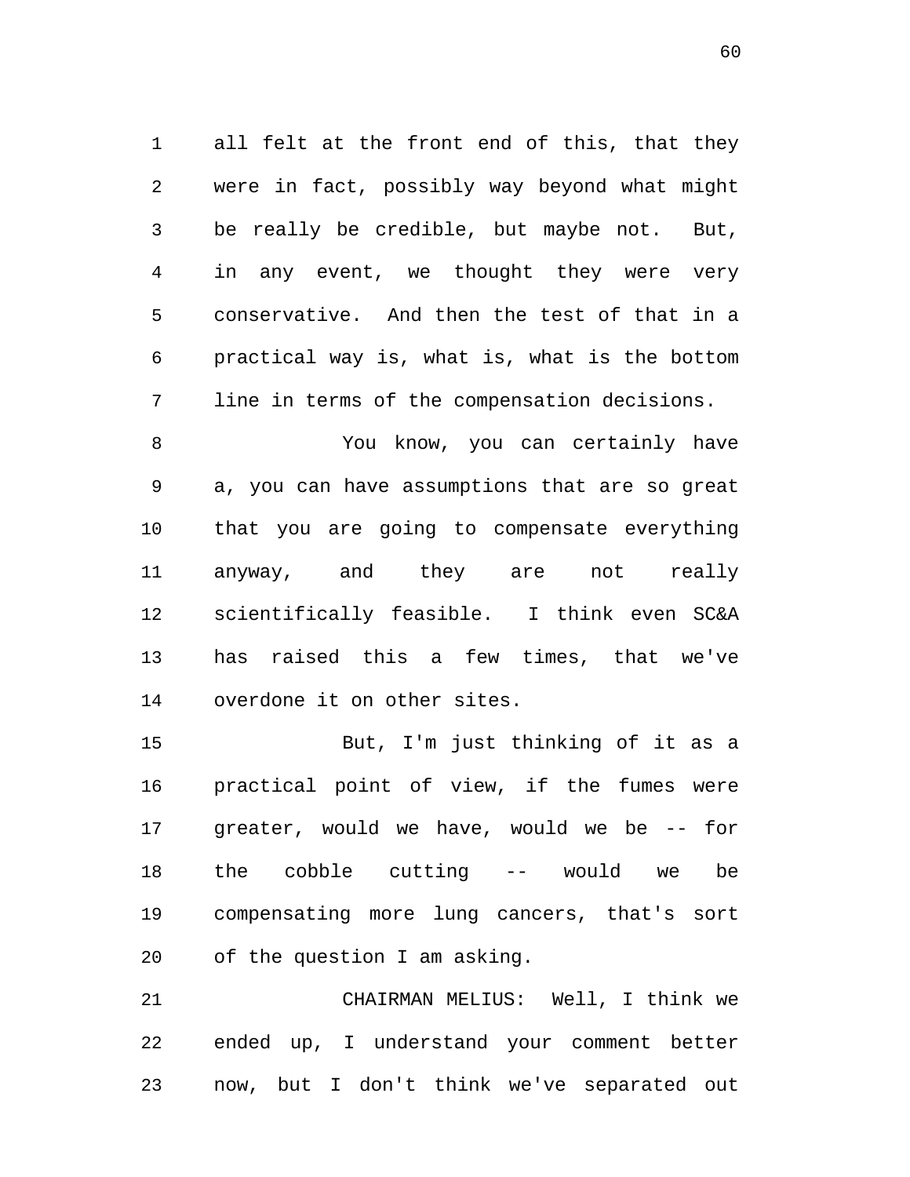all felt at the front end of this, that they were in fact, possibly way beyond what might be really be credible, but maybe not. But, in any event, we thought they were very conservative. And then the test of that in a practical way is, what is, what is the bottom line in terms of the compensation decisions.

You know, you can certainly have a, you can have assumptions that are so great that you are going to compensate everything anyway, and they are not really scientifically feasible. I think even SC&A has raised this a few times, that we've overdone it on other sites.

But, I'm just thinking of it as a practical point of view, if the fumes were greater, would we have, would we be -- for the cobble cutting -- would we be compensating more lung cancers, that's sort of the question I am asking.

CHAIRMAN MELIUS: Well, I think we ended up, I understand your comment better now, but I don't think we've separated out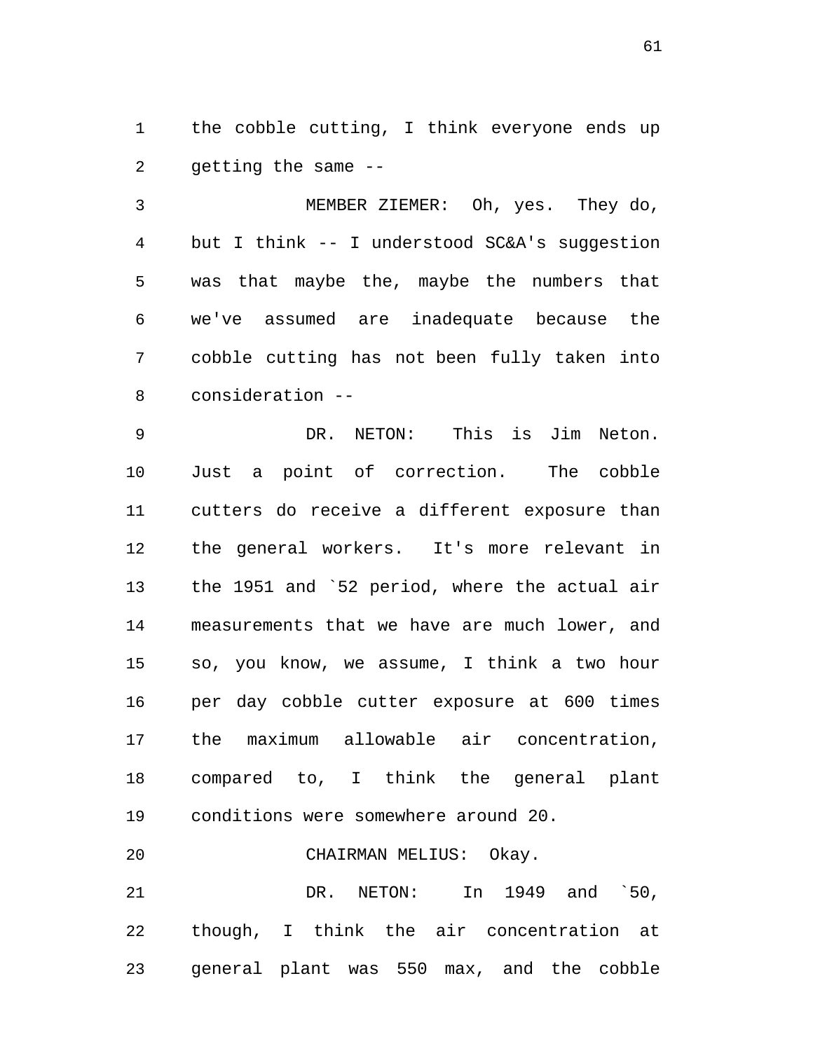the cobble cutting, I think everyone ends up getting the same --

MEMBER ZIEMER: Oh, yes. They do, but I think -- I understood SC&A's suggestion was that maybe the, maybe the numbers that we've assumed are inadequate because the cobble cutting has not been fully taken into consideration --

DR. NETON: This is Jim Neton. Just a point of correction. The cobble cutters do receive a different exposure than the general workers. It's more relevant in the 1951 and `52 period, where the actual air measurements that we have are much lower, and so, you know, we assume, I think a two hour per day cobble cutter exposure at 600 times the maximum allowable air concentration, compared to, I think the general plant conditions were somewhere around 20.

CHAIRMAN MELIUS: Okay.

DR. NETON: In 1949 and `50, though, I think the air concentration at general plant was 550 max, and the cobble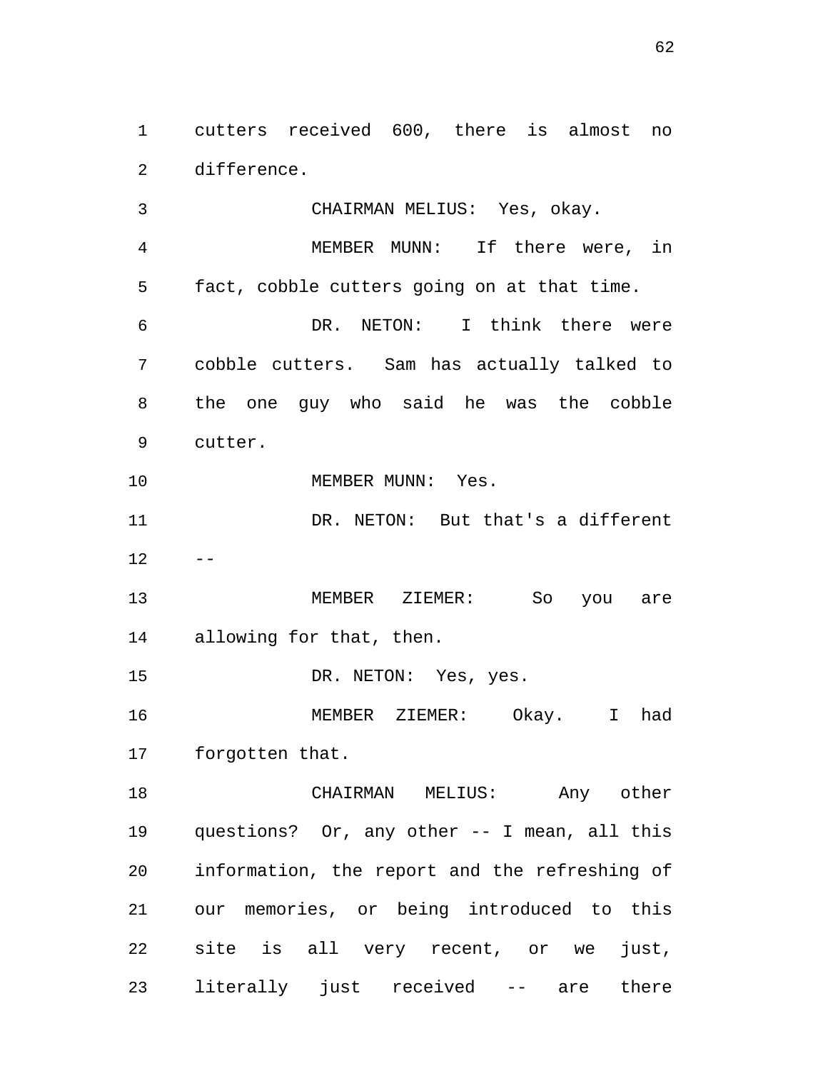cutters received 600, there is almost no difference.

CHAIRMAN MELIUS: Yes, okay.

MEMBER MUNN: If there were, in fact, cobble cutters going on at that time.

DR. NETON: I think there were cobble cutters. Sam has actually talked to the one guy who said he was the cobble cutter.

MEMBER MUNN: Yes.

DR. NETON: But that's a different --

MEMBER ZIEMER: So you are allowing for that, then.

DR. NETON: Yes, yes.

MEMBER ZIEMER: Okay. I had forgotten that.

CHAIRMAN MELIUS: Any other questions? Or, any other -- I mean, all this information, the report and the refreshing of our memories, or being introduced to this site is all very recent, or we just, literally just received -- are there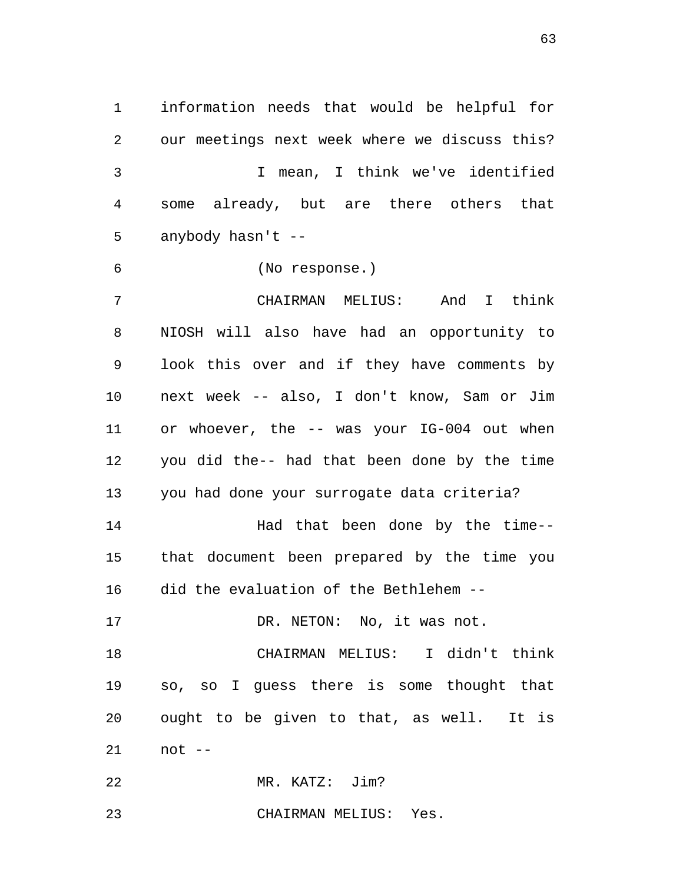information needs that would be helpful for our meetings next week where we discuss this?

I mean, I think we've identified some already, but are there others that anybody hasn't --

(No response.)

CHAIRMAN MELIUS: And I think NIOSH will also have had an opportunity to look this over and if they have comments by next week -- also, I don't know, Sam or Jim or whoever, the -- was your IG-004 out when you did the-- had that been done by the time you had done your surrogate data criteria?

Had that been done by the time-- that document been prepared by the time you did the evaluation of the Bethlehem --

DR. NETON: No, it was not.

CHAIRMAN MELIUS: I didn't think so, so I guess there is some thought that ought to be given to that, as well. It is not --

MR. KATZ: Jim?

CHAIRMAN MELIUS: Yes.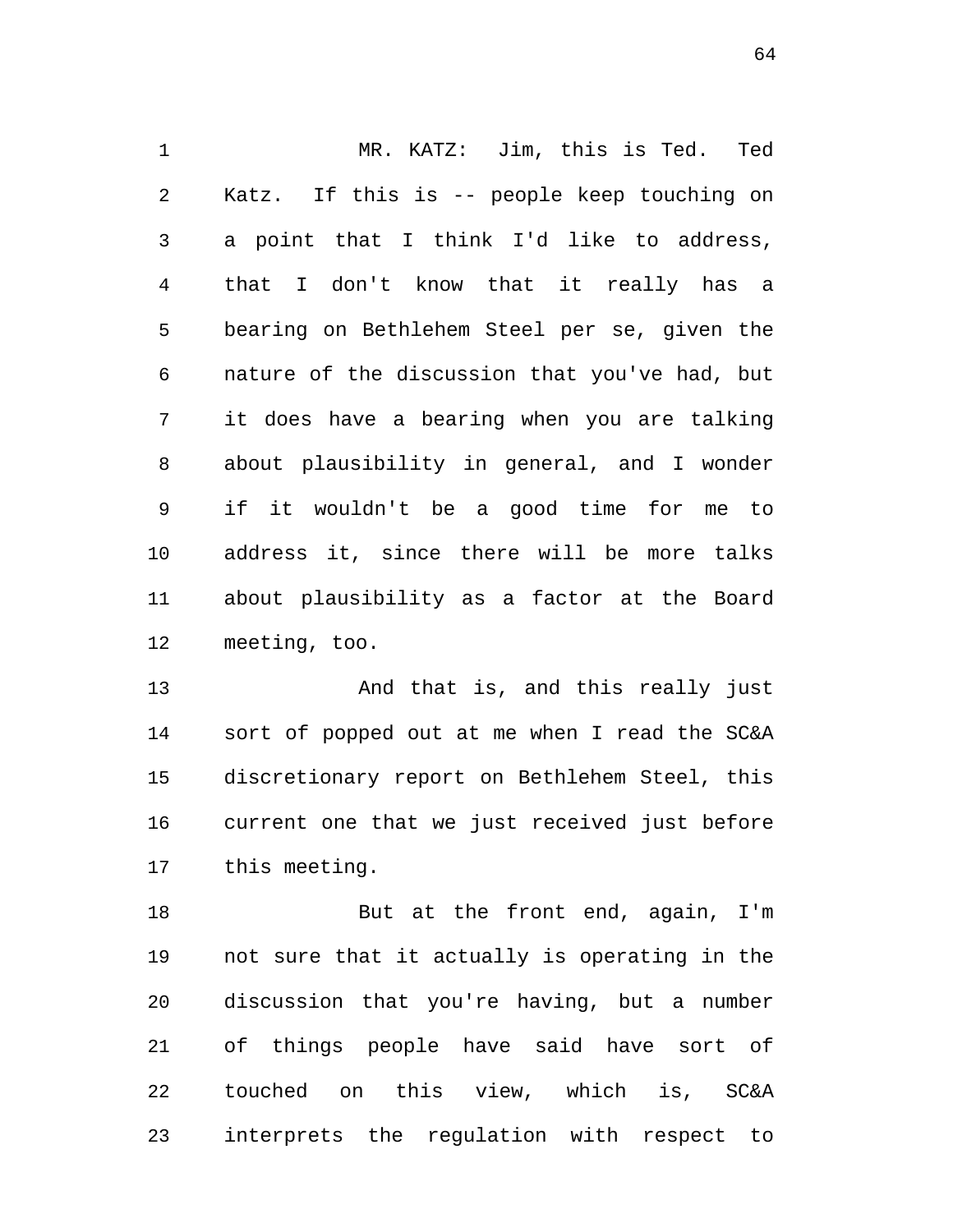MR. KATZ: Jim, this is Ted. Ted Katz. If this is -- people keep touching on a point that I think I'd like to address, that I don't know that it really has a bearing on Bethlehem Steel per se, given the nature of the discussion that you've had, but it does have a bearing when you are talking about plausibility in general, and I wonder if it wouldn't be a good time for me to address it, since there will be more talks about plausibility as a factor at the Board meeting, too.

And that is, and this really just sort of popped out at me when I read the SC&A discretionary report on Bethlehem Steel, this current one that we just received just before this meeting.

But at the front end, again, I'm not sure that it actually is operating in the discussion that you're having, but a number of things people have said have sort of touched on this view, which is, SC&A interprets the regulation with respect to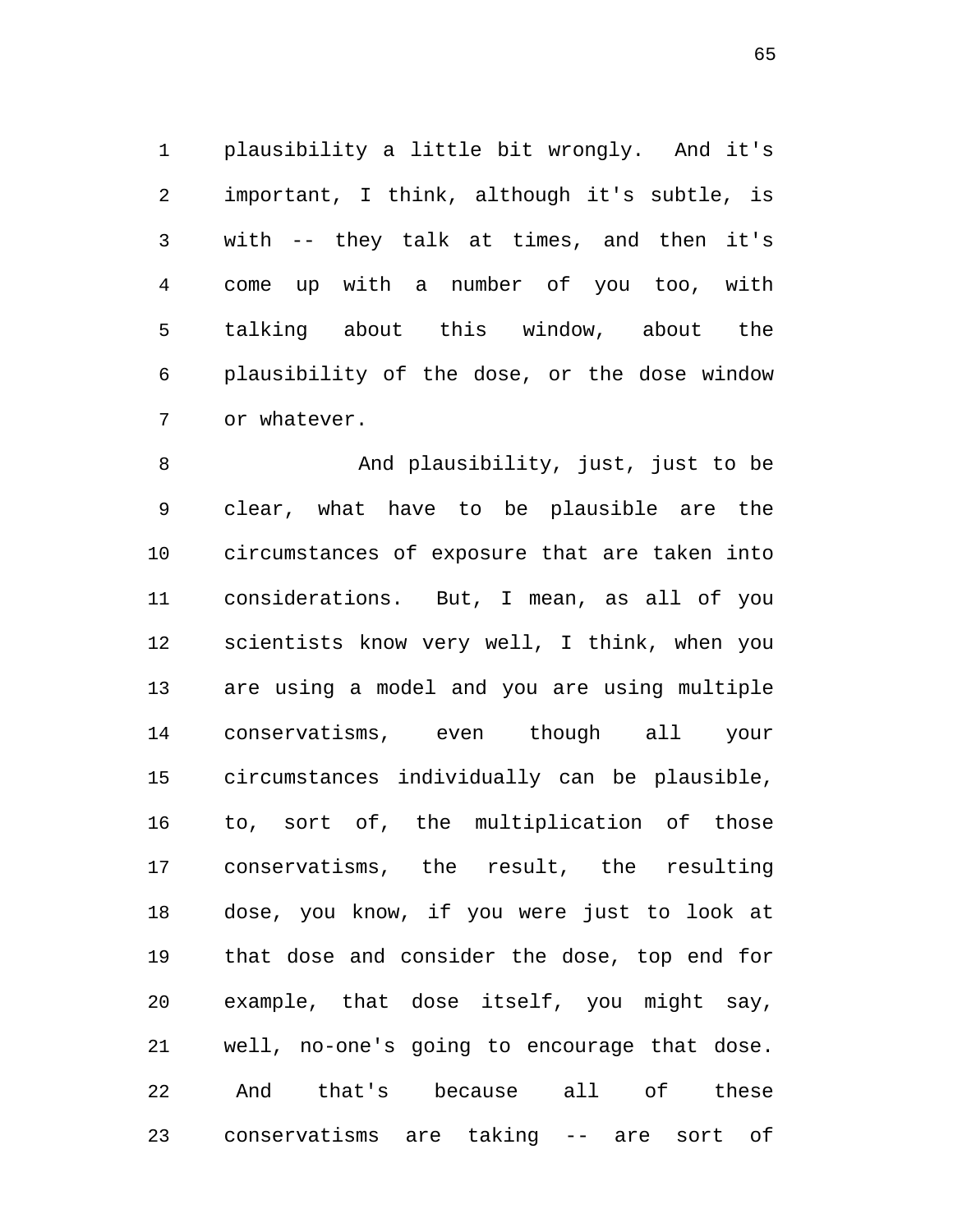plausibility a little bit wrongly. And it's important, I think, although it's subtle, is with -- they talk at times, and then it's come up with a number of you too, with talking about this window, about the plausibility of the dose, or the dose window or whatever.

And plausibility, just, just to be clear, what have to be plausible are the circumstances of exposure that are taken into considerations. But, I mean, as all of you scientists know very well, I think, when you are using a model and you are using multiple conservatisms, even though all your circumstances individually can be plausible, to, sort of, the multiplication of those conservatisms, the result, the resulting dose, you know, if you were just to look at that dose and consider the dose, top end for example, that dose itself, you might say, well, no-one's going to encourage that dose. And that's because all of these conservatisms are taking -- are sort of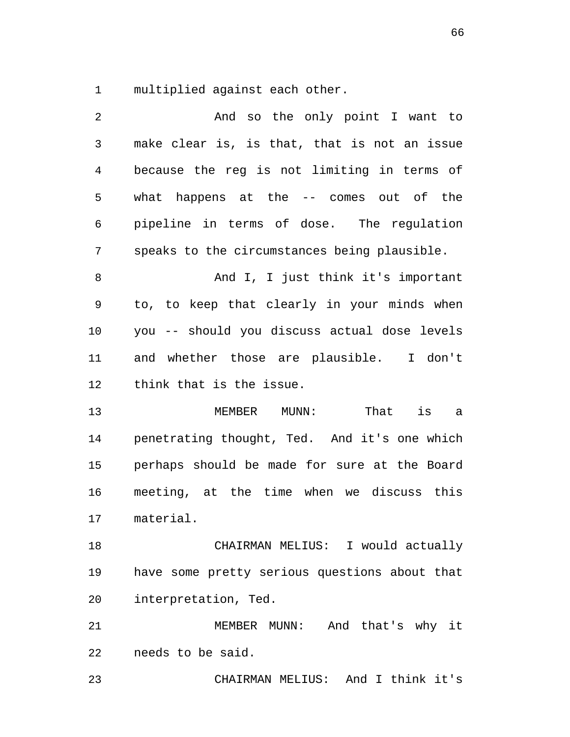multiplied against each other.

And so the only point I want to make clear is, is that, that is not an issue because the reg is not limiting in terms of what happens at the -- comes out of the pipeline in terms of dose. The regulation speaks to the circumstances being plausible.

And I, I just think it's important to, to keep that clearly in your minds when you -- should you discuss actual dose levels and whether those are plausible. I don't think that is the issue.

MEMBER MUNN: That is a penetrating thought, Ted. And it's one which perhaps should be made for sure at the Board meeting, at the time when we discuss this material.

CHAIRMAN MELIUS: I would actually have some pretty serious questions about that interpretation, Ted.

MEMBER MUNN: And that's why it needs to be said.

CHAIRMAN MELIUS: And I think it's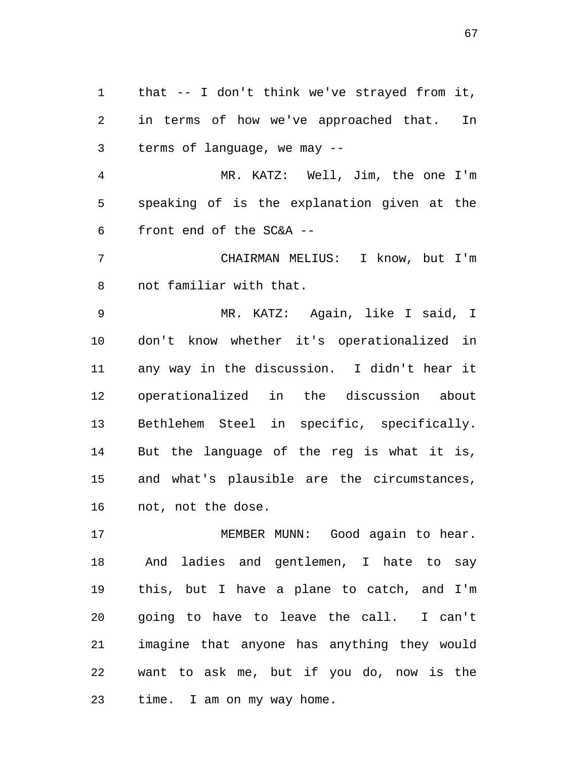that -- I don't think we've strayed from it, in terms of how we've approached that. In terms of language, we may --

MR. KATZ: Well, Jim, the one I'm speaking of is the explanation given at the front end of the SC&A --

CHAIRMAN MELIUS: I know, but I'm not familiar with that.

MR. KATZ: Again, like I said, I don't know whether it's operationalized in any way in the discussion. I didn't hear it operationalized in the discussion about Bethlehem Steel in specific, specifically. But the language of the reg is what it is, and what's plausible are the circumstances, not, not the dose.

MEMBER MUNN: Good again to hear. And ladies and gentlemen, I hate to say this, but I have a plane to catch, and I'm going to have to leave the call. I can't imagine that anyone has anything they would want to ask me, but if you do, now is the time. I am on my way home.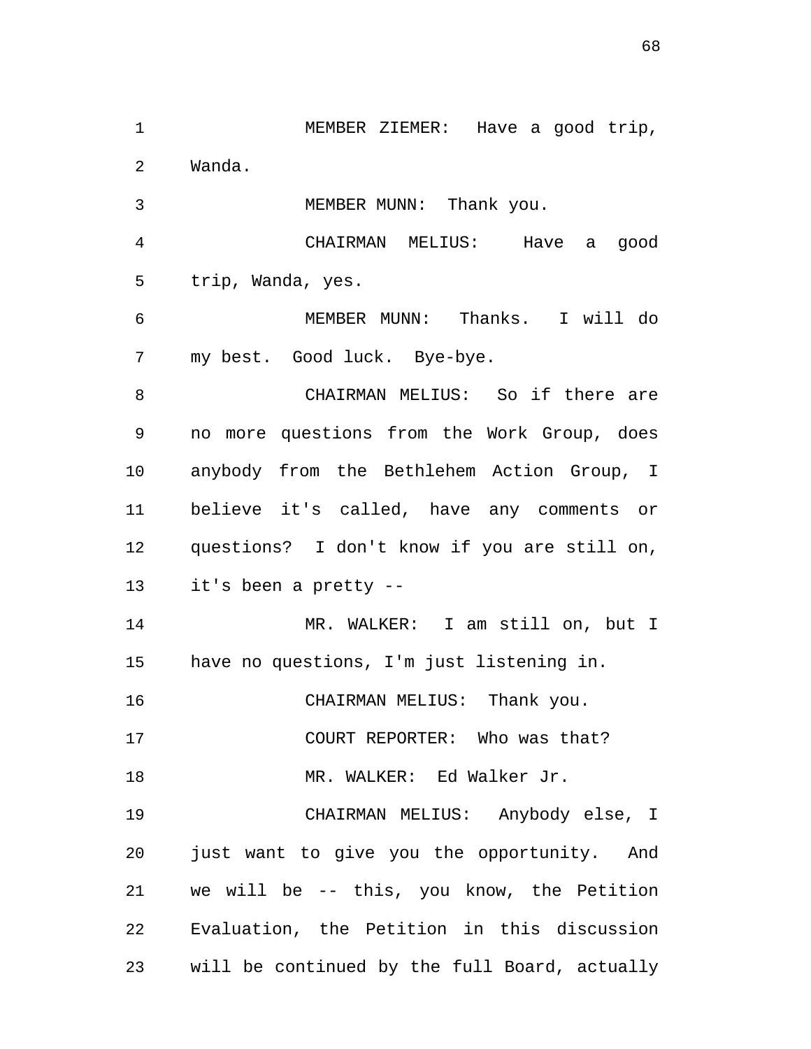MEMBER ZIEMER: Have a good trip, Wanda.

MEMBER MUNN: Thank you.

CHAIRMAN MELIUS: Have a good trip, Wanda, yes.

MEMBER MUNN: Thanks. I will do my best. Good luck. Bye-bye.

CHAIRMAN MELIUS: So if there are no more questions from the Work Group, does anybody from the Bethlehem Action Group, I believe it's called, have any comments or questions? I don't know if you are still on, it's been a pretty --

MR. WALKER: I am still on, but I have no questions, I'm just listening in.

CHAIRMAN MELIUS: Thank you.

COURT REPORTER: Who was that?

MR. WALKER: Ed Walker Jr.

CHAIRMAN MELIUS: Anybody else, I just want to give you the opportunity. And we will be -- this, you know, the Petition Evaluation, the Petition in this discussion will be continued by the full Board, actually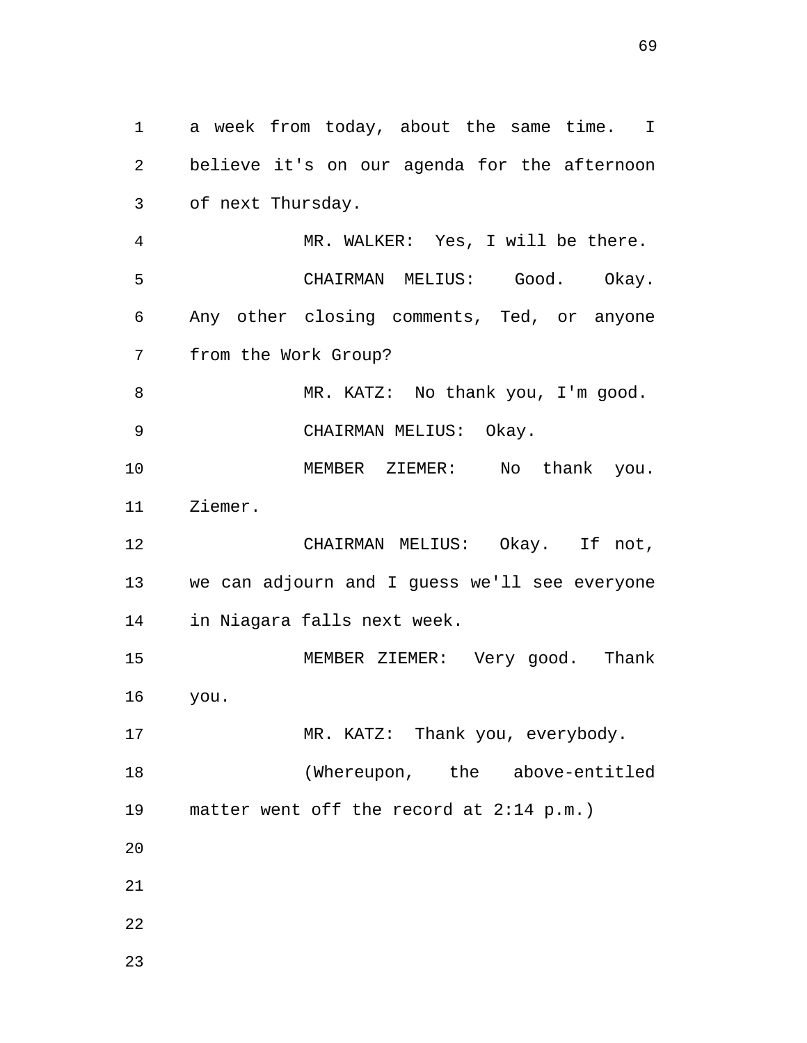a week from today, about the same time. I believe it's on our agenda for the afternoon of next Thursday.

MR. WALKER: Yes, I will be there.

CHAIRMAN MELIUS: Good. Okay. Any other closing comments, Ted, or anyone from the Work Group?

MR. KATZ: No thank you, I'm good.

CHAIRMAN MELIUS: Okay.

MEMBER ZIEMER: No thank you. Ziemer.

CHAIRMAN MELIUS: Okay. If not, we can adjourn and I guess we'll see everyone in Niagara falls next week.

MEMBER ZIEMER: Very good. Thank you.

MR. KATZ: Thank you, everybody.

(Whereupon, the above-entitled matter went off the record at 2:14 p.m.)